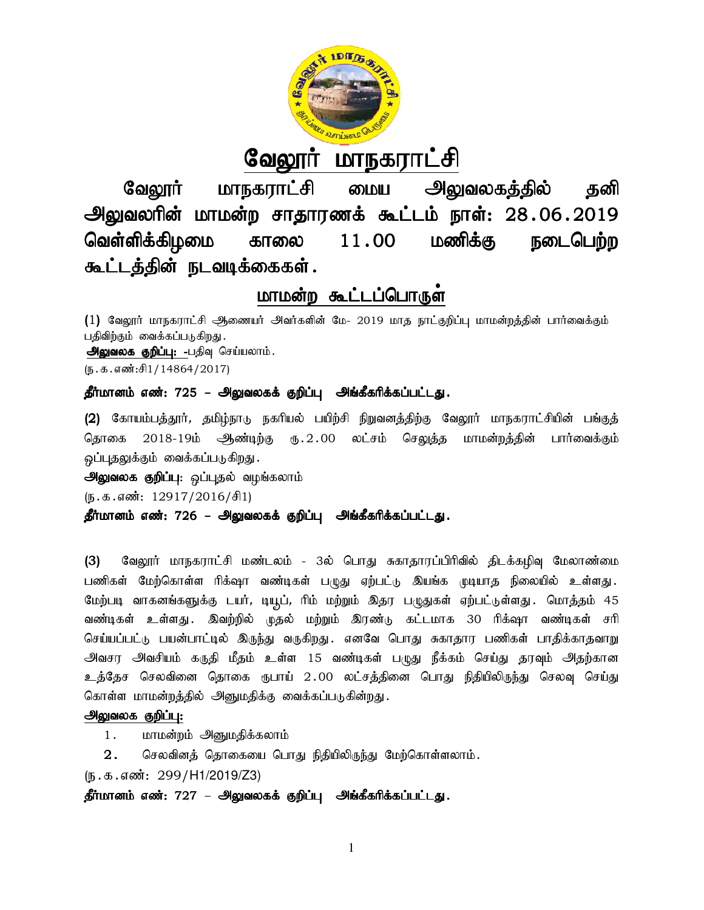# வேலூர் மாநகராட்சி

## வேலூர் மாநகராட்சி மைய அலுவலகத்தில் தனி அலுவலரின் மாமன்ற சாதாரணக் கூட்டம் நாள்: 28.06.2019 வெள்ளிக்கிழமை காலை 11.00 மணிக்கு நடைபெற்ற கூட்டத்தின் நடவடிக்கைகள்.

## மாமன்ற கூட்டப்பொருள்

**(1)** வேலூர் மாநகராட்சி ஆணையர் அவர்களின் மே- 2019 மாத நாட்குறிப்பு மாமன்றத்தின் பார்வைக்கும் பதிவிற்கும் வைக்கப்படுகிறது.

**அலுவலக குறிப்பு: -**பதிவு செய்யலாம்.

(ந.க.எண்:சி1/14864/2017)

**தீர்மானம் எண்: 725 – அலுவலகக் குறிப்பு அங்கீகரிக்கப்பட்டது.**

**(2)** கோயம்பத்தூர், தமிழ்நாடு நகரியல் பயிற்சி நிறுவனத்திற்கு வேலூர் மாநகராட்சியின் பங்குத் தொகை 2018-19ம் ஆண்டிற்கு ரு.2.00 லட்சம் செலுத்த மாமன்றத்தின் பார்வைக்கும் ஒப்புதலுக்கும் வைக்கப்படுகிறது.

**அலுவலக குறிப்பு:** ஒப்புதல் வழங்கலாம்

(ந.க.எண்: 12917/2016/சி1)

**தீர்மானம் எண்: 726 – அலுவலகக் குறிப்பு அங்கீகரிக்கப்பட்டது.**

**(3)** வேலூர் மாநகராட்சி மண்டலம் - 3ல் பொது சுகாதாரப்பிரிவில் திடக்கழிவு மேலாண்மை பணிகள் மேற்கொள்ள ரிக்ஷா வண்டிகள் பழுது ஏற்பட்டு இயங்க முடியாத நிலையில் உள்ளது. மேற்படி வாகனங்களுக்கு டயர், டியூப், ரிம் மற்றும் இதர பழுதுகள் ஏற்பட்டுள்ளது. மொத்தம் 45 வண்டிகள் உள்ளது. இவற்றில் முதல் மற்றும் இரண்டு கட்டமாக 30 ரிக்ஷா வண்டிகள் சரி செய்யப்பட்டு பயன்பாட்டில் இருந்து வருகிறது. எனவே பொது சுகாதார பணிகள் பாதிக்காதவாறு அவசர அவசியம் கருதி மீதம் உள்ள 15 வண்டிகள் பழுது நீக்கம் செய்து தரவும் அதற்கான உத்தேச செலவினை தொகை ருபாய் 2.00 லட்சத்தினை பொது நிதியிலிருந்து செலவு செய்து கொள்ள மாமன்றத்தில் அனுமதிக்கு வைக்கப்படுகின்றது.

**அலுவலக குறிப்பு:**

1. மாமன்றம் அனுமதிக்கலாம்
2. செலவினத் தொகையை பொது நிதியிலிருந்து மேற்கொள்ளலாம்.

(ந.க.எண்: 299/H1/2019/Z3)

**தீர்மானம் எண்: 727 – அலுவலகக் குறிப்பு அங்கீகரிக்கப்பட்டது.**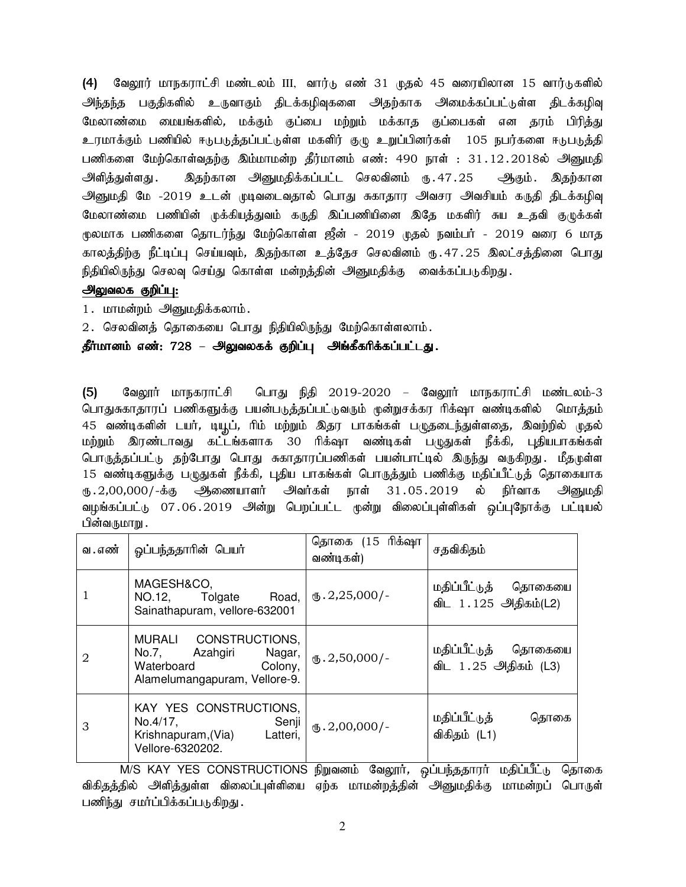**(4)** வேலூர் மாநகராட்சி மண்டலம் III, வார்டு எண் 31 முதல் 45 வரையிலான 15 வார்டுகளில் அந்தந்த பகுதிகளில் உருவாகும் திடக்கழிவுகளை அதற்காக அமைக்கப்பட்டுள்ள திடக்கழிவு மேலாண்மை மையங்களில், மக்கும் குப்பை மற்றும் மக்காத குப்பைகள் என தரம் பிரித்து உரமாக்கும் பணியில் ஈடுபடுத்தப்பட்டுள்ள மகளிர் குழு உறுப்பினர்கள் 105 நபர்களை ஈடுபடுத்தி பணிகளை மேற்கொள்வதற்கு இம்மாமன்ற தீர்மானம் எண்: 490 நாள் : 31.12.2018ல் அனுமதி அளித்துள்ளது. இதற்கான அனுமதிக்கப்பட்ட செலவினம் ரு.47.25 ஆகும். இதற்கான அனுமதி மே -2019 உடன் முடிவடைவதால் பொது சுகாதார அவசர அவசியம் கருதி திடக்கழிவு மேலாண்மை பணியின் முக்கியத்துவம் கருதி இப்பணியினை இதே மகளிர் சுய உதவி குழுக்கள் மூலமாக பணிகளை தொடர்ந்து மேற்கொள்ள ஜீன் - 2019 முதல் நவம்பர் - 2019 வரை 6 மாத காலத்திற்கு நீட்டிப்பு செய்யவும், இதற்கான உத்தேச செலவினம் ரு.47.25 இலட்சத்தினை பொது நிதியிலிருந்து செலவு செய்து கொள்ள மன்றத்தின் அனுமதிக்கு வைக்கப்படுகிறது.

**அலுவலக குறிப்பு:**

1. மாமன்றம் அனுமதிக்கலாம்.
2. செலவினத் தொகையை பொது நிதியிலிருந்து மேற்கொள்ளலாம்.

**தீர்மானம் எண்: 728 – அலுவலகக் குறிப்பு அங்கீகரிக்கப்பட்டது.**

**(5)** வேலூர் மாநகராட்சி பொது நிதி 2019-2020 – வேலூர் மாநகராட்சி மண்டலம்-3 பொதுசுகாதாரப் பணிகளுக்கு பயன்படுத்தப்பட்டுவரும் மூன்றுசக்கர ரிக்ஷா வண்டிகளில் மொத்தம் 45 வண்டிகளின் டயர், டியூப், ரிம் மற்றும் இதர பாகங்கள் பழுதடைந்துள்ளதை, இவற்றில் முதல் மற்றும் இரண்டாவது கட்டங்களாக 30 ரிக்ஷா வண்டிகள் பழுதுகள் நீக்கி, புதியபாகங்கள் பொருத்தப்பட்டு தற்போது பொது சுகாதாரப்பணிகள் பயன்பாட்டில் இருந்து வருகிறது. மீதமுள்ள 15 வண்டிகளுக்கு பழுதுகள் நீக்கி, புதிய பாகங்கள் பொருத்தும் பணிக்கு மதிப்பீட்டுத் தொகையாக ரு.2,00,000/-க்கு ஆணையாளர் அவர்கள் நாள் 31.05.2019 ல் நிர்வாக அனுமதி வழங்கப்பட்டு 07.06.2019 அன்று பெறப்பட்ட மூன்று விலைப்புள்ளிகள் ஒப்புநோக்கு பட்டியல் பின்வருமாறு.

| வ.எண் | ஒப்பந்ததாரின் பெயர் | தொகை (15 ரிக்ஷா வண்டிகள்) | சதவிகிதம் |
|---|---|---|---|
| 1 | MAGESH&CO, NO.12, Tolgate Road, Sainathapuram, vellore-632001 | ரு.2,25,000/- | மதிப்பீட்டுத் தொகையை விட 1.125 அதிகம்(L2) |
| 2 | MURALI CONSTRUCTIONS, No.7, Azahgiri Nagar, Waterboard Colony, Alamelumangapuram, Vellore-9. | ரு.2,50,000/- | மதிப்பீட்டுத் தொகையை விட 1.25 அதிகம் (L3) |
| 3 | KAY YES CONSTRUCTIONS, No.4/17, Senji Krishnapuram,(Via) Latteri, Vellore-6320202. | ரு.2,00,000/- | மதிப்பீட்டுத் தொகை விகிதம் (L1) |

M/S KAY YES CONSTRUCTIONS நிறுவனம் வேலூர், ஒப்பந்ததாரர் மதிப்பீட்டு தொகை விகிதத்தில் அளித்துள்ள விலைப்புள்ளியை ஏற்க மாமன்றத்தின் அனுமதிக்கு மாமன்றப் பொருள் பணிந்து சமர்ப்பிக்கப்படுகிறது.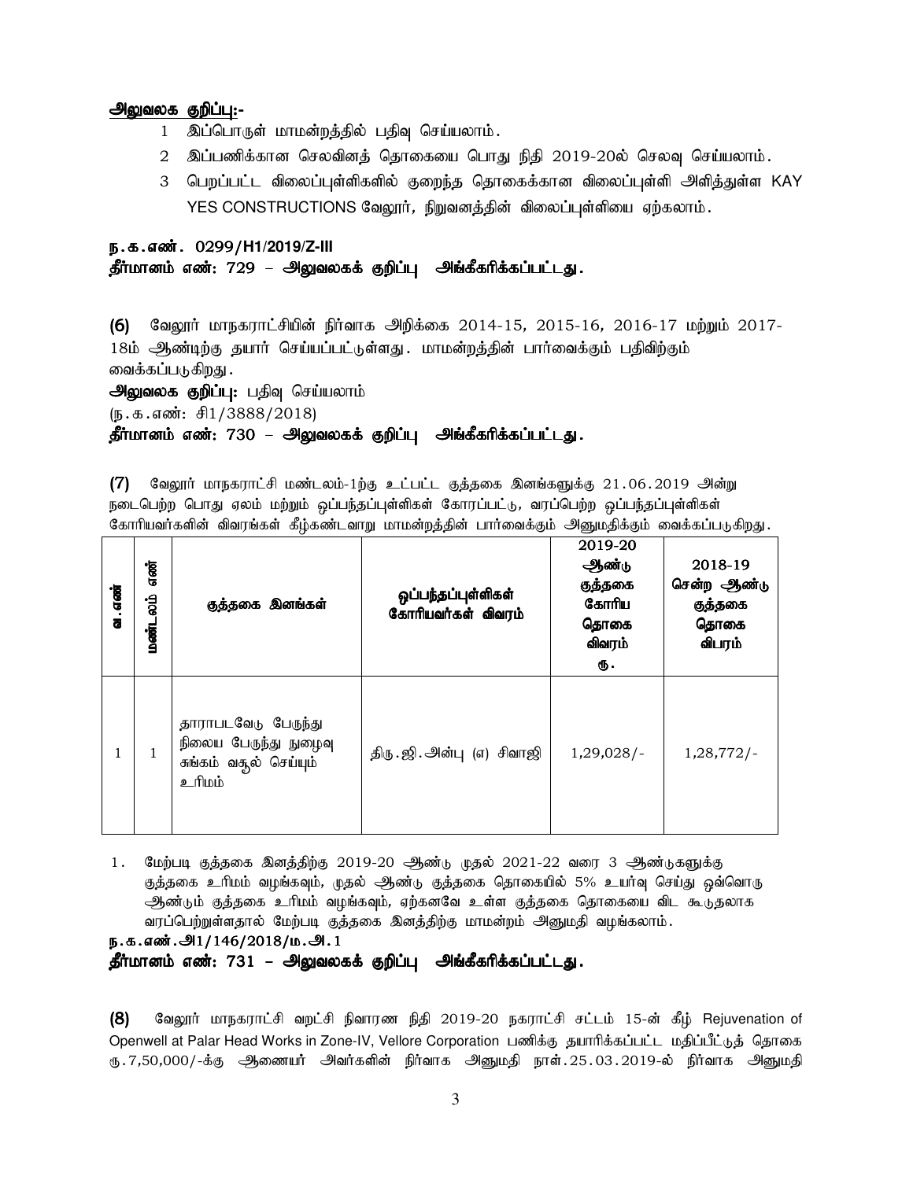**அலுவலக குறிப்பு:-**

1. இப்பொருள் மாமன்றத்தில் பதிவு செய்யலாம்.
2. இப்பணிக்கான செலவினத் தொகையை பொது நிதி 2019-20ல் செலவு செய்யலாம்.
3. பெறப்பட்ட விலைப்புள்ளிகளில் குறைந்த தொகைக்கான விலைப்புள்ளி அளித்துள்ள KAY YES CONSTRUCTIONS வேலூர், நிறுவனத்தின் விலைப்புள்ளியை ஏற்கலாம்.

**ந.க.எண். 0299/H1/2019/Z-III**

**தீர்மானம் எண்: 729 – அலுவலகக் குறிப்பு அங்கீகரிக்கப்பட்டது.**

**(6)** வேலூர் மாநகராட்சியின் நிர்வாக அறிக்கை 2014-15, 2015-16, 2016-17 மற்றும் 2017-18ம் ஆண்டிற்கு தயார் செய்யப்பட்டுள்ளது. மாமன்றத்தின் பார்வைக்கும் பதிவிற்கும் வைக்கப்படுகிறது.

**அலுவலக குறிப்பு:** பதிவு செய்யலாம்

(ந.க.எண்: சி1/3888/2018)

**தீர்மானம் எண்: 730 – அலுவலகக் குறிப்பு அங்கீகரிக்கப்பட்டது.**

**(7)** வேலூர் மாநகராட்சி மண்டலம்-1ற்கு உட்பட்ட குத்தகை இனங்களுக்கு 21.06.2019 அன்று நடைபெற்ற பொது ஏலம் மற்றும் ஒப்பந்தப்புள்ளிகள் கோரப்பட்டு, வரப்பெற்ற ஒப்பந்தப்புள்ளிகள் கோரியவர்களின் விவரங்கள் கீழ்கண்டவாறு மாமன்றத்தின் பார்வைக்கும் அனுமதிக்கும் வைக்கப்படுகிறது.

| வ.எண் | மண்டலம் எண் | குத்தகை இனங்கள் | ஒப்பந்தப்புள்ளிகள் கோரியவர்கள் விவரம் | 2019-20 ஆண்டு குத்தகை கோரிய தொகை விவரம் ரூ. | 2018-19 சென்ற ஆண்டு குத்தகை தொகை விபரம் |
|---|---|---|---|---|---|
| 1 | 1 | தாராபடவேடு பேருந்து நிலைய பேருந்து நுழைவு சுங்கம் வசூல் செய்யும் உரிமம் | திரு.ஜி.அன்பு (எ) சிவாஜி | 1,29,028/- | 1,28,772/- |

1. மேற்படி குத்தகை இனத்திற்கு 2019-20 ஆண்டு முதல் 2021-22 வரை 3 ஆண்டுகளுக்கு குத்தகை உரிமம் வழங்கவும், முதல் ஆண்டு குத்தகை தொகையில் 5% உயர்வு செய்து ஒவ்வொரு ஆண்டும் குத்தகை உரிமம் வழங்கவும், ஏற்கனவே உள்ள குத்தகை தொகையை விட கூடுதலாக வரப்பெற்றுள்ளதால் மேற்படி குத்தகை இனத்திற்கு மாமன்றம் அனுமதி வழங்கலாம்.

**ந.க.எண்.அ1/146/2018/ம.அ.1**

**தீர்மானம் எண்: 731 – அலுவலகக் குறிப்பு அங்கீகரிக்கப்பட்டது.**

**(8)** வேலூர் மாநகராட்சி வறட்சி நிவாரண நிதி 2019-20 நகராட்சி சட்டம் 15-ன் கீழ் Rejuvenation of Openwell at Palar Head Works in Zone-IV, Vellore Corporation பணிக்கு தயாரிக்கப்பட்ட மதிப்பீட்டுத் தொகை ரூ.7,50,000/-க்கு ஆணையர் அவர்களின் நிர்வாக அனுமதி நாள்.25.03.2019-ல் நிர்வாக அனுமதி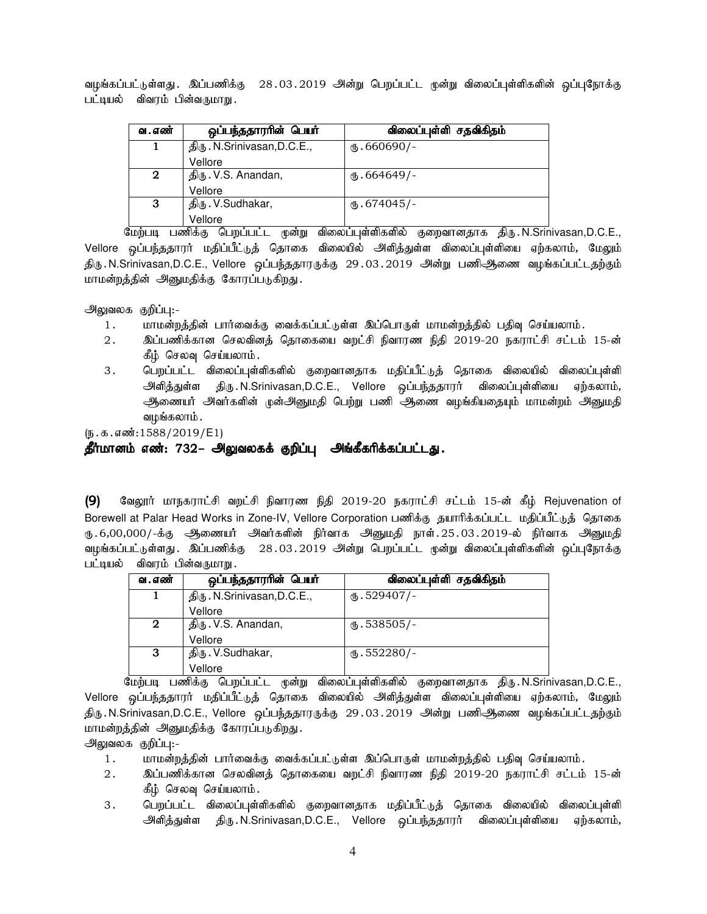வழங்கப்பட்டுள்ளது. இப்பணிக்கு 28.03.2019 அன்று பெறப்பட்ட மூன்று விலைப்புள்ளிகளின் ஒப்புநோக்கு பட்டியல் விவரம் பின்வருமாறு.

| வ.எண் | ஒப்பந்ததாரரின் பெயர் | விலைப்புள்ளி சதவிகிதம் |
|---|---|---|
| 1 | திரு.N.Srinivasan,D.C.E., Vellore | ரு.660690/- |
| 2 | திரு.V.S. Anandan, Vellore | ரு.664649/- |
| 3 | திரு.V.Sudhakar, Vellore | ரு.674045/- |

மேற்படி பணிக்கு பெறப்பட்ட மூன்று விலைப்புள்ளிகளில் குறைவானதாக திரு.N.Srinivasan,D.C.E., Vellore ஒப்பந்ததாரர் மதிப்பீட்டுத் தொகை விலையில் அளித்துள்ள விலைப்புள்ளியை ஏற்கலாம், மேலும் திரு.N.Srinivasan,D.C.E., Vellore ஒப்பந்ததாரருக்கு 29.03.2019 அன்று பணிஆணை வழங்கப்பட்டதற்கும் மாமன்றத்தின் அனுமதிக்கு கோரப்படுகிறது.

அலுவலக குறிப்பு:-

1. மாமன்றத்தின் பார்வைக்கு வைக்கப்பட்டுள்ள இப்பொருள் மாமன்றத்தில் பதிவு செய்யலாம்.
2. இப்பணிக்கான செலவினத் தொகையை வறட்சி நிவாரண நிதி 2019-20 நகராட்சி சட்டம் 15-ன் கீழ் செலவு செய்யலாம்.
3. பெறப்பட்ட விலைப்புள்ளிகளில் குறைவானதாக மதிப்பீட்டுத் தொகை விலையில் விலைப்புள்ளி அளித்துள்ள திரு.N.Srinivasan,D.C.E., Vellore ஒப்பந்ததாரர் விலைப்புள்ளியை ஏற்கலாம், ஆணையர் அவர்களின் முன்அனுமதி பெற்று பணி ஆணை வழங்கியதையும் மாமன்றம் அனுமதி வழங்கலாம்.

(ந.க.எண்:1588/2019/E1)

**தீர்மானம் எண்: 732– அலுவலகக் குறிப்பு அங்கீகரிக்கப்பட்டது.**

**(9)** வேலூர் மாநகராட்சி வறட்சி நிவாரண நிதி 2019-20 நகராட்சி சட்டம் 15-ன் கீழ் Rejuvenation of Borewell at Palar Head Works in Zone-IV, Vellore Corporation பணிக்கு தயாரிக்கப்பட்ட மதிப்பீட்டுத் தொகை ரு.6,00,000/-க்கு ஆணையர் அவர்களின் நிர்வாக அனுமதி நாள்.25.03.2019-ல் நிர்வாக அனுமதி வழங்கப்பட்டுள்ளது. இப்பணிக்கு 28.03.2019 அன்று பெறப்பட்ட மூன்று விலைப்புள்ளிகளின் ஒப்புநோக்கு பட்டியல் விவரம் பின்வருமாறு.

| வ.எண் | ஒப்பந்ததாரரின் பெயர் | விலைப்புள்ளி சதவிகிதம் |
|---|---|---|
| 1 | திரு.N.Srinivasan,D.C.E., Vellore | ரு.529407/- |
| 2 | திரு.V.S. Anandan, Vellore | ரு.538505/- |
| 3 | திரு.V.Sudhakar, Vellore | ரு.552280/- |

மேற்படி பணிக்கு பெறப்பட்ட மூன்று விலைப்புள்ளிகளில் குறைவானதாக திரு.N.Srinivasan,D.C.E., Vellore ஒப்பந்ததாரர் மதிப்பீட்டுத் தொகை விலையில் அளித்துள்ள விலைப்புள்ளியை ஏற்கலாம், மேலும் திரு.N.Srinivasan,D.C.E., Vellore ஒப்பந்ததாரருக்கு 29.03.2019 அன்று பணிஆணை வழங்கப்பட்டதற்கும் மாமன்றத்தின் அனுமதிக்கு கோரப்படுகிறது.

அலுவலக குறிப்பு:-

1. மாமன்றத்தின் பார்வைக்கு வைக்கப்பட்டுள்ள இப்பொருள் மாமன்றத்தில் பதிவு செய்யலாம்.
2. இப்பணிக்கான செலவினத் தொகையை வறட்சி நிவாரண நிதி 2019-20 நகராட்சி சட்டம் 15-ன் கீழ் செலவு செய்யலாம்.
3. பெறப்பட்ட விலைப்புள்ளிகளில் குறைவானதாக மதிப்பீட்டுத் தொகை விலையில் விலைப்புள்ளி அளித்துள்ள திரு.N.Srinivasan,D.C.E., Vellore ஒப்பந்ததாரர் விலைப்புள்ளியை ஏற்கலாம்,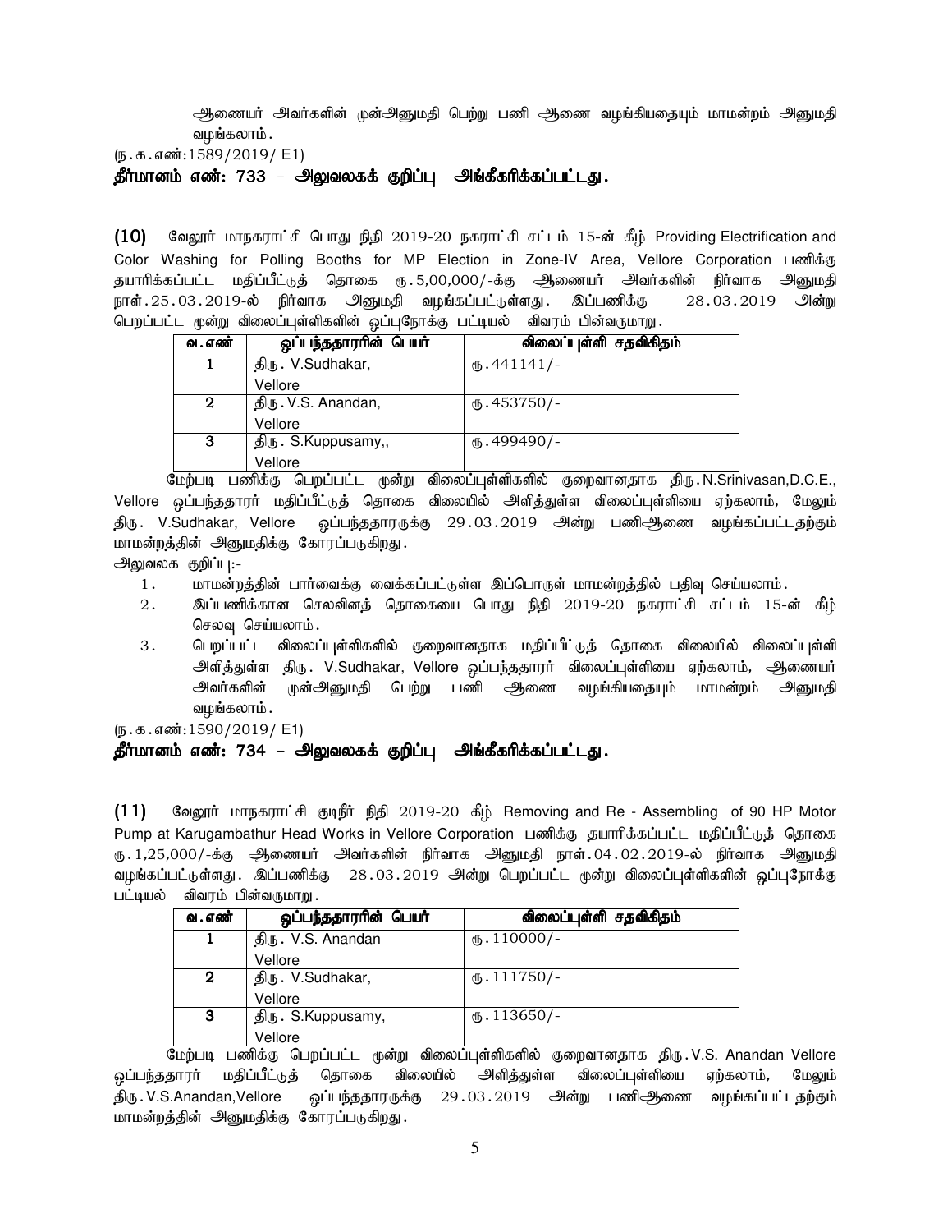ஆணையர் அவர்களின் முன்அனுமதி பெற்று பணி ஆணை வழங்கியதையும் மாமன்றம் அனுமதி வழங்கலாம்.

(ந.க.எண்:1589/2019/ E1)

**தீர்மானம் எண்: 733 – அலுவலகக் குறிப்பு அங்கீகரிக்கப்பட்டது.**

**(10)** வேலூர் மாநகராட்சி பொது நிதி 2019-20 நகராட்சி சட்டம் 15-ன் கீழ் Providing Electrification and Color Washing for Polling Booths for MP Election in Zone-IV Area, Vellore Corporation பணிக்கு தயாரிக்கப்பட்ட மதிப்பீட்டுத் தொகை ரு.5,00,000/-க்கு ஆணையர் அவர்களின் நிர்வாக அனுமதி நாள்.25.03.2019-ல் நிர்வாக அனுமதி வழங்கப்பட்டுள்ளது. இப்பணிக்கு 28.03.2019 அன்று பெறப்பட்ட மூன்று விலைப்புள்ளிகளின் ஒப்புநோக்கு பட்டியல் விவரம் பின்வருமாறு.

| வ.எண் | ஒப்பந்ததாரரின் பெயர் | விலைப்புள்ளி சதவிகிதம் |
|---|---|---|
| 1 | திரு. V.Sudhakar, Vellore | ரு.441141/- |
| 2 | திரு.V.S. Anandan, Vellore | ரு.453750/- |
| 3 | திரு. S.Kuppusamy,, Vellore | ரு.499490/- |

மேற்படி பணிக்கு பெறப்பட்ட மூன்று விலைப்புள்ளிகளில் குறைவானதாக திரு.N.Srinivasan,D.C.E., Vellore ஒப்பந்ததாரர் மதிப்பீட்டுத் தொகை விலையில் அளித்துள்ள விலைப்புள்ளியை ஏற்கலாம், மேலும் திரு. V.Sudhakar, Vellore ஒப்பந்ததாரருக்கு 29.03.2019 அன்று பணிஆணை வழங்கப்பட்டதற்கும் மாமன்றத்தின் அனுமதிக்கு கோரப்படுகிறது.

அலுவலக குறிப்பு:-

1. மாமன்றத்தின் பார்வைக்கு வைக்கப்பட்டுள்ள இப்பொருள் மாமன்றத்தில் பதிவு செய்யலாம்.
2. இப்பணிக்கான செலவினத் தொகையை பொது நிதி 2019-20 நகராட்சி சட்டம் 15-ன் கீழ் செலவு செய்யலாம்.
3. பெறப்பட்ட விலைப்புள்ளிகளில் குறைவானதாக மதிப்பீட்டுத் தொகை விலையில் விலைப்புள்ளி அளித்துள்ள திரு. V.Sudhakar, Vellore ஒப்பந்ததாரர் விலைப்புள்ளியை ஏற்கலாம், ஆணையர் அவர்களின் முன்அனுமதி பெற்று பணி ஆணை வழங்கியதையும் மாமன்றம் அனுமதி வழங்கலாம்.

(ந.க.எண்:1590/2019/ E1)

**தீர்மானம் எண்: 734 – அலுவலகக் குறிப்பு அங்கீகரிக்கப்பட்டது.**

**(11)** வேலூர் மாநகராட்சி குடிநீர் நிதி 2019-20 கீழ் Removing and Re - Assembling of 90 HP Motor Pump at Karugambathur Head Works in Vellore Corporation பணிக்கு தயாரிக்கப்பட்ட மதிப்பீட்டுத் தொகை ரு.1,25,000/-க்கு ஆணையர் அவர்களின் நிர்வாக அனுமதி நாள்.04.02.2019-ல் நிர்வாக அனுமதி வழங்கப்பட்டுள்ளது. இப்பணிக்கு 28.03.2019 அன்று பெறப்பட்ட மூன்று விலைப்புள்ளிகளின் ஒப்புநோக்கு பட்டியல் விவரம் பின்வருமாறு.

| வ.எண் | ஒப்பந்ததாரரின் பெயர் | விலைப்புள்ளி சதவிகிதம் |
|---|---|---|
| 1 | திரு. V.S. Anandan Vellore | ரு.110000/- |
| 2 | திரு. V.Sudhakar, Vellore | ரு.111750/- |
| 3 | திரு. S.Kuppusamy, Vellore | ரு.113650/- |

மேற்படி பணிக்கு பெறப்பட்ட மூன்று விலைப்புள்ளிகளில் குறைவானதாக திரு.V.S. Anandan Vellore ஒப்பந்ததாரர் மதிப்பீட்டுத் தொகை விலையில் அளித்துள்ள விலைப்புள்ளியை ஏற்கலாம், மேலும் திரு.V.S.Anandan,Vellore ஒப்பந்ததாரருக்கு 29.03.2019 அன்று பணிஆணை வழங்கப்பட்டதற்கும் மாமன்றத்தின் அனுமதிக்கு கோரப்படுகிறது.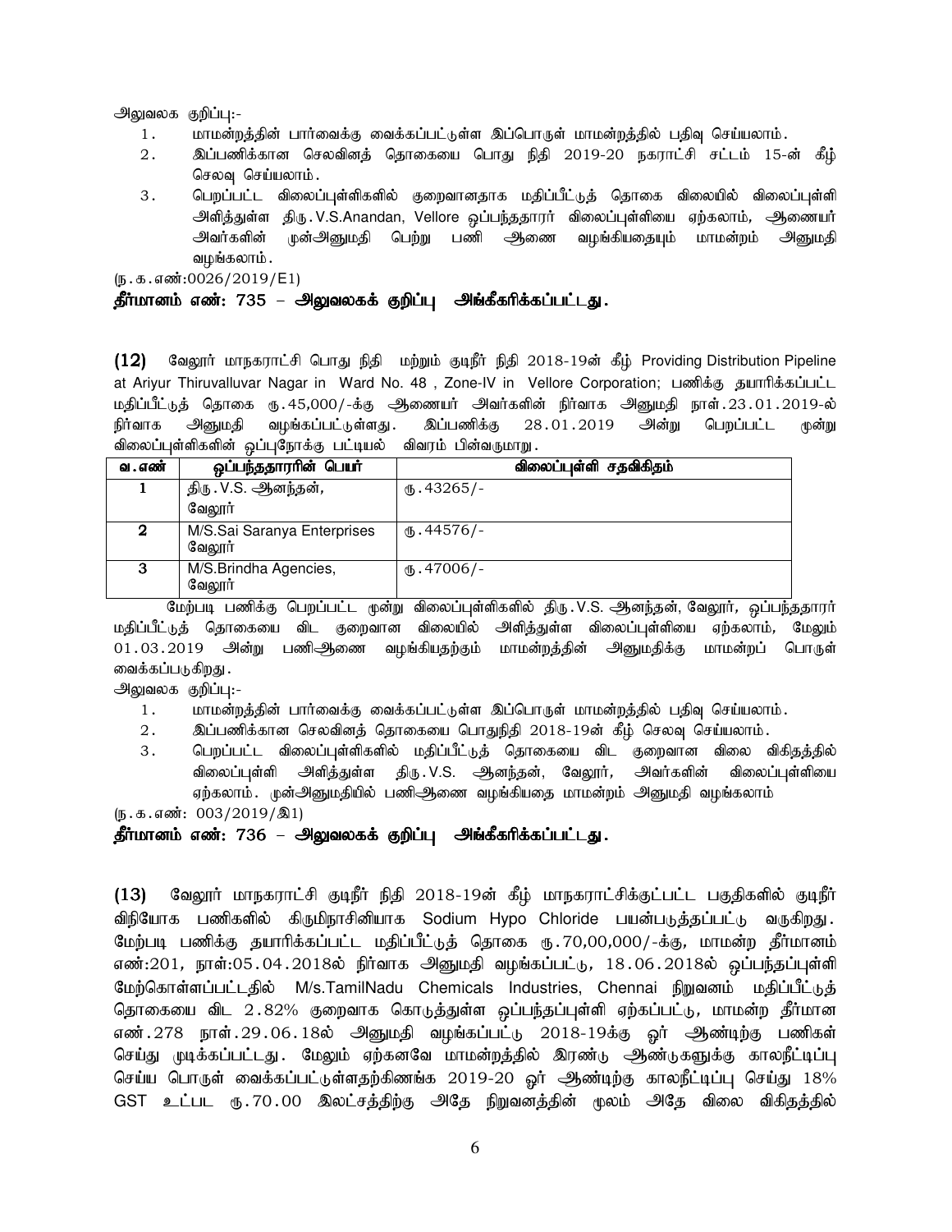அலுவலக குறிப்பு:-

1. மாமன்றத்தின் பார்வைக்கு வைக்கப்பட்டுள்ள இப்பொருள் மாமன்றத்தில் பதிவு செய்யலாம்.
2. இப்பணிக்கான செலவினத் தொகையை பொது நிதி 2019-20 நகராட்சி சட்டம் 15-ன் கீழ் செலவு செய்யலாம்.
3. பெறப்பட்ட விலைப்புள்ளிகளில் குறைவானதாக மதிப்பீட்டுத் தொகை விலையில் விலைப்புள்ளி அளித்துள்ள திரு.V.S.Anandan, Vellore ஒப்பந்ததாரர் விலைப்புள்ளியை ஏற்கலாம், ஆணையர் அவர்களின் முன்அனுமதி பெற்று பணி ஆணை வழங்கியதையும் மாமன்றம் அனுமதி வழங்கலாம்.

(ந.க.எண்:0026/2019/E1)

**தீர்மானம் எண்: 735 – அலுவலகக் குறிப்பு அங்கீகரிக்கப்பட்டது.**

**(12)** வேலூர் மாநகராட்சி பொது நிதி மற்றும் குடிநீர் நிதி 2018-19ன் கீழ் Providing Distribution Pipeline at Ariyur Thiruvalluvar Nagar in Ward No. 48 , Zone-IV in Vellore Corporation; பணிக்கு தயாரிக்கப்பட்ட மதிப்பீட்டுத் தொகை ரு.45,000/-க்கு ஆணையர் அவர்களின் நிர்வாக அனுமதி நாள்.23.01.2019-ல் நிர்வாக அனுமதி வழங்கப்பட்டுள்ளது. இப்பணிக்கு 28.01.2019 அன்று பெறப்பட்ட மூன்று விலைப்புள்ளிகளின் ஒப்புநோக்கு பட்டியல் விவரம் பின்வருமாறு.

| வ.எண் | ஒப்பந்ததாரரின் பெயர் | விலைப்புள்ளி சதவிகிதம் |
|---|---|---|
| 1 | திரு.V.S. ஆனந்தன், வேலூர் | ரு.43265/- |
| 2 | M/S.Sai Saranya Enterprises வேலூர் | ரு.44576/- |
| 3 | M/S.Brindha Agencies, வேலூர் | ரு.47006/- |

மேற்படி பணிக்கு பெறப்பட்ட மூன்று விலைப்புள்ளிகளில் திரு.V.S. ஆனந்தன், வேலூர், ஒப்பந்ததாரர் மதிப்பீட்டுத் தொகையை விட குறைவான விலையில் அளித்துள்ள விலைப்புள்ளியை ஏற்கலாம், மேலும் 01.03.2019 அன்று பணிஆணை வழங்கியதற்கும் மாமன்றத்தின் அனுமதிக்கு மாமன்றப் பொருள் வைக்கப்படுகிறது.

அலுவலக குறிப்பு:-

1. மாமன்றத்தின் பார்வைக்கு வைக்கப்பட்டுள்ள இப்பொருள் மாமன்றத்தில் பதிவு செய்யலாம்.
2. இப்பணிக்கான செலவினத் தொகையை பொதுநிதி 2018-19ன் கீழ் செலவு செய்யலாம்.
3. பெறப்பட்ட விலைப்புள்ளிகளில் மதிப்பீட்டுத் தொகையை விட குறைவான விலை விகிதத்தில் விலைப்புள்ளி அளித்துள்ள திரு.V.S. ஆனந்தன், வேலூர், அவர்களின் விலைப்புள்ளியை ஏற்கலாம். முன்அனுமதியில் பணிஆணை வழங்கியதை மாமன்றம் அனுமதி வழங்கலாம்

(ந.க.எண்: 003/2019/இ1)

**தீர்மானம் எண்: 736 – அலுவலகக் குறிப்பு அங்கீகரிக்கப்பட்டது.**

**(13)** வேலூர் மாநகராட்சி குடிநீர் நிதி 2018-19ன் கீழ் மாநகராட்சிக்குட்பட்ட பகுதிகளில் குடிநீர் விநியோக பணிகளில் கிருமிநாசினியாக Sodium Hypo Chloride பயன்படுத்தப்பட்டு வருகிறது. மேற்படி பணிக்கு தயாரிக்கப்பட்ட மதிப்பீட்டுத் தொகை ரு.70,00,000/-க்கு, மாமன்ற தீர்மானம் எண்:201, நாள்:05.04.2018ல் நிர்வாக அனுமதி வழங்கப்பட்டு, 18.06.2018ல் ஒப்பந்தப்புள்ளி மேற்கொள்ளப்பட்டதில் M/s.TamilNadu Chemicals Industries, Chennai நிறுவனம் மதிப்பீட்டுத் தொகையை விட 2.82% குறைவாக கொடுத்துள்ள ஒப்பந்தப்புள்ளி ஏற்கப்பட்டு, மாமன்ற தீர்மான எண்.278 நாள்.29.06.18ல் அனுமதி வழங்கப்பட்டு 2018-19க்கு ஓர் ஆண்டிற்கு பணிகள் செய்து முடிக்கப்பட்டது. மேலும் ஏற்கனவே மாமன்றத்தில் இரண்டு ஆண்டுகளுக்கு காலநீட்டிப்பு செய்ய பொருள் வைக்கப்பட்டுள்ளதற்கிணங்க 2019-20 ஓர் ஆண்டிற்கு காலநீட்டிப்பு செய்து 18% GST உட்பட ரு.70.00 இலட்சத்திற்கு அதே நிறுவனத்தின் மூலம் அதே விலை விகிதத்தில்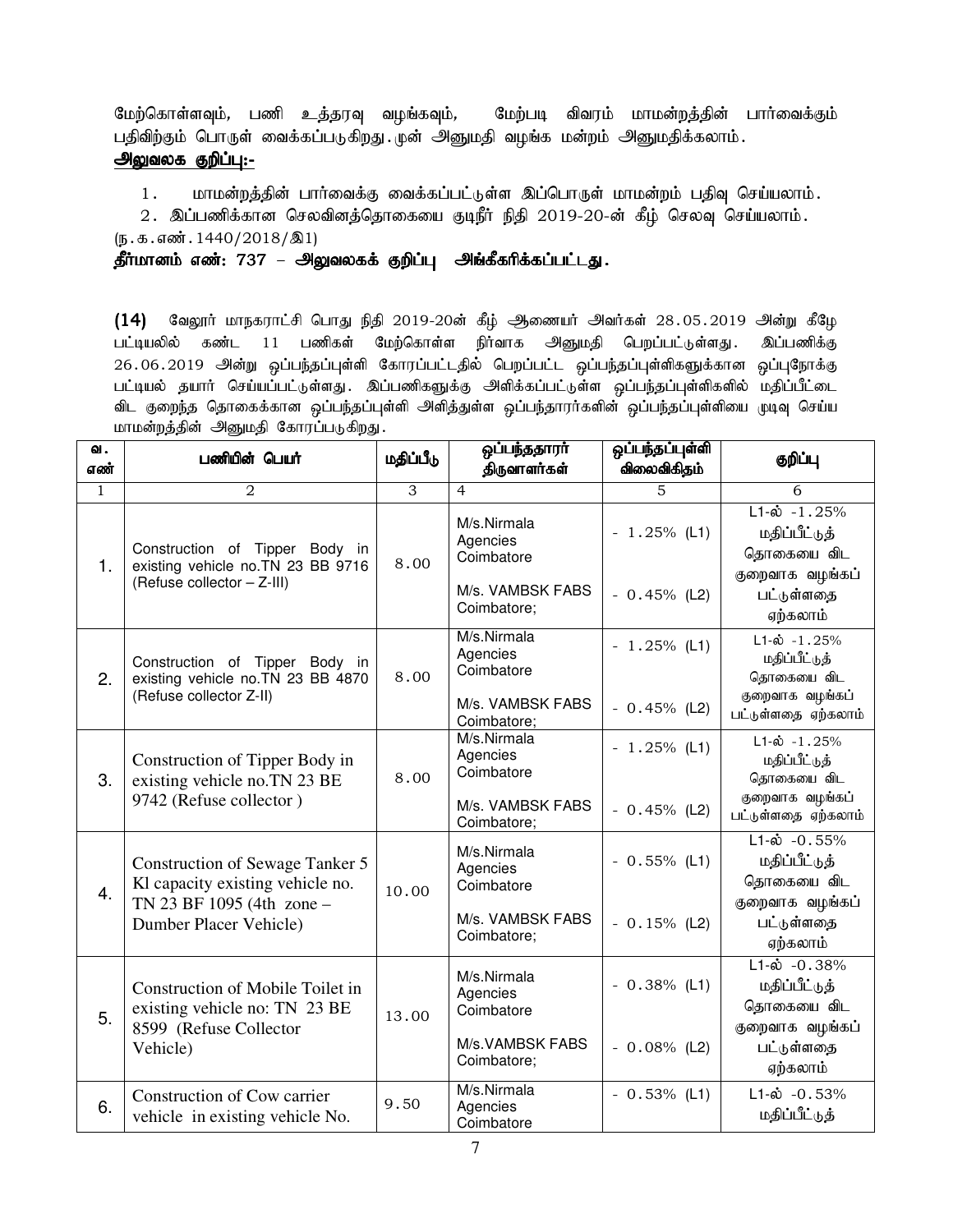மேற்கொள்ளவும், பணி உத்தரவு வழங்கவும், மேற்படி விவரம் மாமன்றத்தின் பார்வைக்கும் பதிவிற்கும் பொருள் வைக்கப்படுகிறது. முன் அனுமதி வழங்க மன்றம் அனுமதிக்கலாம்.

**அலுவலக குறிப்பு:-**

1. மாமன்றத்தின் பார்வைக்கு வைக்கப்பட்டுள்ள இப்பொருள் மாமன்றம் பதிவு செய்யலாம்.
2. இப்பணிக்கான செலவினத்தொகையை குடிநீர் நிதி 2019-20-ன் கீழ் செலவு செய்யலாம்.

(ந.க.எண்.1440/2018/இ1)

**தீர்மானம் எண்: 737 – அலுவலகக் குறிப்பு அங்கீகரிக்கப்பட்டது.**

**(14)** வேலூர் மாநகராட்சி பொது நிதி 2019-20ன் கீழ் ஆணையர் அவர்கள் 28.05.2019 அன்று கீழே பட்டியலில் கண்ட 11 பணிகள் மேற்கொள்ள நிர்வாக அனுமதி பெறப்பட்டுள்ளது. இப்பணிக்கு 26.06.2019 அன்று ஒப்பந்தப்புள்ளி கோரப்பட்டதில் பெறப்பட்ட ஒப்பந்தப்புள்ளிகளுக்கான ஒப்புநோக்கு பட்டியல் தயார் செய்யப்பட்டுள்ளது. இப்பணிகளுக்கு அளிக்கப்பட்டுள்ள ஒப்பந்தப்புள்ளிகளில் மதிப்பீட்டை விட குறைந்த தொகைக்கான ஒப்பந்தப்புள்ளி அளித்துள்ள ஒப்பந்தாரர்களின் ஒப்பந்தப்புள்ளியை முடிவு செய்ய மாமன்றத்தின் அனுமதி கோரப்படுகிறது.

| வ. எண் | பணியின் பெயர் | மதிப்பீடு | ஒப்பந்ததாரர் திருவாளர்கள் | ஒப்பந்தப்புள்ளி விலைவிகிதம் | குறிப்பு |
|---|---|---|---|---|---|
| 1 | 2 | 3 | 4 | 5 | 6 |
| 1. | Construction of Tipper Body in existing vehicle no.TN 23 BB 9716 (Refuse collector – Z-III) | 8.00 | M/s.Nirmala Agencies Coimbatore<br>M/s. VAMBSK FABS Coimbatore; | - 1.25% (L1)<br>- 0.45% (L2) | L1-ல் -1.25% மதிப்பீட்டுத் தொகையை விட குறைவாக வழங்கப் பட்டுள்ளதை ஏற்கலாம் |
| 2. | Construction of Tipper Body in existing vehicle no.TN 23 BB 4870 (Refuse collector Z-II) | 8.00 | M/s.Nirmala Agencies Coimbatore<br>M/s. VAMBSK FABS Coimbatore; | - 1.25% (L1)<br>- 0.45% (L2) | L1-ல் -1.25% மதிப்பீட்டுத் தொகையை விட குறைவாக வழங்கப் பட்டுள்ளதை ஏற்கலாம் |
| 3. | Construction of Tipper Body in existing vehicle no.TN 23 BE 9742 (Refuse collector ) | 8.00 | M/s.Nirmala Agencies Coimbatore<br>M/s. VAMBSK FABS Coimbatore; | - 1.25% (L1)<br>- 0.45% (L2) | L1-ல் -1.25% மதிப்பீட்டுத் தொகையை விட குறைவாக வழங்கப் பட்டுள்ளதை ஏற்கலாம் |
| 4. | Construction of Sewage Tanker 5 Kl capacity existing vehicle no. TN 23 BF 1095 (4th zone – Dumber Placer Vehicle) | 10.00 | M/s.Nirmala Agencies Coimbatore<br>M/s. VAMBSK FABS Coimbatore; | - 0.55% (L1)<br>- 0.15% (L2) | L1-ல் -0.55% மதிப்பீட்டுத் தொகையை விட குறைவாக வழங்கப் பட்டுள்ளதை ஏற்கலாம் |
| 5. | Construction of Mobile Toilet in existing vehicle no: TN 23 BE 8599 (Refuse Collector Vehicle) | 13.00 | M/s.Nirmala Agencies Coimbatore<br>M/s.VAMBSK FABS Coimbatore; | - 0.38% (L1)<br>- 0.08% (L2) | L1-ல் -0.38% மதிப்பீட்டுத் தொகையை விட குறைவாக வழங்கப் பட்டுள்ளதை ஏற்கலாம் |
| 6. | Construction of Cow carrier vehicle in existing vehicle No. | 9.50 | M/s.Nirmala Agencies Coimbatore | - 0.53% (L1) | L1-ல் -0.53% மதிப்பீட்டுத் |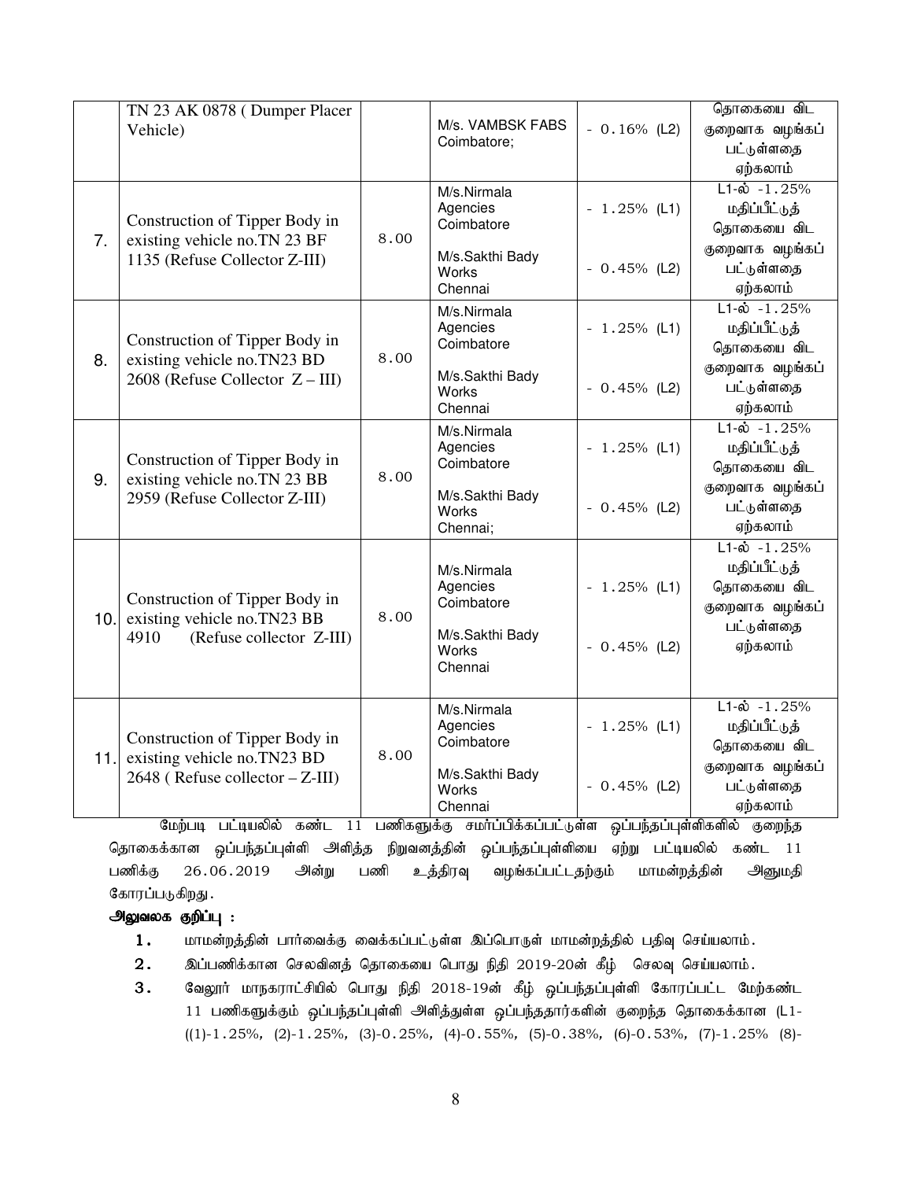| | | | | | |
|---|---|---|---|---|---|
| | TN 23 AK 0878 ( Dumper Placer Vehicle) | | M/s. VAMBSK FABS Coimbatore; | - 0.16% (L2) | தொகையை விட குறைவாக வழங்கப் பட்டுள்ளதை ஏற்கலாம் |
| 7. | Construction of Tipper Body in existing vehicle no.TN 23 BF 1135 (Refuse Collector Z-III) | 8.00 | M/s.Nirmala Agencies Coimbatore<br><br>M/s.Sakthi Bady Works Chennai | - 1.25% (L1)<br><br>- 0.45% (L2) | L1-ல் -1.25% மதிப்பீட்டுத் தொகையை விட குறைவாக வழங்கப் பட்டுள்ளதை ஏற்கலாம் |
| 8. | Construction of Tipper Body in existing vehicle no.TN23 BD 2608 (Refuse Collector Z – III) | 8.00 | M/s.Nirmala Agencies Coimbatore<br><br>M/s.Sakthi Bady Works Chennai | - 1.25% (L1)<br><br>- 0.45% (L2) | L1-ல் -1.25% மதிப்பீட்டுத் தொகையை விட குறைவாக வழங்கப் பட்டுள்ளதை ஏற்கலாம் |
| 9. | Construction of Tipper Body in existing vehicle no.TN 23 BB 2959 (Refuse Collector Z-III) | 8.00 | M/s.Nirmala Agencies Coimbatore<br><br>M/s.Sakthi Bady Works Chennai; | - 1.25% (L1)<br><br>- 0.45% (L2) | L1-ல் -1.25% மதிப்பீட்டுத் தொகையை விட குறைவாக வழங்கப் பட்டுள்ளதை ஏற்கலாம் |
| 10. | Construction of Tipper Body in existing vehicle no.TN23 BB 4910 (Refuse collector Z-III) | 8.00 | M/s.Nirmala Agencies Coimbatore<br><br>M/s.Sakthi Bady Works Chennai | - 1.25% (L1)<br><br>- 0.45% (L2) | L1-ல் -1.25% மதிப்பீட்டுத் தொகையை விட குறைவாக வழங்கப் பட்டுள்ளதை ஏற்கலாம் |
| 11. | Construction of Tipper Body in existing vehicle no.TN23 BD 2648 ( Refuse collector – Z-III) | 8.00 | M/s.Nirmala Agencies Coimbatore<br><br>M/s.Sakthi Bady Works Chennai | - 1.25% (L1)<br><br>- 0.45% (L2) | L1-ல் -1.25% மதிப்பீட்டுத் தொகையை விட குறைவாக வழங்கப் பட்டுள்ளதை ஏற்கலாம் |

மேற்படி பட்டியலில் கண்ட 11 பணிகளுக்கு சமர்ப்பிக்கப்பட்டுள்ள ஒப்பந்தப்புள்ளிகளில் குறைந்த தொகைக்கான ஒப்பந்தப்புள்ளி அளித்த நிறுவனத்தின் ஒப்பந்தப்புள்ளியை ஏற்று பட்டியலில் கண்ட 11 பணிக்கு 26.06.2019 அன்று பணி உத்திரவு வழங்கப்பட்டதற்கும் மாமன்றத்தின் அனுமதி கோரப்படுகிறது.

**அலுவலக குறிப்பு :**

1. மாமன்றத்தின் பார்வைக்கு வைக்கப்பட்டுள்ள இப்பொருள் மாமன்றத்தில் பதிவு செய்யலாம்.
2. இப்பணிக்கான செலவினத் தொகையை பொது நிதி 2019-20ன் கீழ் செலவு செய்யலாம்.
3. வேலூர் மாநகராட்சியில் பொது நிதி 2018-19ன் கீழ் ஒப்பந்தப்புள்ளி கோரப்பட்ட மேற்கண்ட 11 பணிகளுக்கும் ஒப்பந்தப்புள்ளி அளித்துள்ள ஒப்பந்ததாரர்களின் குறைந்த தொகைக்கான (L1-((1)-1.25%, (2)-1.25%, (3)-0.25%, (4)-0.55%, (5)-0.38%, (6)-0.53%, (7)-1.25% (8)-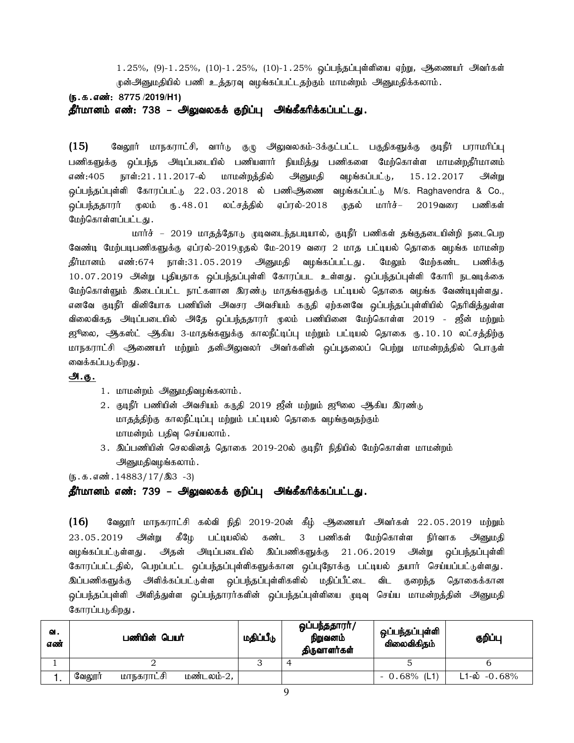1.25%, (9)-1.25%, (10)-1.25%, (10)-1.25% ஒப்பந்தப்புள்ளியை ஏற்று, ஆணையர் அவர்கள் முன்அனுமதியில் பணி உத்தரவு வழங்கப்பட்டதற்கும் மாமன்றம் அனுமதிக்கலாம்.

**(ந.க.எண்: 8775 /2019/H1)**

**தீர்மானம் எண்: 738 – அலுவலகக் குறிப்பு அங்கீகரிக்கப்பட்டது.**

**(15)** வேலூர் மாநகராட்சி, வார்டு குழு அலுவலகம்-3க்குட்பட்ட பகுதிகளுக்கு குடிநீர் பராமரிப்பு பணிகளுக்கு ஒப்பந்த அடிப்படையில் பணியாளர் நியமித்து பணிகளை மேற்கொள்ள மாமன்றதீர்மானம் எண்:405 நாள்:21.11.2017-ல் மாமன்றத்தில் அனுமதி வழங்கப்பட்டு, 15.12.2017 அன்று ஒப்பந்தப்புள்ளி கோரப்பட்டு 22.03.2018 ல் பணிஆணை வழங்கப்பட்டு M/s. Raghavendra & Co., ஒப்பந்ததாரர் மூலம் ரு.48.01 லட்சத்தில் ஏப்ரல்-2018 முதல் மார்ச்– 2019வரை பணிகள் மேற்கொள்ளப்பட்டது.

மார்ச் – 2019 மாதத்தோடு முடிவடைந்தபடியால், குடிநீர் பணிகள் தங்குதடையின்றி நடைபெற வேண்டி மேற்படிபணிகளுக்கு ஏப்ரல்-2019முதல் மே-2019 வரை 2 மாத பட்டியல் தொகை வழங்க மாமன்ற தீர்மானம் எண்:674 நாள்:31.05.2019 அனுமதி வழங்கப்பட்டது. மேலும் மேற்கண்ட பணிக்கு 10.07.2019 அன்று புதியதாக ஒப்பந்தப்புள்ளி கோரப்பட உள்ளது. ஒப்பந்தப்புள்ளி கோரி நடவடிக்கை மேற்கொள்ளும் இடைப்பட்ட நாட்களான இரண்டு மாதங்களுக்கு பட்டியல் தொகை வழங்க வேண்டியுள்ளது. எனவே குடிநீர் வினியோக பணியின் அவசர அவசியம் கருதி ஏற்கனவே ஒப்பந்தப்புள்ளியில் தெரிவித்துள்ள விலைவிகத அடிப்படையில் அதே ஒப்பந்ததாரர் மூலம் பணியினை மேற்கொள்ள 2019 - ஜீன் மற்றும் ஜுலை, ஆகஸ்ட் ஆகிய 3-மாதங்களுக்கு காலநீட்டிப்பு மற்றும் பட்டியல் தொகை ரு.10.10 லட்சத்திற்கு மாநகராட்சி ஆணையர் மற்றும் தனிஅலுவலர் அவர்களின் ஒப்புதலைப் பெற்று மாமன்றத்தில் பொருள் வைக்கப்படுகிறது.

**அ.கு.**

1. மாமன்றம் அனுமதிவழங்கலாம்.
2. குடிநீர் பணியின் அவசியம் கருதி 2019 ஜீன் மற்றும் ஜுலை ஆகிய இரண்டு மாதத்திற்கு காலநீட்டிப்பு மற்றும் பட்டியல் தொகை வழங்குவதற்கும் மாமன்றம் பதிவு செய்யலாம்.
3. இப்பணியின் செலவினத் தொகை 2019-20ல் குடிநீர் நிதியில் மேற்கொள்ள மாமன்றம் அனுமதிவழங்கலாம்.

(ந.க.எண்.14883/17/இ3 -3)

**தீர்மானம் எண்: 739 – அலுவலகக் குறிப்பு அங்கீகரிக்கப்பட்டது.**

**(16)** வேலூர் மாநகராட்சி கல்வி நிதி 2019-20ன் கீழ் ஆணையர் அவர்கள் 22.05.2019 மற்றும் 23.05.2019 அன்று கீழே பட்டியலில் கண்ட 3 பணிகள் மேற்கொள்ள நிர்வாக அனுமதி வழங்கப்பட்டுள்ளது. அதன் அடிப்படையில் இப்பணிகளுக்கு 21.06.2019 அன்று ஒப்பந்தப்புள்ளி கோரப்பட்டதில், பெறப்பட்ட ஒப்பந்தப்புள்ளிகளுக்கான ஒப்புநோக்கு பட்டியல் தயார் செய்யப்பட்டுள்ளது. இப்பணிகளுக்கு அளிக்கப்பட்டுள்ள ஒப்பந்தப்புள்ளிகளில் மதிப்பீட்டை விட குறைந்த தொகைக்கான ஒப்பந்தப்புள்ளி அளித்துள்ள ஒப்பந்தாரர்களின் ஒப்பந்தப்புள்ளியை முடிவு செய்ய மாமன்றத்தின் அனுமதி கோரப்படுகிறது.

| வ. எண் | பணியின் பெயர் | மதிப்பீடு | ஒப்பந்ததாரர்/ நிறுவனம் திருவாளர்கள் | ஒப்பந்தப்புள்ளி விலைவிகிதம் | குறிப்பு |
|---|---|---|---|---|---|
| 1 | 2 | 3 | 4 | 5 | 6 |
| 1. | வேலூர் மாநகராட்சி மண்டலம்-2, | | | - 0.68% (L1) | L1-ல் -0.68% |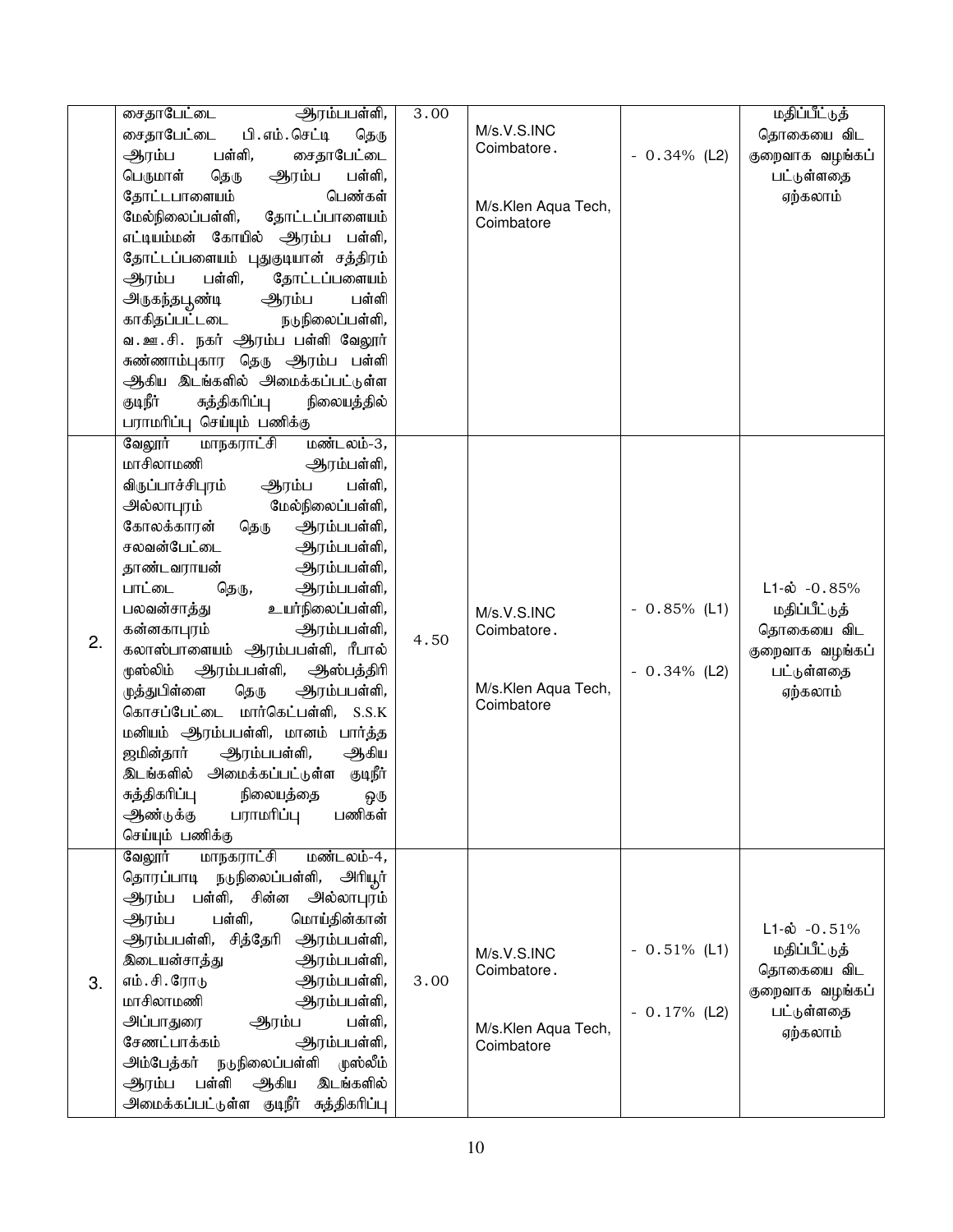| | | | | | |
|---|---|---|---|---|---|
| | சைதாபேட்டை ஆரம்பபள்ளி, சைதாபேட்டை பி.எம்.செட்டி தெரு ஆரம்ப பள்ளி, சைதாபேட்டை பெருமாள் தெரு ஆரம்ப பள்ளி, தோட்டபாளையம் பெண்கள் மேல்நிலைப்பள்ளி, தோட்டப்பாளையம் எட்டியம்மன் கோயில் ஆரம்ப பள்ளி, தோட்டப்பளையம் புதுகுடியான் சத்திரம் ஆரம்ப பள்ளி, தோட்டப்பளையம் அருகந்தபூண்டி ஆரம்ப பள்ளி காகிதப்பட்டடை நடுநிலைப்பள்ளி, வ.ஊ.சி. நகர் ஆரம்ப பள்ளி வேலூர் சுண்ணாம்புகார தெரு ஆரம்ப பள்ளி ஆகிய இடங்களில் அமைக்கப்பட்டுள்ள குடிநீர் சுத்திகரிப்பு நிலையத்தில் பராமரிப்பு செய்யும் பணிக்கு | 3.00 | M/s.V.S.INC Coimbatore.<br><br>M/s.Klen Aqua Tech, Coimbatore | - 0.34% (L2) | மதிப்பீட்டுத் தொகையை விட குறைவாக வழங்கப் பட்டுள்ளதை ஏற்கலாம் |
| 2. | வேலூர் மாநகராட்சி மண்டலம்-3, மாசிலாமணி ஆரம்பள்ளி, விருப்பாச்சிபுரம் ஆரம்ப பள்ளி, அல்லாபுரம் மேல்நிலைப்பள்ளி, கோலக்காரன் தெரு ஆரம்பபள்ளி, சலவன்பேட்டை ஆரம்பபள்ளி, தாண்டவராயன் ஆரம்பபள்ளி, பாட்டை தெரு, ஆரம்பபள்ளி, பலவன்சாத்து உயர்நிலைப்பள்ளி, கன்னகாபுரம் ஆரம்பபள்ளி, கலாஸ்பாளையம் ஆரம்பபள்ளி, ரீபால் முஸ்லிம் ஆரம்பபள்ளி, ஆஸ்பத்திரி முத்துபிள்ளை தெரு ஆரம்பபள்ளி, கொசப்பேட்டை மார்கெட்பள்ளி, S.S.K மனியம் ஆரம்பபள்ளி, மானம் பார்த்த ஜமின்தார் ஆரம்பபள்ளி, ஆகிய இடங்களில் அமைக்கப்பட்டுள்ள குடிநீர் சுத்திகரிப்பு நிலையத்தை ஒரு ஆண்டுக்கு பராமரிப்பு பணிகள் செய்யும் பணிக்கு | 4.50 | M/s.V.S.INC Coimbatore.<br><br>M/s.Klen Aqua Tech, Coimbatore | - 0.85% (L1)<br><br>- 0.34% (L2) | L1-ல் -0.85% மதிப்பீட்டுத் தொகையை விட குறைவாக வழங்கப் பட்டுள்ளதை ஏற்கலாம் |
| 3. | வேலூர் மாநகராட்சி மண்டலம்-4, தொரப்பாடி நடுநிலைப்பள்ளி, அரியூர் ஆரம்ப பள்ளி, சின்ன அல்லாபுரம் ஆரம்ப பள்ளி, மொய்தின்கான் ஆரம்பபள்ளி, சித்தேரி ஆரம்பபள்ளி, இடையன்சாத்து ஆரம்பபள்ளி, எம்.சி.ரோடு ஆரம்பபள்ளி, மாசிலாமணி ஆரம்பபள்ளி, அப்பாதுரை ஆரம்ப பள்ளி, சேணட்பாக்கம் ஆரம்பபள்ளி, அம்பேத்கர் நடுநிலைப்பள்ளி முஸ்லீம் ஆரம்ப பள்ளி ஆகிய இடங்களில் அமைக்கப்பட்டுள்ள குடிநீர் சுத்திகரிப்பு | 3.00 | M/s.V.S.INC Coimbatore.<br><br>M/s.Klen Aqua Tech, Coimbatore | - 0.51% (L1)<br><br>- 0.17% (L2) | L1-ல் -0.51% மதிப்பீட்டுத் தொகையை விட குறைவாக வழங்கப் பட்டுள்ளதை ஏற்கலாம் |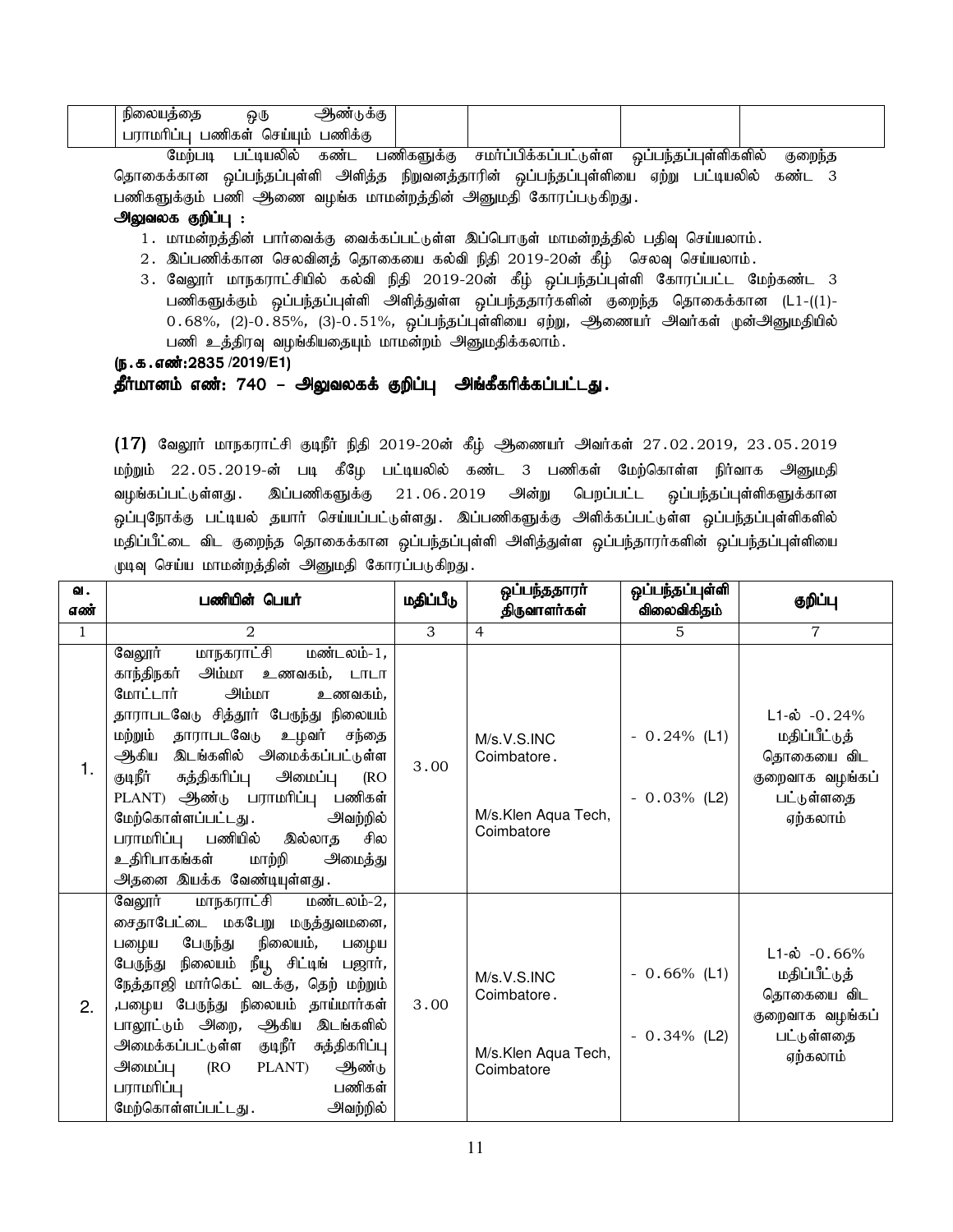| | நிலையத்தை ஒரு ஆண்டுக்கு பராமரிப்பு பணிகள் செய்யும் பணிக்கு | | | | |
|---|---|---|---|---|---|

மேற்படி பட்டியலில் கண்ட பணிகளுக்கு சமர்ப்பிக்கப்பட்டுள்ள ஒப்பந்தப்புள்ளிகளில் குறைந்த தொகைக்கான ஒப்பந்தப்புள்ளி அளித்த நிறுவனத்தாரின் ஒப்பந்தப்புள்ளியை ஏற்று பட்டியலில் கண்ட 3 பணிகளுக்கும் பணி ஆணை வழங்க மாமன்றத்தின் அனுமதி கோரப்படுகிறது.

**அலுவலக குறிப்பு :**

1. மாமன்றத்தின் பார்வைக்கு வைக்கப்பட்டுள்ள இப்பொருள் மாமன்றத்தில் பதிவு செய்யலாம்.
2. இப்பணிக்கான செலவினத் தொகையை கல்வி நிதி 2019-20ன் கீழ் செலவு செய்யலாம்.
3. வேலூர் மாநகராட்சியில் கல்வி நிதி 2019-20ன் கீழ் ஒப்பந்தப்புள்ளி கோரப்பட்ட மேற்கண்ட 3 பணிகளுக்கும் ஒப்பந்தப்புள்ளி அளித்துள்ள ஒப்பந்ததாரர்களின் குறைந்த தொகைக்கான (L1-((1)-0.68%, (2)-0.85%, (3)-0.51%, ஒப்பந்தப்புள்ளியை ஏற்று, ஆணையர் அவர்கள் முன்அனுமதியில் பணி உத்திரவு வழங்கியதையும் மாமன்றம் அனுமதிக்கலாம்.

**(ந.க.எண்:2835 /2019/E1)**

**தீர்மானம் எண்: 740 – அலுவலகக் குறிப்பு அங்கீகரிக்கப்பட்டது.**

**(17)** வேலூர் மாநகராட்சி குடிநீர் நிதி 2019-20ன் கீழ் ஆணையர் அவர்கள் 27.02.2019, 23.05.2019 மற்றும் 22.05.2019-ன் படி கீழே பட்டியலில் கண்ட 3 பணிகள் மேற்கொள்ள நிர்வாக அனுமதி வழங்கப்பட்டுள்ளது. இப்பணிகளுக்கு 21.06.2019 அன்று பெறப்பட்ட ஒப்பந்தப்புள்ளிகளுக்கான ஒப்புநோக்கு பட்டியல் தயார் செய்யப்பட்டுள்ளது. இப்பணிகளுக்கு அளிக்கப்பட்டுள்ள ஒப்பந்தப்புள்ளிகளில் மதிப்பீட்டை விட குறைந்த தொகைக்கான ஒப்பந்தப்புள்ளி அளித்துள்ள ஒப்பந்தாரர்களின் ஒப்பந்தப்புள்ளியை முடிவு செய்ய மாமன்றத்தின் அனுமதி கோரப்படுகிறது.

| வ. எண் | பணியின் பெயர் | மதிப்பீடு | ஒப்பந்ததாரர் திருவாளர்கள் | ஒப்பந்தப்புள்ளி விலைவிகிதம் | குறிப்பு |
|---|---|---|---|---|---|
| 1 | 2 | 3 | 4 | 5 | 7 |
| 1. | வேலூர் மாநகராட்சி மண்டலம்-1, காந்திநகர் அம்மா உணவகம், டாடா மோட்டார் அம்மா உணவகம், தாராபடவேடு சித்தூர் பேருந்து நிலையம் மற்றும் தாராபடவேடு உழவர் சந்தை ஆகிய இடங்களில் அமைக்கப்பட்டுள்ள குடிநீர் சுத்திகரிப்பு அமைப்பு (RO PLANT) ஆண்டு பராமரிப்பு பணிகள் மேற்கொள்ளப்பட்டது. அவற்றில் பராமரிப்பு பணியில் இல்லாத சில உதிரிபாகங்கள் மாற்றி அமைத்து அதனை இயக்க வேண்டியுள்ளது. | 3.00 | M/s.V.S.INC Coimbatore.<br><br>M/s.Klen Aqua Tech, Coimbatore | - 0.24% (L1)<br><br>- 0.03% (L2) | L1-ல் -0.24% மதிப்பீட்டுத் தொகையை விட குறைவாக வழங்கப் பட்டுள்ளதை ஏற்கலாம் |
| 2. | வேலூர் மாநகராட்சி மண்டலம்-2, சைதாபேட்டை மகபேறு மருத்துவமனை, பழைய பேருந்து நிலையம், பழைய பேருந்து நிலையம் நீயூ சிட்டிங் பஜார், நேத்தாஜி மார்கெட் வடக்கு, தெற் மற்றும் ,பழைய பேருந்து நிலையம் தாய்மார்கள் பாலூட்டும் அறை, ஆகிய இடங்களில் அமைக்கப்பட்டுள்ள குடிநீர் சுத்திகரிப்பு அமைப்பு (RO PLANT) ஆண்டு பராமரிப்பு பணிகள் மேற்கொள்ளப்பட்டது. அவற்றில் | 3.00 | M/s.V.S.INC Coimbatore.<br><br>M/s.Klen Aqua Tech, Coimbatore | - 0.66% (L1)<br><br>- 0.34% (L2) | L1-ல் -0.66% மதிப்பீட்டுத் தொகையை விட குறைவாக வழங்கப் பட்டுள்ளதை ஏற்கலாம் |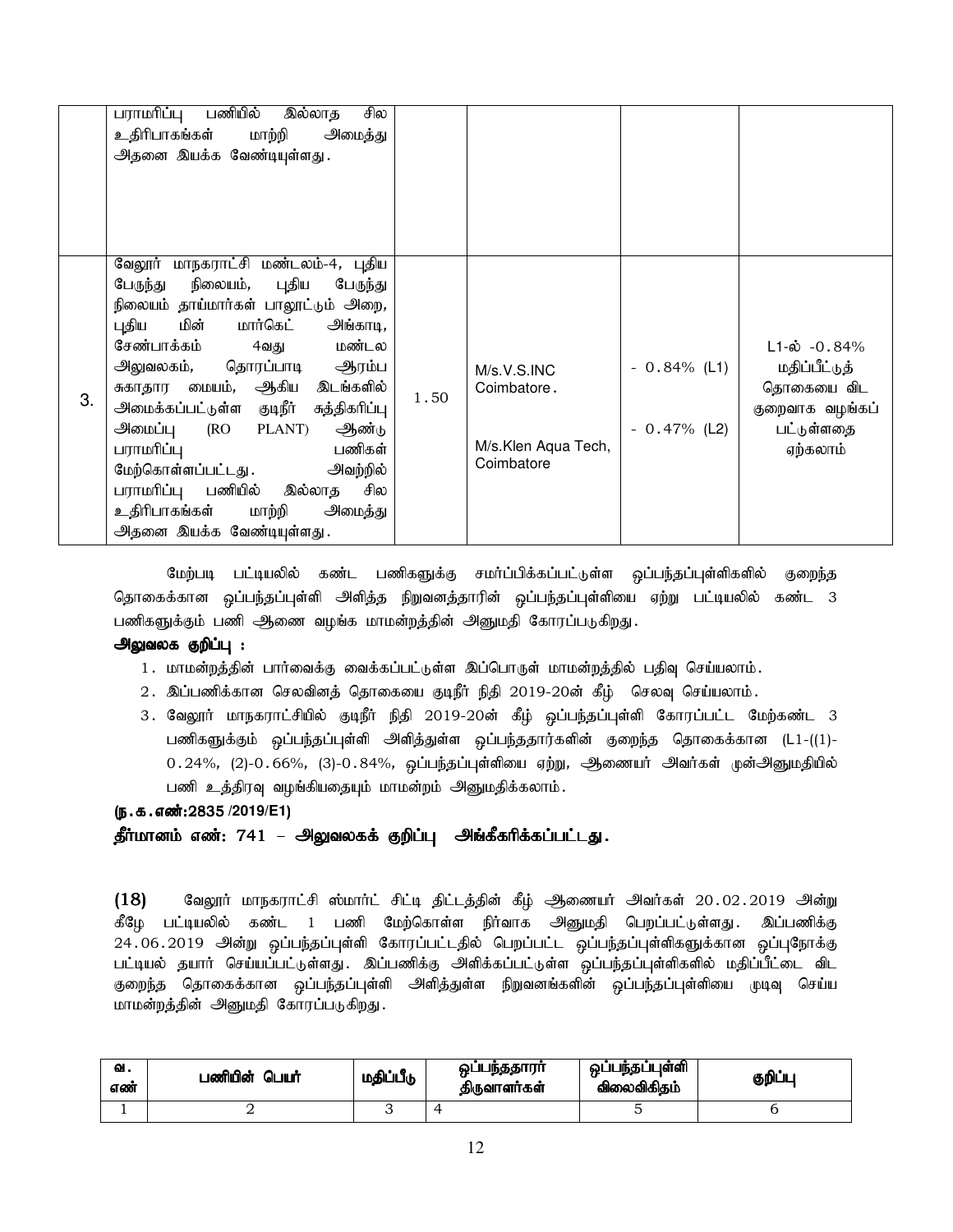| | | | | | |
|---|---|---|---|---|---|
| | பராமரிப்பு பணியில் இல்லாத சில உதிரிபாகங்கள் மாற்றி அமைத்து அதனை இயக்க வேண்டியுள்ளது. | | | | |
| 3. | வேலூர் மாநகராட்சி மண்டலம்-4, புதிய பேருந்து நிலையம், புதிய பேருந்து நிலையம் தாய்மார்கள் பாலூட்டும் அறை, புதிய மின் மார்கெட் அங்காடி, சேண்பாக்கம் 4வது மண்டல அலுவலகம், தொரப்பாடி ஆரம்ப சுகாதார மையம், ஆகிய இடங்களில் அமைக்கப்பட்டுள்ள குடிநீர் சுத்திகரிப்பு அமைப்பு (RO PLANT) ஆண்டு பராமரிப்பு பணிகள் மேற்கொள்ளப்பட்டது. அவற்றில் பராமரிப்பு பணியில் இல்லாத சில உதிரிபாகங்கள் மாற்றி அமைத்து அதனை இயக்க வேண்டியுள்ளது. | 1.50 | M/s.V.S.INC Coimbatore.<br><br>M/s.Klen Aqua Tech, Coimbatore | - 0.84% (L1)<br><br>- 0.47% (L2) | L1-ல் -0.84% மதிப்பீட்டுத் தொகையை விட குறைவாக வழங்கப் பட்டுள்ளதை ஏற்கலாம் |

மேற்படி பட்டியலில் கண்ட பணிகளுக்கு சமர்ப்பிக்கப்பட்டுள்ள ஒப்பந்தப்புள்ளிகளில் குறைந்த தொகைக்கான ஒப்பந்தப்புள்ளி அளித்த நிறுவனத்தாரின் ஒப்பந்தப்புள்ளியை ஏற்று பட்டியலில் கண்ட 3 பணிகளுக்கும் பணி ஆணை வழங்க மாமன்றத்தின் அனுமதி கோரப்படுகிறது.

**அலுவலக குறிப்பு :**

1. மாமன்றத்தின் பார்வைக்கு வைக்கப்பட்டுள்ள இப்பொருள் மாமன்றத்தில் பதிவு செய்யலாம்.
2. இப்பணிக்கான செலவினத் தொகையை குடிநீர் நிதி 2019-20ன் கீழ் செலவு செய்யலாம்.
3. வேலூர் மாநகராட்சியில் குடிநீர் நிதி 2019-20ன் கீழ் ஒப்பந்தப்புள்ளி கோரப்பட்ட மேற்கண்ட 3 பணிகளுக்கும் ஒப்பந்தப்புள்ளி அளித்துள்ள ஒப்பந்ததாரர்களின் குறைந்த தொகைக்கான (L1-((1)-0.24%, (2)-0.66%, (3)-0.84%, ஒப்பந்தப்புள்ளியை ஏற்று, ஆணையர் அவர்கள் முன்அனுமதியில் பணி உத்திரவு வழங்கியதையும் மாமன்றம் அனுமதிக்கலாம்.

**(ந.க.எண்:2835 /2019/E1)**

**தீர்மானம் எண்: 741 – அலுவலகக் குறிப்பு அங்கீகரிக்கப்பட்டது.**

**(18)** வேலூர் மாநகராட்சி ஸ்மார்ட் சிட்டி திட்டத்தின் கீழ் ஆணையர் அவர்கள் 20.02.2019 அன்று கீழே பட்டியலில் கண்ட 1 பணி மேற்கொள்ள நிர்வாக அனுமதி பெறப்பட்டுள்ளது. இப்பணிக்கு 24.06.2019 அன்று ஒப்பந்தப்புள்ளி கோரப்பட்டதில் பெறப்பட்ட ஒப்பந்தப்புள்ளிகளுக்கான ஒப்புநோக்கு பட்டியல் தயார் செய்யப்பட்டுள்ளது. இப்பணிக்கு அளிக்கப்பட்டுள்ள ஒப்பந்தப்புள்ளிகளில் மதிப்பீட்டை விட குறைந்த தொகைக்கான ஒப்பந்தப்புள்ளி அளித்துள்ள நிறுவனங்களின் ஒப்பந்தப்புள்ளியை முடிவு செய்ய மாமன்றத்தின் அனுமதி கோரப்படுகிறது.

| வ. எண் | பணியின் பெயர் | மதிப்பீடு | ஒப்பந்ததாரர் திருவாளர்கள் | ஒப்பந்தப்புள்ளி விலைவிகிதம் | குறிப்பு |
|---|---|---|---|---|---|
| 1 | 2 | 3 | 4 | 5 | 6 |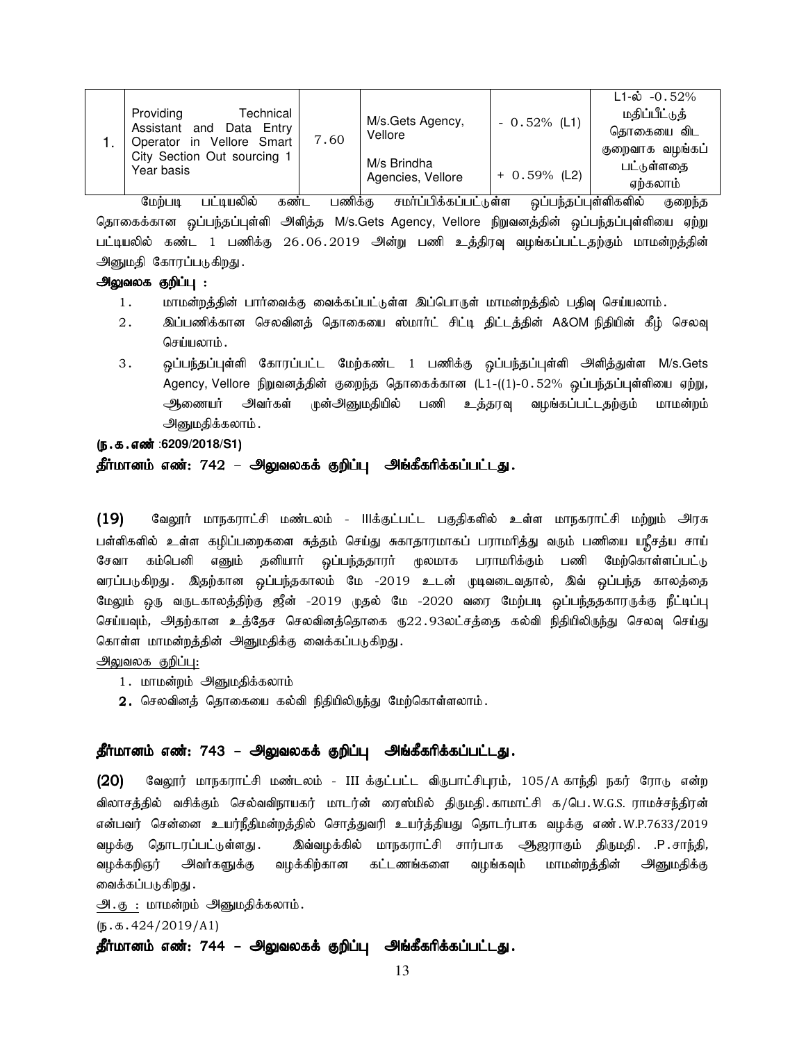| 1. | Providing Technical Assistant and Data Entry Operator in Vellore Smart City Section Out sourcing 1 Year basis | 7.60 | M/s.Gets Agency, Vellore<br><br>M/s Brindha Agencies, Vellore | - 0.52% (L1)<br><br>+ 0.59% (L2) | L1-ல் -0.52% மதிப்பீட்டுத் தொகையை விட குறைவாக வழங்கப் பட்டுள்ளதை ஏற்கலாம் |
|---|---|---|---|---|---|

மேற்படி பட்டியலில் கண்ட பணிக்கு சமர்ப்பிக்கப்பட்டுள்ள ஒப்பந்தப்புள்ளிகளில் குறைந்த தொகைக்கான ஒப்பந்தப்புள்ளி அளித்த M/s.Gets Agency, Vellore நிறுவனத்தின் ஒப்பந்தப்புள்ளியை ஏற்று பட்டியலில் கண்ட 1 பணிக்கு 26.06.2019 அன்று பணி உத்திரவு வழங்கப்பட்டதற்கும் மாமன்றத்தின் அனுமதி கோரப்படுகிறது.

**அலுவலக குறிப்பு :**

1. மாமன்றத்தின் பார்வைக்கு வைக்கப்பட்டுள்ள இப்பொருள் மாமன்றத்தில் பதிவு செய்யலாம்.
2. இப்பணிக்கான செலவினத் தொகையை ஸ்மார்ட் சிட்டி திட்டத்தின் A&OM நிதியின் கீழ் செலவு செய்யலாம்.
3. ஒப்பந்தப்புள்ளி கோரப்பட்ட மேற்கண்ட 1 பணிக்கு ஒப்பந்தப்புள்ளி அளித்துள்ள M/s.Gets Agency, Vellore நிறுவனத்தின் குறைந்த தொகைக்கான (L1-((1)-0.52% ஒப்பந்தப்புள்ளியை ஏற்று, ஆணையர் அவர்கள் முன்அனுமதியில் பணி உத்தரவு வழங்கப்பட்டதற்கும் மாமன்றம் அனுமதிக்கலாம்.

**(ந.க.எண் :6209/2018/S1)**

**தீர்மானம் எண்: 742 – அலுவலகக் குறிப்பு அங்கீகரிக்கப்பட்டது.**

**(19)** வேலூர் மாநகராட்சி மண்டலம் - IIIக்குட்பட்ட பகுதிகளில் உள்ள மாநகராட்சி மற்றும் அரசு பள்ளிகளில் உள்ள கழிப்பறைகளை சுத்தம் செய்து சுகாதாரமாகப் பராமரித்து வரும் பணியை ஸ்ரீசத்ய சாய் சேவா கம்பெனி எனும் தனியார் ஒப்பந்ததாரர் மூலமாக பராமரிக்கும் பணி மேற்கொள்ளப்பட்டு வரப்படுகிறது. இதற்கான ஒப்பந்தகாலம் மே -2019 உடன் முடிவடைவதால், இவ் ஒப்பந்த காலத்தை மேலும் ஒரு வருடகாலத்திற்கு ஜீன் -2019 முதல் மே -2020 வரை மேற்படி ஒப்பந்ததகாரருக்கு நீட்டிப்பு செய்யவும், அதற்கான உத்தேச செலவினத்தொகை ரூ22.93லட்சத்தை கல்வி நிதியிலிருந்து செலவு செய்து கொள்ள மாமன்றத்தின் அனுமதிக்கு வைக்கப்படுகிறது.

<u>அலுவலக குறிப்பு:</u>

1. மாமன்றம் அனுமதிக்கலாம்
2. செலவினத் தொகையை கல்வி நிதியிலிருந்து மேற்கொள்ளலாம்.

**தீர்மானம் எண்: 743 – அலுவலகக் குறிப்பு அங்கீகரிக்கப்பட்டது.**

**(20)** வேலூர் மாநகராட்சி மண்டலம் - III க்குட்பட்ட விருபாட்சிபுரம், 105/A காந்தி நகர் ரோடு என்ற விலாசத்தில் வசிக்கும் செல்வவிநாயகர் மாடர்ன் ரைஸ்மில் திருமதி.காமாட்சி க/பெ.W.G.S. ராமச்சந்திரன் என்பவர் சென்னை உயர்நீதிமன்றத்தில் சொத்துவரி உயர்த்தியது தொடர்பாக வழக்கு எண்.W.P.7633/2019 வழக்கு தொடரப்பட்டுள்ளது. இவ்வழக்கில் மாநகராட்சி சார்பாக ஆஜராகும் திருமதி. .P.சாந்தி, வழக்கறிஞர் அவர்களுக்கு வழக்கிற்கான கட்டணங்களை வழங்கவும் மாமன்றத்தின் அனுமதிக்கு வைக்கப்படுகிறது.

<u>அ.கு :</u> மாமன்றம் அனுமதிக்கலாம்.

(ந.க.424/2019/A1)

**தீர்மானம் எண்: 744 – அலுவலகக் குறிப்பு அங்கீகரிக்கப்பட்டது.**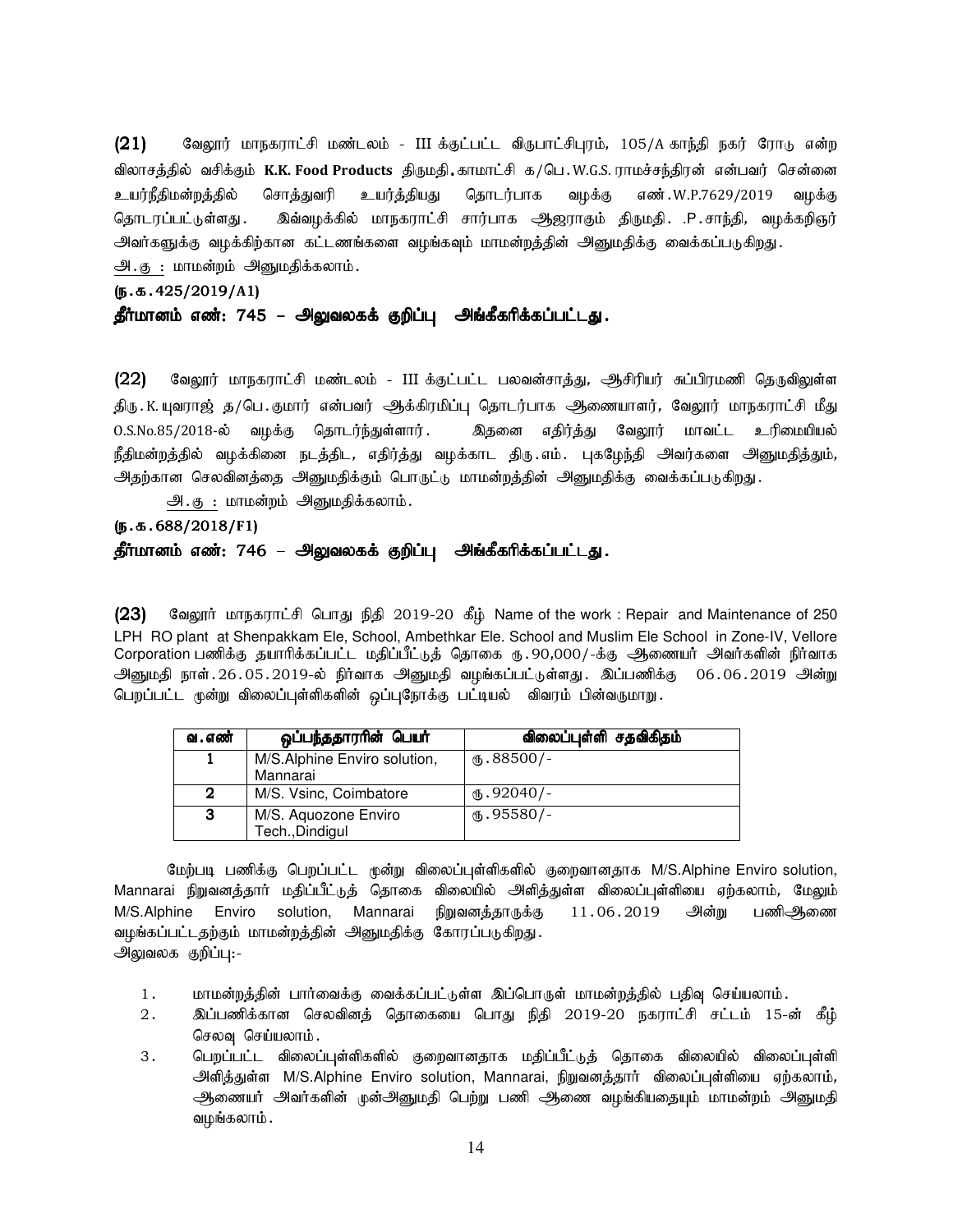**(21)** வேலூர் மாநகராட்சி மண்டலம் - III க்குட்பட்ட விருபாட்சிபுரம், 105/A காந்தி நகர் ரோடு என்ற விலாசத்தில் வசிக்கும் **K.K. Food Products** திருமதி.காமாட்சி க/பெ.W.G.S. ராமச்சந்திரன் என்பவர் சென்னை உயர்நீதிமன்றத்தில் சொத்துவரி உயர்த்தியது தொடர்பாக வழக்கு எண்.W.P.7629/2019 வழக்கு தொடரப்பட்டுள்ளது. இவ்வழக்கில் மாநகராட்சி சார்பாக ஆஜராகும் திருமதி. .P.சாந்தி, வழக்கறிஞர் அவர்களுக்கு வழக்கிற்கான கட்டணங்களை வழங்கவும் மாமன்றத்தின் அனுமதிக்கு வைக்கப்படுகிறது.

அ.கு : மாமன்றம் அனுமதிக்கலாம்.

**(ந.க.425/2019/A1)**

**தீர்மானம் எண்: 745 – அலுவலகக் குறிப்பு அங்கீகரிக்கப்பட்டது.**

**(22)** வேலூர் மாநகராட்சி மண்டலம் - III க்குட்பட்ட பலவன்சாத்து, ஆசிரியர் சுப்பிரமணி தெருவிலுள்ள திரு.K.யுவராஜ் த/பெ.குமார் என்பவர் ஆக்கிரமிப்பு தொடர்பாக ஆணையாளர், வேலூர் மாநகராட்சி மீது O.S.No.85/2018-ல் வழக்கு தொடர்ந்துள்ளார். இதனை எதிர்த்து வேலூர் மாவட்ட உரிமையியல் நீதிமன்றத்தில் வழக்கினை நடத்திட, எதிர்த்து வழக்காட திரு.எம். புகழேந்தி அவர்களை அனுமதித்தும், அதற்கான செலவினத்தை அனுமதிக்கும் பொருட்டு மாமன்றத்தின் அனுமதிக்கு வைக்கப்படுகிறது.

அ.கு : மாமன்றம் அனுமதிக்கலாம்.

**(ந.க.688/2018/F1)**

**தீர்மானம் எண்: 746 – அலுவலகக் குறிப்பு அங்கீகரிக்கப்பட்டது.**

**(23)** வேலூர் மாநகராட்சி பொது நிதி 2019-20 கீழ் Name of the work : Repair and Maintenance of 250 LPH RO plant at Shenpakkam Ele, School, Ambethkar Ele. School and Muslim Ele School in Zone-IV, Vellore Corporation பணிக்கு தயாரிக்கப்பட்ட மதிப்பீட்டுத் தொகை ரு.90,000/-க்கு ஆணையர் அவர்களின் நிர்வாக அனுமதி நாள்.26.05.2019-ல் நிர்வாக அனுமதி வழங்கப்பட்டுள்ளது. இப்பணிக்கு 06.06.2019 அன்று பெறப்பட்ட மூன்று விலைப்புள்ளிகளின் ஒப்புநோக்கு பட்டியல் விவரம் பின்வருமாறு.

| வ.எண் | ஒப்பந்ததாரரின் பெயர் | விலைப்புள்ளி சதவிகிதம் |
|---|---|---|
| 1 | M/S.Alphine Enviro solution, Mannarai | ரு.88500/- |
| 2 | M/S. Vsinc, Coimbatore | ரு.92040/- |
| 3 | M/S. Aquozone Enviro Tech.,Dindigul | ரு.95580/- |

மேற்படி பணிக்கு பெறப்பட்ட மூன்று விலைப்புள்ளிகளில் குறைவானதாக M/S.Alphine Enviro solution, Mannarai நிறுவனத்தார் மதிப்பீட்டுத் தொகை விலையில் அளித்துள்ள விலைப்புள்ளியை ஏற்கலாம், மேலும் M/S.Alphine Enviro solution, Mannarai நிறுவனத்தாருக்கு 11.06.2019 அன்று பணிஆணை வழங்கப்பட்டதற்கும் மாமன்றத்தின் அனுமதிக்கு கோரப்படுகிறது.

அலுவலக குறிப்பு:-

1. மாமன்றத்தின் பார்வைக்கு வைக்கப்பட்டுள்ள இப்பொருள் மாமன்றத்தில் பதிவு செய்யலாம்.
2. இப்பணிக்கான செலவினத் தொகையை பொது நிதி 2019-20 நகராட்சி சட்டம் 15-ன் கீழ் செலவு செய்யலாம்.
3. பெறப்பட்ட விலைப்புள்ளிகளில் குறைவானதாக மதிப்பீட்டுத் தொகை விலையில் விலைப்புள்ளி அளித்துள்ள M/S.Alphine Enviro solution, Mannarai, நிறுவனத்தார் விலைப்புள்ளியை ஏற்கலாம், ஆணையர் அவர்களின் முன்அனுமதி பெற்று பணி ஆணை வழங்கியதையும் மாமன்றம் அனுமதி வழங்கலாம்.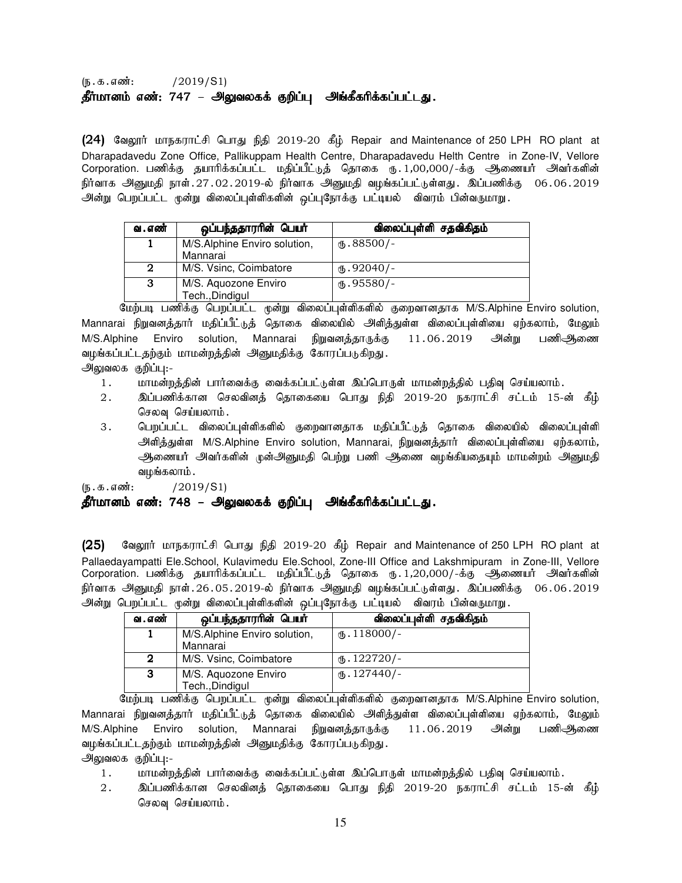(ந.க.எண்: /2019/S1)

**தீர்மானம் எண்: 747 – அலுவலகக் குறிப்பு அங்கீகரிக்கப்பட்டது.**

**(24)** வேலூர் மாநகராட்சி பொது நிதி 2019-20 கீழ் Repair and Maintenance of 250 LPH RO plant at Dharapadavedu Zone Office, Pallikuppam Health Centre, Dharapadavedu Helth Centre in Zone-IV, Vellore Corporation. பணிக்கு தயாரிக்கப்பட்ட மதிப்பீட்டுத் தொகை ரு.1,00,000/-க்கு ஆணையர் அவர்களின் நிர்வாக அனுமதி நாள்.27.02.2019-ல் நிர்வாக அனுமதி வழங்கப்பட்டுள்ளது. இப்பணிக்கு 06.06.2019 அன்று பெறப்பட்ட மூன்று விலைப்புள்ளிகளின் ஒப்புநோக்கு பட்டியல் விவரம் பின்வருமாறு.

| வ.எண் | ஒப்பந்ததாரரின் பெயர் | விலைப்புள்ளி சதவிகிதம் |
|---|---|---|
| 1 | M/S.Alphine Enviro solution, Mannarai | ரு.88500/- |
| 2 | M/S. Vsinc, Coimbatore | ரு.92040/- |
| 3 | M/S. Aquozone Enviro Tech.,Dindigul | ரு.95580/- |

மேற்படி பணிக்கு பெறப்பட்ட மூன்று விலைப்புள்ளிகளில் குறைவானதாக M/S.Alphine Enviro solution, Mannarai நிறுவனத்தார் மதிப்பீட்டுத் தொகை விலையில் அளித்துள்ள விலைப்புள்ளியை ஏற்கலாம், மேலும் M/S.Alphine Enviro solution, Mannarai நிறுவனத்தாருக்கு 11.06.2019 அன்று பணிஆணை வழங்கப்பட்டதற்கும் மாமன்றத்தின் அனுமதிக்கு கோரப்படுகிறது.

அலுவலக குறிப்பு:-

1. மாமன்றத்தின் பார்வைக்கு வைக்கப்பட்டுள்ள இப்பொருள் மாமன்றத்தில் பதிவு செய்யலாம்.
2. இப்பணிக்கான செலவினத் தொகையை பொது நிதி 2019-20 நகராட்சி சட்டம் 15-ன் கீழ் செலவு செய்யலாம்.
3. பெறப்பட்ட விலைப்புள்ளிகளில் குறைவானதாக மதிப்பீட்டுத் தொகை விலையில் விலைப்புள்ளி அளித்துள்ள M/S.Alphine Enviro solution, Mannarai, நிறுவனத்தார் விலைப்புள்ளியை ஏற்கலாம், ஆணையர் அவர்களின் முன்அனுமதி பெற்று பணி ஆணை வழங்கியதையும் மாமன்றம் அனுமதி வழங்கலாம்.

(ந.க.எண்: /2019/S1)

**தீர்மானம் எண்: 748 – அலுவலகக் குறிப்பு அங்கீகரிக்கப்பட்டது.**

**(25)** வேலூர் மாநகராட்சி பொது நிதி 2019-20 கீழ் Repair and Maintenance of 250 LPH RO plant at Pallaedayampatti Ele.School, Kulavimedu Ele.School, Zone-III Office and Lakshmipuram in Zone-III, Vellore Corporation. பணிக்கு தயாரிக்கப்பட்ட மதிப்பீட்டுத் தொகை ரு.1,20,000/-க்கு ஆணையர் அவர்களின் நிர்வாக அனுமதி நாள்.26.05.2019-ல் நிர்வாக அனுமதி வழங்கப்பட்டுள்ளது. இப்பணிக்கு 06.06.2019 அன்று பெறப்பட்ட மூன்று விலைப்புள்ளிகளின் ஒப்புநோக்கு பட்டியல் விவரம் பின்வருமாறு.

| வ.எண் | ஒப்பந்ததாரரின் பெயர் | விலைப்புள்ளி சதவிகிதம் |
|---|---|---|
| 1 | M/S.Alphine Enviro solution, Mannarai | ரு.118000/- |
| 2 | M/S. Vsinc, Coimbatore | ரு.122720/- |
| 3 | M/S. Aquozone Enviro Tech.,Dindigul | ரு.127440/- |

மேற்படி பணிக்கு பெறப்பட்ட மூன்று விலைப்புள்ளிகளில் குறைவானதாக M/S.Alphine Enviro solution, Mannarai நிறுவனத்தார் மதிப்பீட்டுத் தொகை விலையில் அளித்துள்ள விலைப்புள்ளியை ஏற்கலாம், மேலும் M/S.Alphine Enviro solution, Mannarai நிறுவனத்தாருக்கு 11.06.2019 அன்று பணிஆணை வழங்கப்பட்டதற்கும் மாமன்றத்தின் அனுமதிக்கு கோரப்படுகிறது.

அலுவலக குறிப்பு:-

1. மாமன்றத்தின் பார்வைக்கு வைக்கப்பட்டுள்ள இப்பொருள் மாமன்றத்தில் பதிவு செய்யலாம்.
2. இப்பணிக்கான செலவினத் தொகையை பொது நிதி 2019-20 நகராட்சி சட்டம் 15-ன் கீழ் செலவு செய்யலாம்.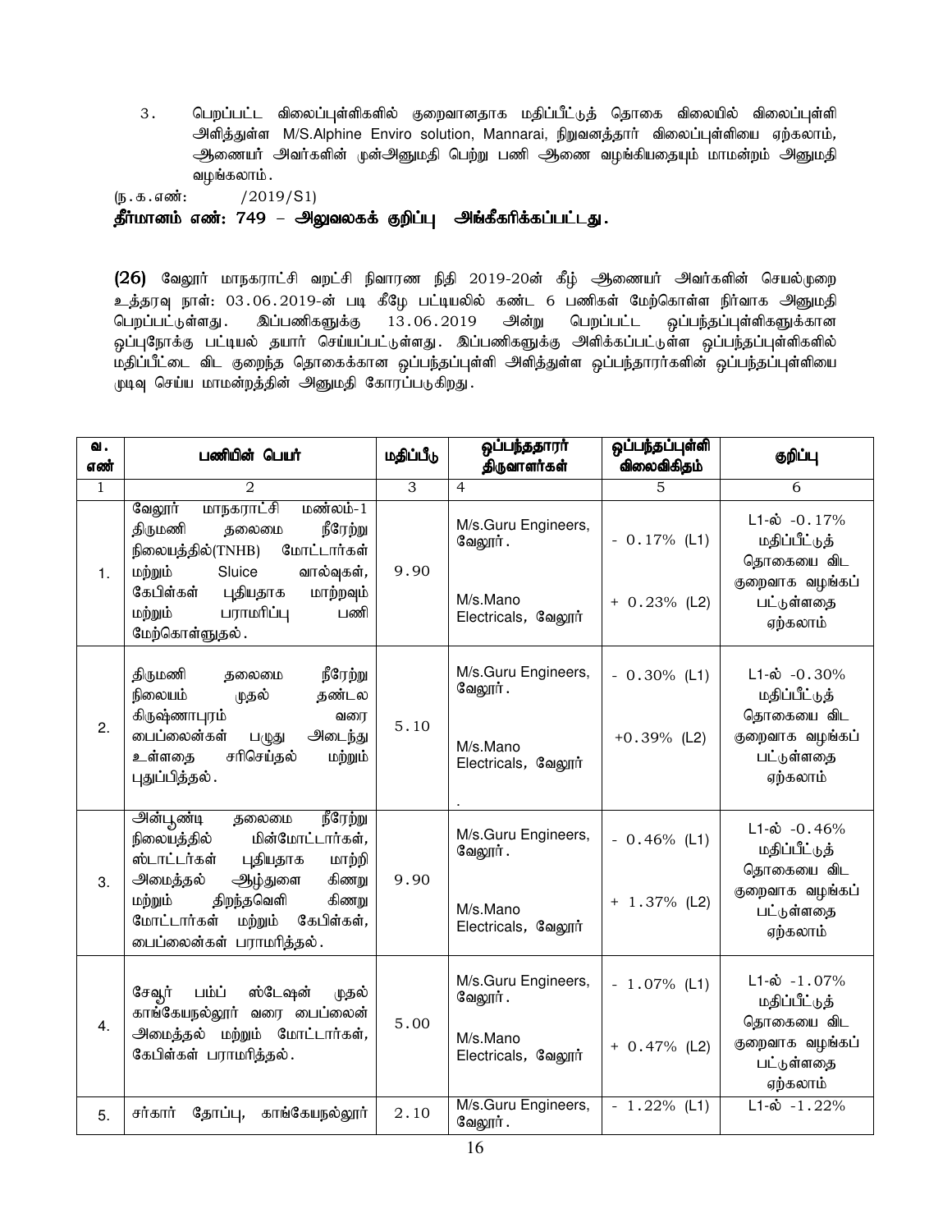3. பெறப்பட்ட விலைப்புள்ளிகளில் குறைவானதாக மதிப்பீட்டுத் தொகை விலையில் விலைப்புள்ளி அளித்துள்ள M/S.Alphine Enviro solution, Mannarai, நிறுவனத்தார் விலைப்புள்ளியை ஏற்கலாம், ஆணையர் அவர்களின் முன்அனுமதி பெற்று பணி ஆணை வழங்கியதையும் மாமன்றம் அனுமதி வழங்கலாம்.

(ந.க.எண்: /2019/S1)

**தீர்மானம் எண்: 749 – அலுவலகக் குறிப்பு அங்கீகரிக்கப்பட்டது.**

**(26)** வேலூர் மாநகராட்சி வறட்சி நிவாரண நிதி 2019-20ன் கீழ் ஆணையர் அவர்களின் செயல்முறை உத்தரவு நாள்: 03.06.2019-ன் படி கீழே பட்டியலில் கண்ட 6 பணிகள் மேற்கொள்ள நிர்வாக அனுமதி பெறப்பட்டுள்ளது. இப்பணிகளுக்கு 13.06.2019 அன்று பெறப்பட்ட ஒப்பந்தப்புள்ளிகளுக்கான ஒப்புநோக்கு பட்டியல் தயார் செய்யப்பட்டுள்ளது. இப்பணிகளுக்கு அளிக்கப்பட்டுள்ள ஒப்பந்தப்புள்ளிகளில் மதிப்பீட்டை விட குறைந்த தொகைக்கான ஒப்பந்தப்புள்ளி அளித்துள்ள ஒப்பந்தாரர்களின் ஒப்பந்தப்புள்ளியை முடிவு செய்ய மாமன்றத்தின் அனுமதி கோரப்படுகிறது.

| வ. எண் | பணியின் பெயர் | மதிப்பீடு | ஒப்பந்ததாரர் திருவாளர்கள் | ஒப்பந்தப்புள்ளி விலைவிகிதம் | குறிப்பு |
|---|---|---|---|---|---|
| 1 | 2 | 3 | 4 | 5 | 6 |
| 1. | வேலூர் மாநகராட்சி மண்டலம்-1 திருமணி தலைமை நீரேற்று நிலையத்தில்(TNHB) மோட்டார்கள் மற்றும் Sluice வால்வுகள், கேபிள்கள் புதியதாக மாற்றவும் மற்றும் பராமரிப்பு பணி மேற்கொள்ளுதல். | 9.90 | M/s.Guru Engineers, வேலூர்.<br>M/s.Mano Electricals, வேலூர் | - 0.17% (L1)<br>+ 0.23% (L2) | L1-ல் -0.17% மதிப்பீட்டுத் தொகையை விட குறைவாக வழங்கப் பட்டுள்ளதை ஏற்கலாம் |
| 2. | திருமணி தலைமை நீரேற்று நிலையம் முதல் தண்டல கிருஷ்ணாபுரம் வரை பைப்லைன்கள் பழுது அடைந்து உள்ளதை சரிசெய்தல் மற்றும் புதுப்பித்தல். | 5.10 | M/s.Guru Engineers, வேலூர்.<br>M/s.Mano Electricals, வேலூர் | - 0.30% (L1)<br>+0.39% (L2) | L1-ல் -0.30% மதிப்பீட்டுத் தொகையை விட குறைவாக வழங்கப் பட்டுள்ளதை ஏற்கலாம் |
| 3. | அன்பூண்டி தலைமை நீரேற்று நிலையத்தில் மின்மோட்டார்கள், ஸ்டாட்டர்கள் புதியதாக மாற்றி அமைத்தல் ஆழ்துளை கிணறு மற்றும் திறந்தவெளி கிணறு மோட்டார்கள் மற்றும் கேபிள்கள், பைப்லைன்கள் பராமரித்தல். | 9.90 | M/s.Guru Engineers, வேலூர்.<br>M/s.Mano Electricals, வேலூர் | - 0.46% (L1)<br>+ 1.37% (L2) | L1-ல் -0.46% மதிப்பீட்டுத் தொகையை விட குறைவாக வழங்கப் பட்டுள்ளதை ஏற்கலாம் |
| 4. | சேவூர் பம்ப் ஸ்டேஷன் முதல் காங்கேயநல்லூர் வரை பைப்லைன் அமைத்தல் மற்றும் மோட்டார்கள், கேபிள்கள் பராமரித்தல். | 5.00 | M/s.Guru Engineers, வேலூர்.<br>M/s.Mano Electricals, வேலூர் | - 1.07% (L1)<br>+ 0.47% (L2) | L1-ல் -1.07% மதிப்பீட்டுத் தொகையை விட குறைவாக வழங்கப் பட்டுள்ளதை ஏற்கலாம் |
| 5. | சர்கார் தோப்பு, காங்கேயநல்லூர் | 2.10 | M/s.Guru Engineers, வேலூர். | - 1.22% (L1) | L1-ல் -1.22% |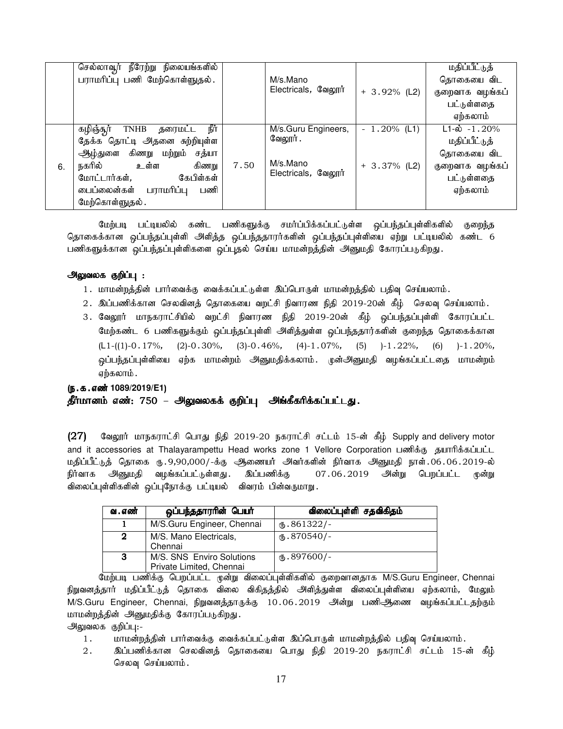| | | | | | |
|---|---|---|---|---|---|
| | செல்லாவூர் நீரேற்று நிலையங்களில் பராமரிப்பு பணி மேற்கொள்ளுதல். | | M/s.Mano Electricals, வேலூர் | + 3.92% (L2) | மதிப்பீட்டுத் தொகையை விட குறைவாக வழங்கப் பட்டுள்ளதை ஏற்கலாம் |
| 6. | கழிஞ்சூர் TNHB தரைமட்ட நீர் தேக்க தொட்டி அதனை சுற்றியுள்ள ஆழ்துளை கிணறு மற்றும் சத்யா நகரில் உள்ள கிணறு மோட்டார்கள், கேபிள்கள் பைப்லைன்கள் பராமரிப்பு பணி மேற்கொள்ளுதல். | 7.50 | M/s.Guru Engineers, வேலூர்.<br><br>M/s.Mano Electricals, வேலூர் | - 1.20% (L1)<br><br>+ 3.37% (L2) | L1-ல் -1.20% மதிப்பீட்டுத் தொகையை விட குறைவாக வழங்கப் பட்டுள்ளதை ஏற்கலாம் |

மேற்படி பட்டியலில் கண்ட பணிகளுக்கு சமர்ப்பிக்கப்பட்டுள்ள ஒப்பந்தப்புள்ளிகளில் குறைந்த தொகைக்கான ஒப்பந்தப்புள்ளி அளித்த ஒப்பந்ததாரர்களின் ஒப்பந்தப்புள்ளியை ஏற்று பட்டியலில் கண்ட 6 பணிகளுக்கான ஒப்பந்தப்புள்ளிகளை ஒப்புதல் செய்ய மாமன்றத்தின் அனுமதி கோரப்படுகிறது.

**அலுவலக குறிப்பு :**

1. மாமன்றத்தின் பார்வைக்கு வைக்கப்பட்டுள்ள இப்பொருள் மாமன்றத்தில் பதிவு செய்யலாம்.
2. இப்பணிக்கான செலவினத் தொகையை வறட்சி நிவாரண நிதி 2019-20ன் கீழ் செலவு செய்யலாம்.
3. வேலூர் மாநகராட்சியில் வறட்சி நிவாரண நிதி 2019-20ன் கீழ் ஒப்பந்தப்புள்ளி கோரப்பட்ட மேற்கண்ட 6 பணிகளுக்கும் ஒப்பந்தப்புள்ளி அளித்துள்ள ஒப்பந்ததாரர்களின் குறைந்த தொகைக்கான (L1-((1)-0.17%, (2)-0.30%, (3)-0.46%, (4)-1.07%, (5) )-1.22%, (6) )-1.20%, ஒப்பந்தப்புள்ளியை ஏற்க மாமன்றம் அனுமதிக்கலாம். முன்அனுமதி வழங்கப்பட்டதை மாமன்றம் ஏற்கலாம்.

**(ந.க.எண் 1089/2019/E1)**

**தீர்மானம் எண்: 750 – அலுவலகக் குறிப்பு அங்கீகரிக்கப்பட்டது.**

**(27)** வேலூர் மாநகராட்சி பொது நிதி 2019-20 நகராட்சி சட்டம் 15-ன் கீழ் Supply and delivery motor and it accessories at Thalayarampettu Head works zone 1 Vellore Corporation பணிக்கு தயாரிக்கப்பட்ட மதிப்பீட்டுத் தொகை ரூ.9,90,000/-க்கு ஆணையர் அவர்களின் நிர்வாக அனுமதி நாள்.06.06.2019-ல் நிர்வாக அனுமதி வழங்கப்பட்டுள்ளது. இப்பணிக்கு 07.06.2019 அன்று பெறப்பட்ட மூன்று விலைப்புள்ளிகளின் ஒப்புநோக்கு பட்டியல் விவரம் பின்வருமாறு.

| வ.எண் | ஒப்பந்ததாரரின் பெயர் | விலைப்புள்ளி சதவிகிதம் |
|---|---|---|
| 1 | M/S.Guru Engineer, Chennai | ரூ.861322/- |
| 2 | M/S. Mano Electricals, Chennai | ரூ.870540/- |
| 3 | M/S. SNS Enviro Solutions Private Limited, Chennai | ரூ.897600/- |

மேற்படி பணிக்கு பெறப்பட்ட மூன்று விலைப்புள்ளிகளில் குறைவானதாக M/S.Guru Engineer, Chennai நிறுவனத்தார் மதிப்பீட்டுத் தொகை விலை விகிதத்தில் அளித்துள்ள விலைப்புள்ளியை ஏற்கலாம், மேலும் M/S.Guru Engineer, Chennai, நிறுவனத்தாருக்கு 10.06.2019 அன்று பணிஆணை வழங்கப்பட்டதற்கும் மாமன்றத்தின் அனுமதிக்கு கோரப்படுகிறது.

அலுவலக குறிப்பு:-

1. மாமன்றத்தின் பார்வைக்கு வைக்கப்பட்டுள்ள இப்பொருள் மாமன்றத்தில் பதிவு செய்யலாம்.
2. இப்பணிக்கான செலவினத் தொகையை பொது நிதி 2019-20 நகராட்சி சட்டம் 15-ன் கீழ் செலவு செய்யலாம்.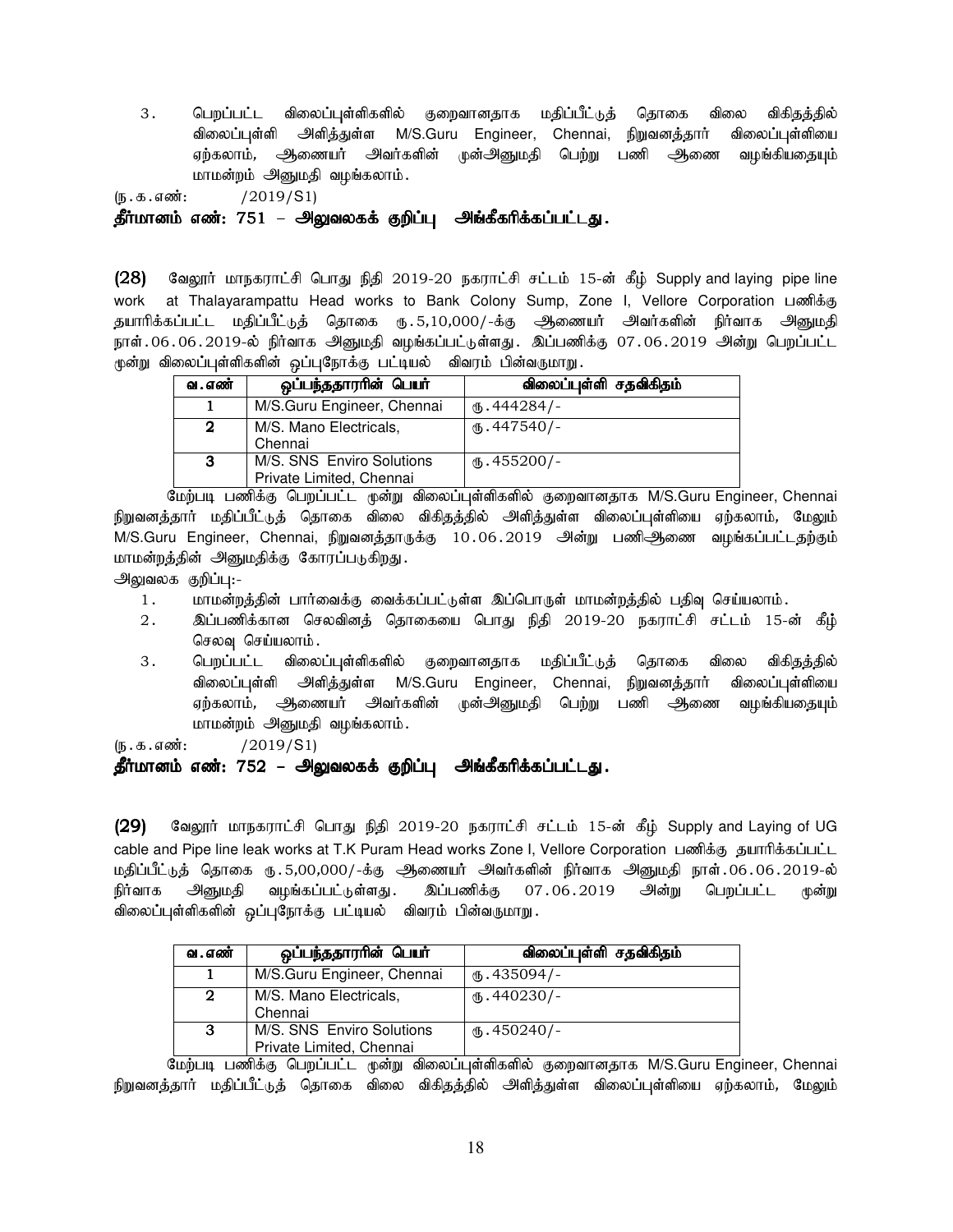3. பெறப்பட்ட விலைப்புள்ளிகளில் குறைவானதாக மதிப்பீட்டுத் தொகை விலை விகிதத்தில் விலைப்புள்ளி அளித்துள்ள M/S.Guru Engineer, Chennai, நிறுவனத்தார் விலைப்புள்ளியை ஏற்கலாம், ஆணையர் அவர்களின் முன்அனுமதி பெற்று பணி ஆணை வழங்கியதையும் மாமன்றம் அனுமதி வழங்கலாம்.

(ந.க.எண்: /2019/S1)

**தீர்மானம் எண்: 751 – அலுவலகக் குறிப்பு அங்கீகரிக்கப்பட்டது.**

**(28)** வேலூர் மாநகராட்சி பொது நிதி 2019-20 நகராட்சி சட்டம் 15-ன் கீழ் Supply and laying pipe line work at Thalayarampattu Head works to Bank Colony Sump, Zone I, Vellore Corporation பணிக்கு தயாரிக்கப்பட்ட மதிப்பீட்டுத் தொகை ரூ.5,10,000/-க்கு ஆணையர் அவர்களின் நிர்வாக அனுமதி நாள்.06.06.2019-ல் நிர்வாக அனுமதி வழங்கப்பட்டுள்ளது. இப்பணிக்கு 07.06.2019 அன்று பெறப்பட்ட மூன்று விலைப்புள்ளிகளின் ஒப்புநோக்கு பட்டியல் விவரம் பின்வருமாறு.

| வ.எண் | ஒப்பந்ததாரரின் பெயர் | விலைப்புள்ளி சதவிகிதம் |
|---|---|---|
| 1 | M/S.Guru Engineer, Chennai | ரூ.444284/- |
| 2 | M/S. Mano Electricals, Chennai | ரூ.447540/- |
| 3 | M/S. SNS Enviro Solutions Private Limited, Chennai | ரூ.455200/- |

மேற்படி பணிக்கு பெறப்பட்ட மூன்று விலைப்புள்ளிகளில் குறைவானதாக M/S.Guru Engineer, Chennai நிறுவனத்தார் மதிப்பீட்டுத் தொகை விலை விகிதத்தில் அளித்துள்ள விலைப்புள்ளியை ஏற்கலாம், மேலும் M/S.Guru Engineer, Chennai, நிறுவனத்தாருக்கு 10.06.2019 அன்று பணிஆணை வழங்கப்பட்டதற்கும் மாமன்றத்தின் அனுமதிக்கு கோரப்படுகிறது.

அலுவலக குறிப்பு:-

1. மாமன்றத்தின் பார்வைக்கு வைக்கப்பட்டுள்ள இப்பொருள் மாமன்றத்தில் பதிவு செய்யலாம்.
2. இப்பணிக்கான செலவினத் தொகையை பொது நிதி 2019-20 நகராட்சி சட்டம் 15-ன் கீழ் செலவு செய்யலாம்.
3. பெறப்பட்ட விலைப்புள்ளிகளில் குறைவானதாக மதிப்பீட்டுத் தொகை விலை விகிதத்தில் விலைப்புள்ளி அளித்துள்ள M/S.Guru Engineer, Chennai, நிறுவனத்தார் விலைப்புள்ளியை ஏற்கலாம், ஆணையர் அவர்களின் முன்அனுமதி பெற்று பணி ஆணை வழங்கியதையும் மாமன்றம் அனுமதி வழங்கலாம்.

(ந.க.எண்: /2019/S1)

**தீர்மானம் எண்: 752 – அலுவலகக் குறிப்பு அங்கீகரிக்கப்பட்டது.**

**(29)** வேலூர் மாநகராட்சி பொது நிதி 2019-20 நகராட்சி சட்டம் 15-ன் கீழ் Supply and Laying of UG cable and Pipe line leak works at T.K Puram Head works Zone I, Vellore Corporation பணிக்கு தயாரிக்கப்பட்ட மதிப்பீட்டுத் தொகை ரூ.5,00,000/-க்கு ஆணையர் அவர்களின் நிர்வாக அனுமதி நாள்.06.06.2019-ல் நிர்வாக அனுமதி வழங்கப்பட்டுள்ளது. இப்பணிக்கு 07.06.2019 அன்று பெறப்பட்ட மூன்று விலைப்புள்ளிகளின் ஒப்புநோக்கு பட்டியல் விவரம் பின்வருமாறு.

| வ.எண் | ஒப்பந்ததாரரின் பெயர் | விலைப்புள்ளி சதவிகிதம் |
|---|---|---|
| 1 | M/S.Guru Engineer, Chennai | ரூ.435094/- |
| 2 | M/S. Mano Electricals, Chennai | ரூ.440230/- |
| 3 | M/S. SNS Enviro Solutions Private Limited, Chennai | ரூ.450240/- |

மேற்படி பணிக்கு பெறப்பட்ட மூன்று விலைப்புள்ளிகளில் குறைவானதாக M/S.Guru Engineer, Chennai நிறுவனத்தார் மதிப்பீட்டுத் தொகை விலை விகிதத்தில் அளித்துள்ள விலைப்புள்ளியை ஏற்கலாம், மேலும்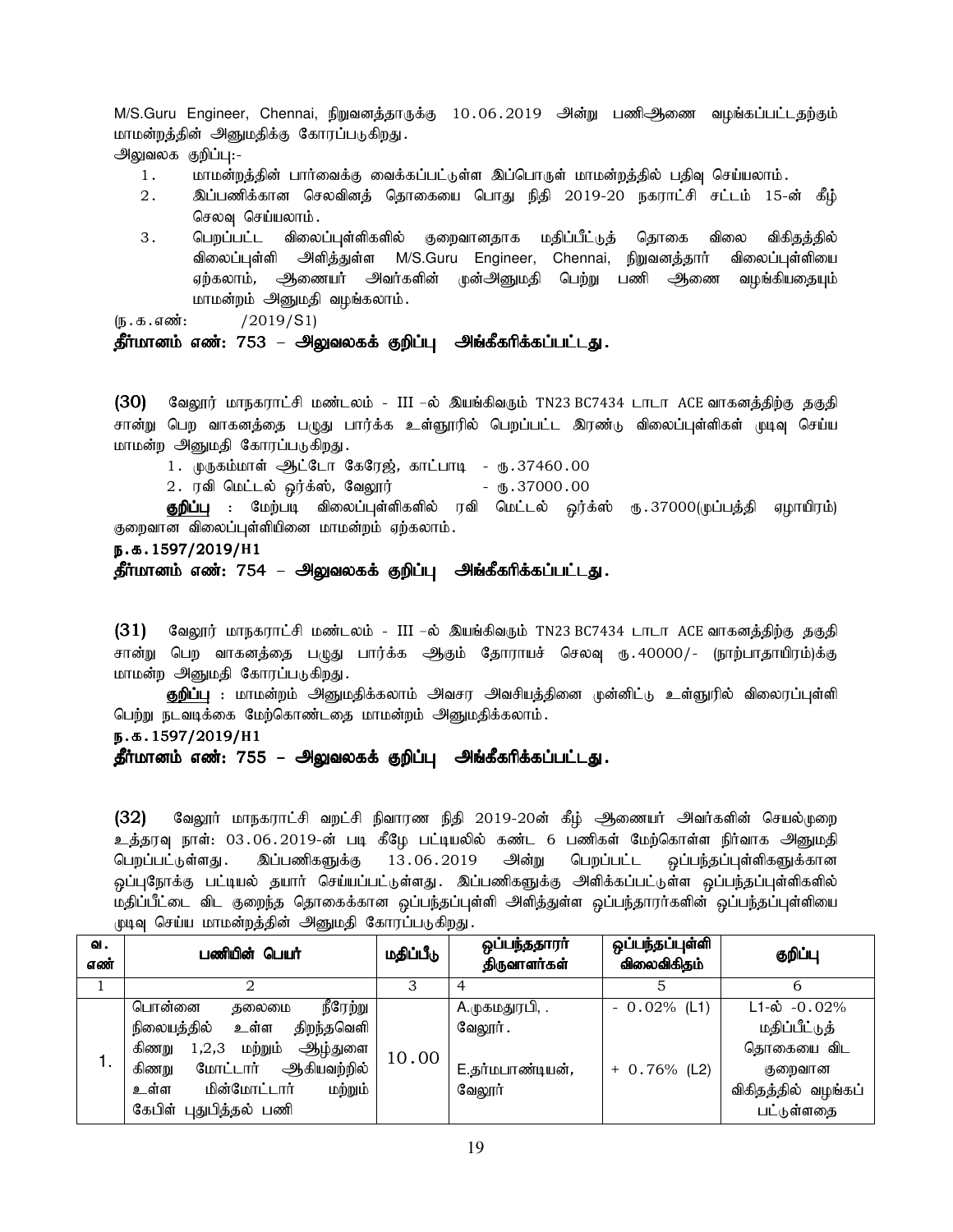M/S.Guru Engineer, Chennai, நிறுவனத்தாருக்கு 10.06.2019 அன்று பணிஆணை வழங்கப்பட்டதற்கும் மாமன்றத்தின் அனுமதிக்கு கோரப்படுகிறது.

அலுவலக குறிப்பு:-

1. மாமன்றத்தின் பார்வைக்கு வைக்கப்பட்டுள்ள இப்பொருள் மாமன்றத்தில் பதிவு செய்யலாம்.
2. இப்பணிக்கான செலவினத் தொகையை பொது நிதி 2019-20 நகராட்சி சட்டம் 15-ன் கீழ் செலவு செய்யலாம்.
3. பெறப்பட்ட விலைப்புள்ளிகளில் குறைவானதாக மதிப்பீட்டுத் தொகை விலை விகிதத்தில் விலைப்புள்ளி அளித்துள்ள M/S.Guru Engineer, Chennai, நிறுவனத்தார் விலைப்புள்ளியை ஏற்கலாம், ஆணையர் அவர்களின் முன்அனுமதி பெற்று பணி ஆணை வழங்கியதையும் மாமன்றம் அனுமதி வழங்கலாம்.

(ந.க.எண்: /2019/S1)

**தீர்மானம் எண்: 753 – அலுவலகக் குறிப்பு அங்கீகரிக்கப்பட்டது.**

**(30)** வேலூர் மாநகராட்சி மண்டலம் - III –ல் இயங்கிவரும் TN23 BC7434 டாடா ACE வாகனத்திற்கு தகுதி சான்று பெற வாகனத்தை பழுது பார்க்க உள்ளூரில் பெறப்பட்ட இரண்டு விலைப்புள்ளிகள் முடிவு செய்ய மாமன்ற அனுமதி கோரப்படுகிறது.

1. முருகம்மாள் ஆட்டோ கேரேஜ், காட்பாடி - ரு.37460.00
2. ரவி மெட்டல் ஒர்க்ஸ், வேலூர் - ரு.37000.00

**குறிப்பு** : மேற்படி விலைப்புள்ளிகளில் ரவி மெட்டல் ஒர்க்ஸ் ரு.37000(முப்பத்தி ஏழாயிரம்) குறைவான விலைப்புள்ளியினை மாமன்றம் ஏற்கலாம்.

**ந.க.1597/2019/H1**

**தீர்மானம் எண்: 754 – அலுவலகக் குறிப்பு அங்கீகரிக்கப்பட்டது.**

**(31)** வேலூர் மாநகராட்சி மண்டலம் - III –ல் இயங்கிவரும் TN23 BC7434 டாடா ACE வாகனத்திற்கு தகுதி சான்று பெற வாகனத்தை பழுது பார்க்க ஆகும் தோராயச் செலவு ரு.40000/- (நாற்பதாயிரம்)க்கு மாமன்ற அனுமதி கோரப்படுகிறது.

**குறிப்பு** : மாமன்றம் அனுமதிக்கலாம் அவசர அவசியத்தினை முன்னிட்டு உள்ளூரில் விலைரப்புள்ளி பெற்று நடவடிக்கை மேற்கொண்டதை மாமன்றம் அனுமதிக்கலாம்.

**ந.க.1597/2019/H1**

**தீர்மானம் எண்: 755 – அலுவலகக் குறிப்பு அங்கீகரிக்கப்பட்டது.**

**(32)** வேலூர் மாநகராட்சி வறட்சி நிவாரண நிதி 2019-20ன் கீழ் ஆணையர் அவர்களின் செயல்முறை உத்தரவு நாள்: 03.06.2019-ன் படி கீழே பட்டியலில் கண்ட 6 பணிகள் மேற்கொள்ள நிர்வாக அனுமதி பெறப்பட்டுள்ளது. இப்பணிகளுக்கு 13.06.2019 அன்று பெறப்பட்ட ஒப்பந்தப்புள்ளிகளுக்கான ஒப்புநோக்கு பட்டியல் தயார் செய்யப்பட்டுள்ளது. இப்பணிகளுக்கு அளிக்கப்பட்டுள்ள ஒப்பந்தப்புள்ளிகளில் மதிப்பீட்டை விட குறைந்த தொகைக்கான ஒப்பந்தப்புள்ளி அளித்துள்ள ஒப்பந்தாரர்களின் ஒப்பந்தப்புள்ளியை முடிவு செய்ய மாமன்றத்தின் அனுமதி கோரப்படுகிறது.

| வ. எண் | பணியின் பெயர் | மதிப்பீடு | ஒப்பந்ததாரர் திருவாளர்கள் | ஒப்பந்தப்புள்ளி விலைவிகிதம் | குறிப்பு |
|---|---|---|---|---|---|
| 1 | 2 | 3 | 4 | 5 | 6 |
| 1. | பொன்னை தலைமை நீரேற்று நிலையத்தில் உள்ள திறந்தவெளி கிணறு 1,2,3 மற்றும் ஆழ்துளை கிணறு மோட்டார் ஆகியவற்றில் உள்ள மின்மோட்டார் மற்றும் கேபிள் புதுபித்தல் பணி | 10.00 | A.முகமதுரபி, . வேலூர்.<br>E.தர்மபாண்டியன், வேலூர் | - 0.02% (L1)<br>+ 0.76% (L2) | L1-ல் -0.02% மதிப்பீட்டுத் தொகையை விட குறைவான விகிதத்தில் வழங்கப் பட்டுள்ளதை |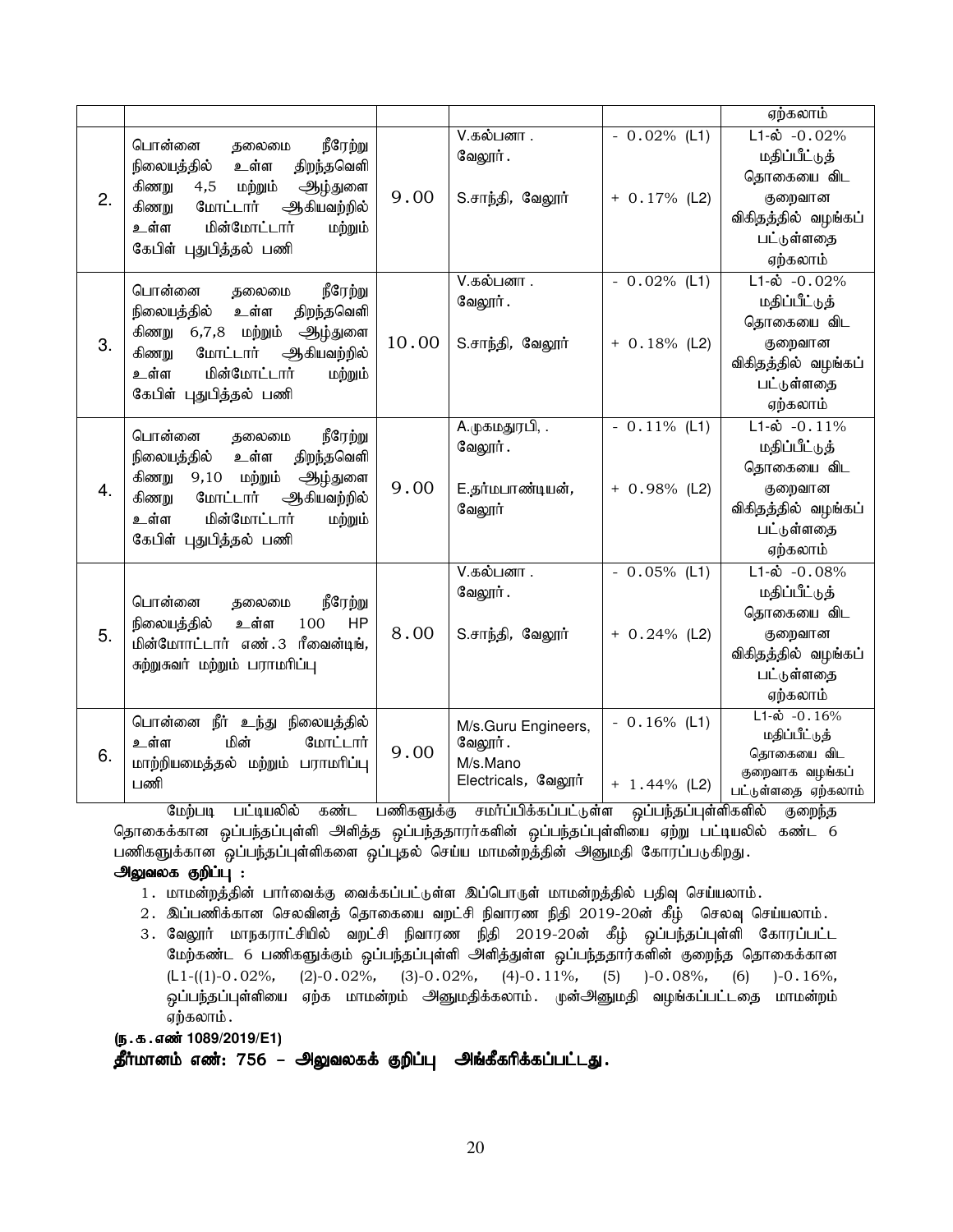| | | | | | |
|---|---|---|---|---|---|
| | | | | | ஏற்கலாம் |
| 2. | பொன்னை தலைமை நீரேற்று நிலையத்தில் உள்ள திறந்தவெளி கிணறு 4,5 மற்றும் ஆழ்துளை கிணறு மோட்டார் ஆகியவற்றில் உள்ள மின்மோட்டார் மற்றும் கேபிள் புதுபித்தல் பணி | 9.00 | V.கல்பனா . வேலூர் .<br><br>S.சாந்தி, வேலூர் | - 0.02% (L1)<br><br>+ 0.17% (L2) | L1-ல் -0.02% மதிப்பீட்டுத் தொகையை விட குறைவான விகிதத்தில் வழங்கப் பட்டுள்ளதை ஏற்கலாம் |
| 3. | பொன்னை தலைமை நீரேற்று நிலையத்தில் உள்ள திறந்தவெளி கிணறு 6,7,8 மற்றும் ஆழ்துளை கிணறு மோட்டார் ஆகியவற்றில் உள்ள மின்மோட்டார் மற்றும் கேபிள் புதுபித்தல் பணி | 10.00 | V.கல்பனா . வேலூர் .<br><br>S.சாந்தி, வேலூர் | - 0.02% (L1)<br><br>+ 0.18% (L2) | L1-ல் -0.02% மதிப்பீட்டுத் தொகையை விட குறைவான விகிதத்தில் வழங்கப் பட்டுள்ளதை ஏற்கலாம் |
| 4. | பொன்னை தலைமை நீரேற்று நிலையத்தில் உள்ள திறந்தவெளி கிணறு 9,10 மற்றும் ஆழ்துளை கிணறு மோட்டார் ஆகியவற்றில் உள்ள மின்மோட்டார் மற்றும் கேபிள் புதுபித்தல் பணி | 9.00 | A.முகமதுரபி, . வேலூர் .<br><br>E.தர்மபாண்டியன், வேலூர் | - 0.11% (L1)<br><br>+ 0.98% (L2) | L1-ல் -0.11% மதிப்பீட்டுத் தொகையை விட குறைவான விகிதத்தில் வழங்கப் பட்டுள்ளதை ஏற்கலாம் |
| 5. | பொன்னை தலைமை நீரேற்று நிலையத்தில் உள்ள 100 HP மின்மோட்டார் எண்.3 ரீவைன்டிங், சுற்றுசுவர் மற்றும் பராமரிப்பு | 8.00 | V.கல்பனா . வேலூர் .<br><br>S.சாந்தி, வேலூர் | - 0.05% (L1)<br><br>+ 0.24% (L2) | L1-ல் -0.08% மதிப்பீட்டுத் தொகையை விட குறைவான விகிதத்தில் வழங்கப் பட்டுள்ளதை ஏற்கலாம் |
| 6. | பொன்னை நீர் உந்து நிலையத்தில் உள்ள மின் மோட்டார் மாற்றியமைத்தல் மற்றும் பராமரிப்பு பணி | 9.00 | M/s.Guru Engineers, வேலூர் .<br>M/s.Mano Electricals, வேலூர் | - 0.16% (L1)<br><br>+ 1.44% (L2) | L1-ல் -0.16% மதிப்பீட்டுத் தொகையை விட குறைவாக வழங்கப் பட்டுள்ளதை ஏற்கலாம் |

மேற்படி பட்டியலில் கண்ட பணிகளுக்கு சமர்ப்பிக்கப்பட்டுள்ள ஒப்பந்தப்புள்ளிகளில் குறைந்த தொகைக்கான ஒப்பந்தப்புள்ளி அளித்த ஒப்பந்ததாரர்களின் ஒப்பந்தப்புள்ளியை ஏற்று பட்டியலில் கண்ட 6 பணிகளுக்கான ஒப்பந்தப்புள்ளிகளை ஒப்புதல் செய்ய மாமன்றத்தின் அனுமதி கோரப்படுகிறது.

**அலுவலக குறிப்பு :**

1. மாமன்றத்தின் பார்வைக்கு வைக்கப்பட்டுள்ள இப்பொருள் மாமன்றத்தில் பதிவு செய்யலாம்.
2. இப்பணிக்கான செலவினத் தொகையை வறட்சி நிவாரண நிதி 2019-20ன் கீழ் செலவு செய்யலாம்.
3. வேலூர் மாநகராட்சியில் வறட்சி நிவாரண நிதி 2019-20ன் கீழ் ஒப்பந்தப்புள்ளி கோரப்பட்ட மேற்கண்ட 6 பணிகளுக்கும் ஒப்பந்தப்புள்ளி அளித்துள்ள ஒப்பந்ததாரர்களின் குறைந்த தொகைக்கான (L1-((1)-0.02%, (2)-0.02%, (3)-0.02%, (4)-0.11%, (5) )-0.08%, (6) )-0.16%, ஒப்பந்தப்புள்ளியை ஏற்க மாமன்றம் அனுமதிக்கலாம். முன்அனுமதி வழங்கப்பட்டதை மாமன்றம் ஏற்கலாம்.

**(ந.க.எண் 1089/2019/E1)**

**தீர்மானம் எண்: 756 – அலுவலகக் குறிப்பு அங்கீகரிக்கப்பட்டது.**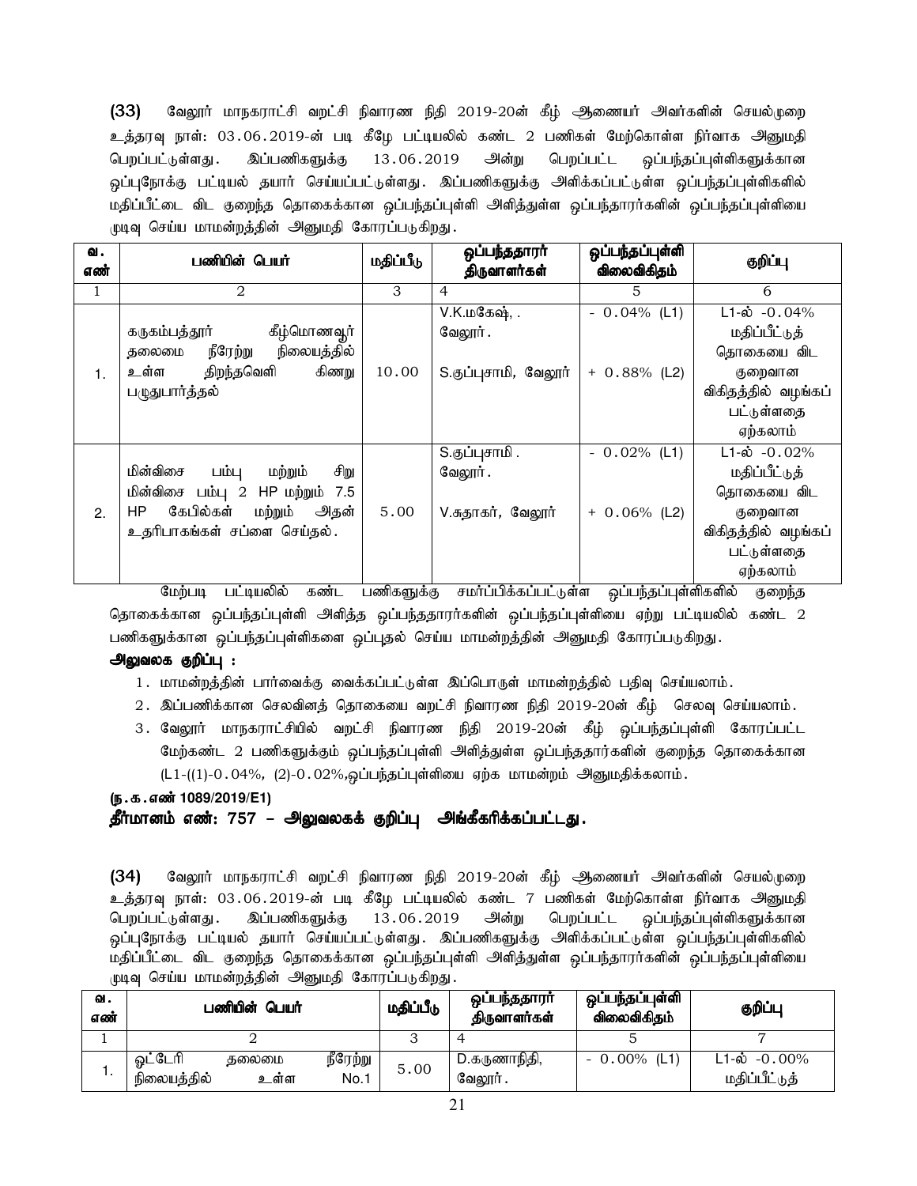**(33)** வேலூர் மாநகராட்சி வறட்சி நிவாரண நிதி 2019-20ன் கீழ் ஆணையர் அவர்களின் செயல்முறை உத்தரவு நாள்: 03.06.2019-ன் படி கீழே பட்டியலில் கண்ட 2 பணிகள் மேற்கொள்ள நிர்வாக அனுமதி பெறப்பட்டுள்ளது. இப்பணிகளுக்கு 13.06.2019 அன்று பெறப்பட்ட ஒப்பந்தப்புள்ளிகளுக்கான ஒப்புநோக்கு பட்டியல் தயார் செய்யப்பட்டுள்ளது. இப்பணிகளுக்கு அளிக்கப்பட்டுள்ள ஒப்பந்தப்புள்ளிகளில் மதிப்பீட்டை விட குறைந்த தொகைக்கான ஒப்பந்தப்புள்ளி அளித்துள்ள ஒப்பந்தாரர்களின் ஒப்பந்தப்புள்ளியை முடிவு செய்ய மாமன்றத்தின் அனுமதி கோரப்படுகிறது.

| வ. எண் | பணியின் பெயர் | மதிப்பீடு | ஒப்பந்ததாரர் திருவாளர்கள் | ஒப்பந்தப்புள்ளி விலைவிகிதம் | குறிப்பு |
|---|---|---|---|---|---|
| 1 | 2 | 3 | 4 | 5 | 6 |
| 1. | கருகம்பத்தூர் கீழ்மொணவூர் தலைமை நீரேற்று நிலையத்தில் உள்ள திறந்தவெளி கிணறு பழுதுபார்த்தல் | 10.00 | V.K.மகேஷ், . வேலூர். <br> S.குப்புசாமி, வேலூர் | - 0.04% (L1) <br> + 0.88% (L2) | L1-ல் -0.04% மதிப்பீட்டுத் தொகையை விட குறைவான விகிதத்தில் வழங்கப் பட்டுள்ளதை ஏற்கலாம் |
| 2. | மின்விசை பம்பு மற்றும் சிறு மின்விசை பம்பு 2 HP மற்றும் 7.5 HP கேபில்கள் மற்றும் அதன் உதரிபாகங்கள் சப்ளை செய்தல். | 5.00 | S.குப்புசாமி. வேலூர். <br> V.சுதாகர், வேலூர் | - 0.02% (L1) <br> + 0.06% (L2) | L1-ல் -0.02% மதிப்பீட்டுத் தொகையை விட குறைவான விகிதத்தில் வழங்கப் பட்டுள்ளதை ஏற்கலாம் |

மேற்படி பட்டியலில் கண்ட பணிகளுக்கு சமர்ப்பிக்கப்பட்டுள்ள ஒப்பந்தப்புள்ளிகளில் குறைந்த தொகைக்கான ஒப்பந்தப்புள்ளி அளித்த ஒப்பந்ததாரர்களின் ஒப்பந்தப்புள்ளியை ஏற்று பட்டியலில் கண்ட 2 பணிகளுக்கான ஒப்பந்தப்புள்ளிகளை ஒப்புதல் செய்ய மாமன்றத்தின் அனுமதி கோரப்படுகிறது.

**அலுவலக குறிப்பு :**

1. மாமன்றத்தின் பார்வைக்கு வைக்கப்பட்டுள்ள இப்பொருள் மாமன்றத்தில் பதிவு செய்யலாம்.
2. இப்பணிக்கான செலவினத் தொகையை வறட்சி நிவாரண நிதி 2019-20ன் கீழ் செலவு செய்யலாம்.
3. வேலூர் மாநகராட்சியில் வறட்சி நிவாரண நிதி 2019-20ன் கீழ் ஒப்பந்தப்புள்ளி கோரப்பட்ட மேற்கண்ட 2 பணிகளுக்கும் ஒப்பந்தப்புள்ளி அளித்துள்ள ஒப்பந்ததாரர்களின் குறைந்த தொகைக்கான (L1-((1)-0.04%, (2)-0.02%,ஒப்பந்தப்புள்ளியை ஏற்க மாமன்றம் அனுமதிக்கலாம்.

**(ந.க.எண் 1089/2019/E1)**

**தீர்மானம் எண்: 757 – அலுவலகக் குறிப்பு அங்கீகரிக்கப்பட்டது.**

**(34)** வேலூர் மாநகராட்சி வறட்சி நிவாரண நிதி 2019-20ன் கீழ் ஆணையர் அவர்களின் செயல்முறை உத்தரவு நாள்: 03.06.2019-ன் படி கீழே பட்டியலில் கண்ட 7 பணிகள் மேற்கொள்ள நிர்வாக அனுமதி பெறப்பட்டுள்ளது. இப்பணிகளுக்கு 13.06.2019 அன்று பெறப்பட்ட ஒப்பந்தப்புள்ளிகளுக்கான ஒப்புநோக்கு பட்டியல் தயார் செய்யப்பட்டுள்ளது. இப்பணிகளுக்கு அளிக்கப்பட்டுள்ள ஒப்பந்தப்புள்ளிகளில் மதிப்பீட்டை விட குறைந்த தொகைக்கான ஒப்பந்தப்புள்ளி அளித்துள்ள ஒப்பந்தாரர்களின் ஒப்பந்தப்புள்ளியை முடிவு செய்ய மாமன்றத்தின் அனுமதி கோரப்படுகிறது.

| வ. எண் | பணியின் பெயர் | மதிப்பீடு | ஒப்பந்ததாரர் திருவாளர்கள் | ஒப்பந்தப்புள்ளி விலைவிகிதம் | குறிப்பு |
|---|---|---|---|---|---|
| 1 | 2 | 3 | 4 | 5 | 7 |
| 1. | ஓட்டேரி தலைமை நீரேற்று நிலையத்தில் உள்ள No.1 | 5.00 | D.கருணாநிதி, வேலூர். | - 0.00% (L1) | L1-ல் -0.00% மதிப்பீட்டுத் |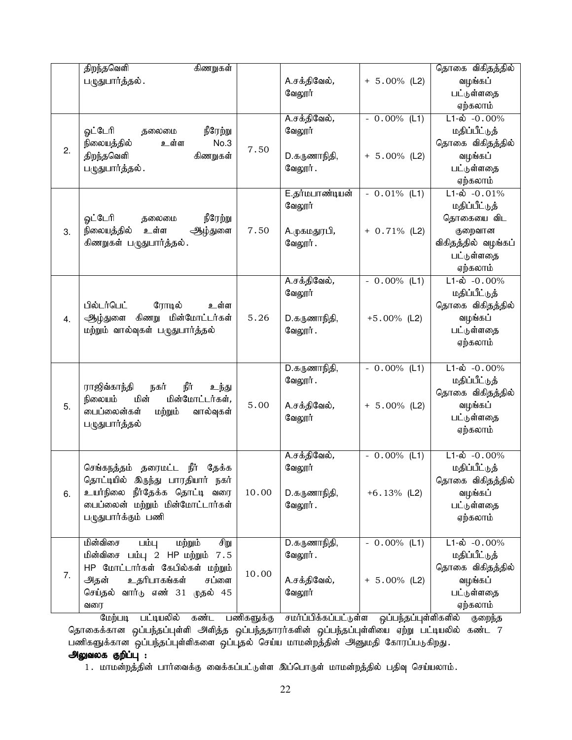|  | திறந்தவெளி கிணறுகள் பழுதுபார்த்தல். |  | A.சக்திவேல், வேலூர் | + 5.00% (L2) | தொகை விகிதத்தில் வழங்கப் பட்டுள்ளதை ஏற்கலாம் |
|---|---|---|---|---|---|
| 2. | ஓட்டேரி தலைமை நீரேற்று நிலையத்தில் உள்ள No.3 திறந்தவெளி கிணறுகள் பழுதுபார்த்தல். | 7.50 | A.சக்திவேல், வேலூர்<br><br>D.கருணாநிதி, வேலூர். | - 0.00% (L1)<br><br>+ 5.00% (L2) | L1-ல் -0.00% மதிப்பீட்டுத் தொகை விகிதத்தில் வழங்கப் பட்டுள்ளதை ஏற்கலாம் |
| 3. | ஓட்டேரி தலைமை நீரேற்று நிலையத்தில் உள்ள ஆழ்துளை கிணறுகள் பழுதுபார்த்தல். | 7.50 | E.தர்மபாண்டியன் வேலூர்<br><br>A.முகமதுரபி, வேலூர். | - 0.01% (L1)<br><br>+ 0.71% (L2) | L1-ல் -0.01% மதிப்பீட்டுத் தொகையை விட குறைவான விகிதத்தில் வழங்கப் பட்டுள்ளதை ஏற்கலாம் |
| 4. | பில்டர்பெட் ரோடில் உள்ள ஆழ்துளை கிணறு மின்மோட்டர்கள் மற்றும் வால்வுகள் பழுதுபார்த்தல் | 5.26 | A.சக்திவேல், வேலூர்<br><br>D.கருணாநிதி, வேலூர். | - 0.00% (L1)<br><br>+5.00% (L2) | L1-ல் -0.00% மதிப்பீட்டுத் தொகை விகிதத்தில் வழங்கப் பட்டுள்ளதை ஏற்கலாம் |
| 5. | ராஜிவ்காந்தி நகர் நீர் உந்து நிலையம் மின் மின்மோட்டர்கள், பைப்லைன்கள் மற்றும் வால்வுகள் பழுதுபார்த்தல் | 5.00 | D.கருணாநிதி, வேலூர்.<br><br>A.சக்திவேல், வேலூர் | - 0.00% (L1)<br><br>+ 5.00% (L2) | L1-ல் -0.00% மதிப்பீட்டுத் தொகை விகிதத்தில் வழங்கப் பட்டுள்ளதை ஏற்கலாம் |
| 6. | செங்கநத்தம் தரைமட்ட நீர் தேக்க தொட்டியில் இருந்து பாரதியார் நகர் உயர்நிலை நீர்தேக்க தொட்டி வரை பைப்லைன் மற்றும் மின்மோட்டார்கள் பழுதுபார்க்கும் பணி | 10.00 | A.சக்திவேல், வேலூர்<br><br>D.கருணாநிதி, வேலூர். | - 0.00% (L1)<br><br>+6.13% (L2) | L1-ல் -0.00% மதிப்பீட்டுத் தொகை விகிதத்தில் வழங்கப் பட்டுள்ளதை ஏற்கலாம் |
| 7. | மின்விசை பம்பு மற்றும் சிறு மின்விசை பம்பு 2 HP மற்றும் 7.5 HP மோட்டார்கள் கேபில்கள் மற்றும் அதன் உதரிபாகங்கள் சப்ளை செய்தல் வார்டு எண் 31 முதல் 45 வரை | 10.00 | D.கருணாநிதி, வேலூர்.<br><br>A.சக்திவேல், வேலூர் | - 0.00% (L1)<br><br>+ 5.00% (L2) | L1-ல் -0.00% மதிப்பீட்டுத் தொகை விகிதத்தில் வழங்கப் பட்டுள்ளதை ஏற்கலாம் |

மேற்படி பட்டியலில் கண்ட பணிகளுக்கு சமர்ப்பிக்கப்பட்டுள்ள ஒப்பந்தப்புள்ளிகளில் குறைந்த தொகைக்கான ஒப்பந்தப்புள்ளி அளித்த ஒப்பந்ததாரர்களின் ஒப்பந்தப்புள்ளியை ஏற்று பட்டியலில் கண்ட 7 பணிகளுக்கான ஒப்பந்தப்புள்ளிகளை ஒப்புதல் செய்ய மாமன்றத்தின் அனுமதி கோரப்படுகிறது.

**அலுவலக குறிப்பு :**

1. மாமன்றத்தின் பார்வைக்கு வைக்கப்பட்டுள்ள இப்பொருள் மாமன்றத்தில் பதிவு செய்யலாம்.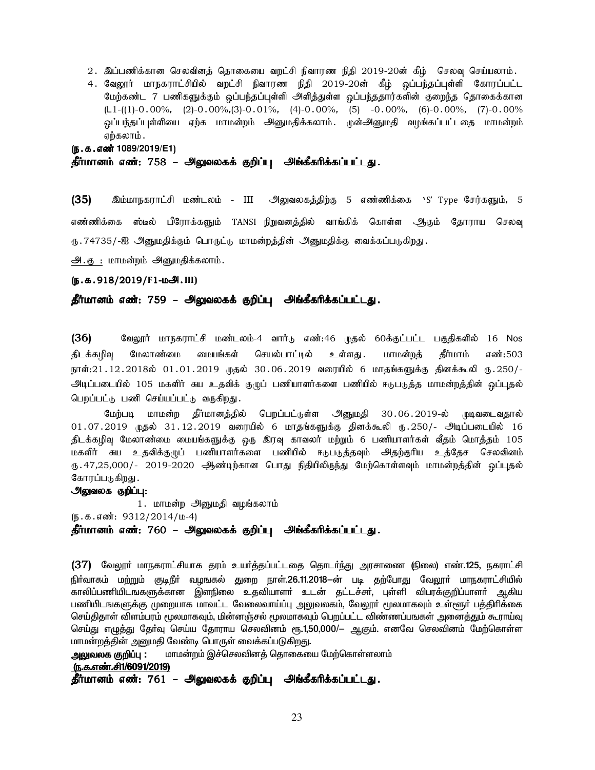2. இப்பணிக்கான செலவினத் தொகையை வறட்சி நிவாரண நிதி 2019-20ன் கீழ் செலவு செய்யலாம்.

4. வேலூர் மாநகராட்சியில் வறட்சி நிவாரண நிதி 2019-20ன் கீழ் ஒப்பந்தப்புள்ளி கோரப்பட்ட மேற்கண்ட 7 பணிகளுக்கும் ஒப்பந்தப்புள்ளி அளித்துள்ள ஒப்பந்ததாரர்களின் குறைந்த தொகைக்கான (L1-((1)-0.00%, (2)-0.00%,(3)-0.01%, (4)-0.00%, (5) -0.00%, (6)-0.00%, (7)-0.00% ஒப்பந்தப்புள்ளியை ஏற்க மாமன்றம் அனுமதிக்கலாம். முன்அனுமதி வழங்கப்பட்டதை மாமன்றம் ஏற்கலாம்.

**(ந.க.எண் 1089/2019/E1)**

**தீர்மானம் எண்: 758 – அலுவலகக் குறிப்பு அங்கீகரிக்கப்பட்டது.**

**(35)** இம்மாநகராட்சி மண்டலம் - III அலுவலகத்திற்கு 5 எண்ணிக்கை 'S' Type சேர்களும், 5 எண்ணிக்கை ஸ்டீல் பீரோக்களும் TANSI நிறுவனத்தில் வாங்கிக் கொள்ள ஆகும் தோராய செலவு ரூ.74735/-ஐ அனுமதிக்கும் பொருட்டு மாமன்றத்தின் அனுமதிக்கு வைக்கப்படுகிறது.

அ.கு : மாமன்றம் அனுமதிக்கலாம்.

**(ந.க.918/2019/F1-மஅ.III)**

**தீர்மானம் எண்: 759 – அலுவலகக் குறிப்பு அங்கீகரிக்கப்பட்டது.**

**(36)** வேலூர் மாநகராட்சி மண்டலம்-4 வார்டு எண்:46 முதல் 60க்குட்பட்ட பகுதிகளில் 16 Nos திடக்கழிவு மேலாண்மை மையங்கள் செயல்பாட்டில் உள்ளது. மாமன்றத் தீர்மாம் எண்:503 நாள்:21.12.2018ல் 01.01.2019 முதல் 30.06.2019 வரையில் 6 மாதங்களுக்கு தினக்கூலி ரூ.250/- அடிப்படையில் 105 மகளிர் சுய உதவிக் குழுப் பணியாளர்களை பணியில் ஈடுபடுத்த மாமன்றத்தின் ஒப்புதல் பெறப்பட்டு பணி செய்யப்பட்டு வருகிறது.

மேற்படி மாமன்ற தீர்மானத்தில் பெறப்பட்டுள்ள அனுமதி 30.06.2019-ல் முடிவடைவதால் 01.07.2019 முதல் 31.12.2019 வரையில் 6 மாதங்களுக்கு தினக்கூலி ரூ.250/- அடிப்படையில் 16 திடக்கழிவு மேலாண்மை மையங்களுக்கு ஒரு இரவு காவலர் மற்றும் 6 பணியாளர்கள் வீதம் மொத்தம் 105 மகளிர் சுய உதவிக்குழுப் பணியாளர்களை பணியில் ஈடுபடுத்தவும் அதற்குரிய உத்தேச செலவினம் ரூ.47,25,000/- 2019-2020 ஆண்டிற்கான பொது நிதியிலிருந்து மேற்கொள்ளவும் மாமன்றத்தின் ஒப்புதல் கோரப்படுகிறது.

**அலுவலக குறிப்பு:**

1. மாமன்ற அனுமதி வழங்கலாம்

(ந.க.எண்: 9312/2014/ம-4)

**தீர்மானம் எண்: 760 – அலுவலகக் குறிப்பு அங்கீகரிக்கப்பட்டது.**

**(37)** வேலூர் மாநகராட்சியாக தரம் உயர்த்தப்பட்டதை தொடர்ந்து அரசாணை (நிலை) எண்.125, நகராட்சி நிர்வாகம் மற்றும் குடிநீர் வழஙகல் துறை நாள்.26.11.2018–ன் படி தற்போது வேலூர் மாநகராட்சியில் காலிப்பணியிடஙகளுக்கான இளநிலை உதவியாளர் உடன் தட்டச்சர், புள்ளி விபரக்குறிப்பாளர் ஆகிய பணியிடஙகளுக்கு முறையாக மாவட்ட வேலைவாய்ப்பு அலுவலகம், வேலூர் மூலமாகவும் உள்ளூர் பத்திரிக்கை செய்திதாள் விளம்பரம் மூலமாகவும், மின்னஞ்சல் மூலமாகவும் பெறப்பட்ட விண்ணப்பஙகள் அனைத்தும் கூராய்வு செய்து எழுத்து தேர்வு செய்ய தோராய செலவினம் ரூ.1,50,000/– ஆகும். எனவே செலவினம் மேற்கொள்ள மாமன்றத்தின் அனுமதி வேண்டி பொருள் வைக்கப்படுகிறது.

**அலுவலக குறிப்பு :** மாமன்றம் இச்செலவினத் தொகையை மேற்கொள்ளலாம்

**(ந.க.எண்.சி1/6091/2019)**

**தீர்மானம் எண்: 761 – அலுவலகக் குறிப்பு அங்கீகரிக்கப்பட்டது.**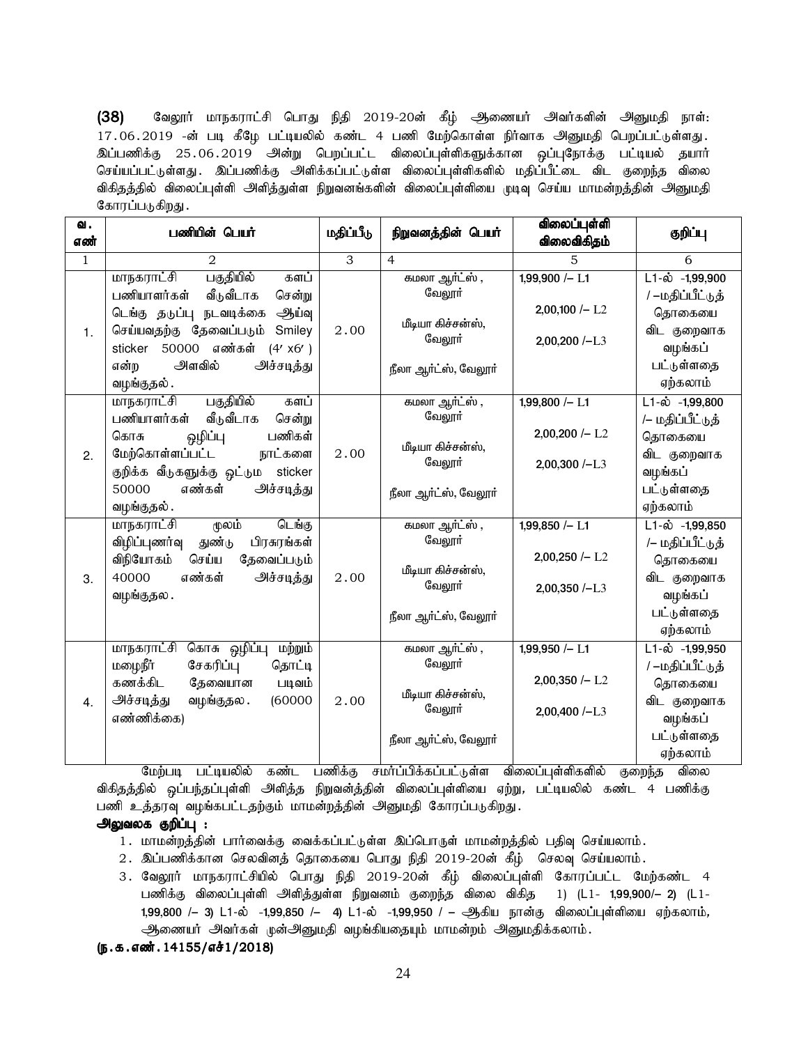**(38)** வேலூர் மாநகராட்சி பொது நிதி 2019-20ன் கீழ் ஆணையர் அவர்களின் அனுமதி நாள்: 17.06.2019 -ன் படி கீழே பட்டியலில் கண்ட 4 பணி மேற்கொள்ள நிர்வாக அனுமதி பெறப்பட்டுள்ளது. இப்பணிக்கு 25.06.2019 அன்று பெறப்பட்ட விலைப்புள்ளிகளுக்கான ஒப்புநோக்கு பட்டியல் தயார் செய்யப்பட்டுள்ளது. இப்பணிக்கு அளிக்கப்பட்டுள்ள விலைப்புள்ளிகளில் மதிப்பீட்டை விட குறைந்த விலை விகிதத்தில் விலைப்புள்ளி அளித்துள்ள நிறுவனங்களின் விலைப்புள்ளியை முடிவு செய்ய மாமன்றத்தின் அனுமதி கோரப்படுகிறது.

| வ. எண் | பணியின் பெயர் | மதிப்பீடு | நிறுவனத்தின் பெயர் | விலைப்புள்ளி விலைவிகிதம் | குறிப்பு |
|---|---|---|---|---|---|
| 1 | 2 | 3 | 4 | 5 | 6 |
| 1. | மாநகராட்சி பகுதியில் களப் பணியாளர்கள் வீடுவீடாக சென்று டெங்கு தடுப்பு நடவடிக்கை ஆய்வு செய்வதற்கு தேவைப்படும் Smiley sticker 50000 எண்கள் (4′ x6′ ) என்ற அளவில் அச்சடித்து வழங்குதல். | 2.00 | கமலா ஆர்ட்ஸ், வேலூர்<br><br>மீடியா கிச்சன்ஸ், வேலூர்<br><br>நீலா ஆர்ட்ஸ், வேலூர் | 1,99,900 /– L1<br><br>2,00,100 /– L2<br><br>2,00,200 /–L3 | L1-ல் -1,99,900 / –மதிப்பீட்டுத் தொகையை விட குறைவாக வழங்கப் பட்டுள்ளதை ஏற்கலாம் |
| 2. | மாநகராட்சி பகுதியில் களப் பணியாளர்கள் வீடுவீடாக சென்று கொசு ஒழிப்பு பணிகள் மேற்கொள்ளப்பட்ட நாட்களை குறிக்க வீடுகளுக்கு ஒட்டும் sticker 50000 எண்கள் அச்சடித்து வழங்குதல். | 2.00 | கமலா ஆர்ட்ஸ், வேலூர்<br><br>மீடியா கிச்சன்ஸ், வேலூர்<br><br>நீலா ஆர்ட்ஸ், வேலூர் | 1,99,800 /– L1<br><br>2,00,200 /– L2<br><br>2,00,300 /–L3 | L1-ல் -1,99,800 /– மதிப்பீட்டுத் தொகையை விட குறைவாக வழங்கப் பட்டுள்ளதை ஏற்கலாம் |
| 3. | மாநகராட்சி மூலம் டெங்கு விழிப்புணர்வு துண்டு பிரசுரங்கள் விநியோகம் செய்ய தேவைப்படும் 40000 எண்கள் அச்சடித்து வழங்குதல. | 2.00 | கமலா ஆர்ட்ஸ், வேலூர்<br><br>மீடியா கிச்சன்ஸ், வேலூர்<br><br>நீலா ஆர்ட்ஸ், வேலூர் | 1,99,850 /– L1<br><br>2,00,250 /– L2<br><br>2,00,350 /–L3 | L1-ல் -1,99,850 /– மதிப்பீட்டுத் தொகையை விட குறைவாக வழங்கப் பட்டுள்ளதை ஏற்கலாம் |
| 4. | மாநகராட்சி கொசு ஒழிப்பு மற்றும் மழைநீர் சேகரிப்பு தொட்டி கணக்கிட தேவையான படிவம் அச்சடித்து வழங்குதல. (60000 எண்ணிக்கை) | 2.00 | கமலா ஆர்ட்ஸ், வேலூர்<br><br>மீடியா கிச்சன்ஸ், வேலூர்<br><br>நீலா ஆர்ட்ஸ், வேலூர் | 1,99,950 /– L1<br><br>2,00,350 /– L2<br><br>2,00,400 /–L3 | L1-ல் -1,99,950 / –மதிப்பீட்டுத் தொகையை விட குறைவாக வழங்கப் பட்டுள்ளதை ஏற்கலாம் |

மேற்படி பட்டியலில் கண்ட பணிக்கு சமர்ப்பிக்கப்பட்டுள்ள விலைப்புள்ளிகளில் குறைந்த விலை விகிதத்தில் ஒப்பந்தப்புள்ளி அளித்த நிறுவன்த்தின் விலைப்புள்ளியை ஏற்று, பட்டியலில் கண்ட 4 பணிக்கு பணி உத்தரவு வழங்கபட்டதற்கும் மாமன்றத்தின் அனுமதி கோரப்படுகிறது.

**அலுவலக குறிப்பு :**

1. மாமன்றத்தின் பார்வைக்கு வைக்கப்பட்டுள்ள இப்பொருள் மாமன்றத்தில் பதிவு செய்யலாம்.
2. இப்பணிக்கான செலவினத் தொகையை பொது நிதி 2019-20ன் கீழ் செலவு செய்யலாம்.
3. வேலூர் மாநகராட்சியில் பொது நிதி 2019-20ன் கீழ் விலைப்புள்ளி கோரப்பட்ட மேற்கண்ட 4 பணிக்கு விலைப்புள்ளி அளித்துள்ள நிறுவனம் குறைந்த விலை விகித 1) (L1- 1,99,900/– 2) (L1- 1,99,800 /– 3) L1-ல் -1,99,850 /– 4) L1-ல் -1,99,950 / – ஆகிய நான்கு விலைப்புள்ளியை ஏற்கலாம், ஆணையர் அவர்கள் முன்அனுமதி வழங்கியதையும் மாமன்றம் அனுமதிக்கலாம்.

**(ந.க.எண்.14155/எச்1/2018)**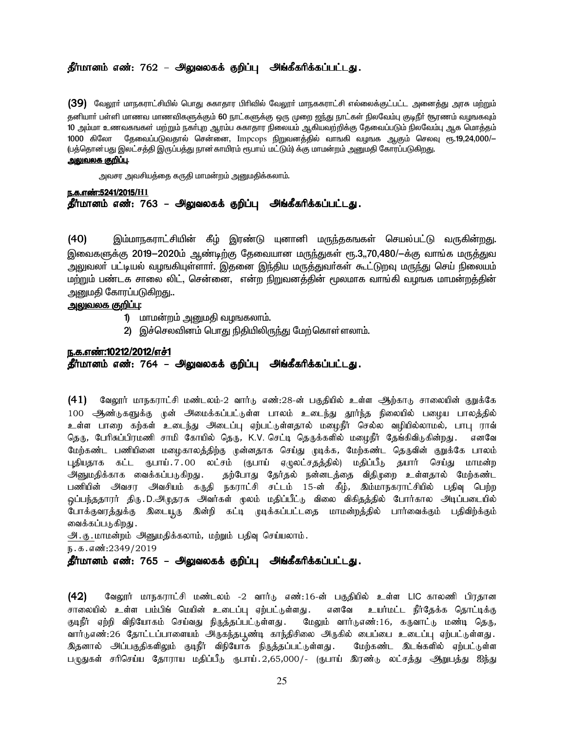**தீர்மானம் எண்: 762 – அலுவலகக் குறிப்பு அங்கீகரிக்கப்பட்டது.**

**(39)** வேலூர் மாநகராட்சியில் பொது சுகாதார பிரிவில் வேலூர் மாநககராட்சி எல்லைக்குட்பட்ட அனைத்து அரசு மற்றும் தனியார் பள்ளி மாணவ மாணவிகளுக்கும் 60 நாட்களுக்கு ஒரு முறை ஐந்து நாட்கள் நிலவேம்பு குடிநீர் சூரணம் வழங்கவும் 10 அம்மா உணவகங்கள் மற்றும் நகர்புற ஆரம்ப சுகாதார நிலையம் ஆகியவற்றிக்கு தேவைப்படும் நிலவேம்பு ஆக மொத்தம் 1000 கிலோ தேவைப்படுவதால் சென்னை, Impcops நிறுவனத்தில் வாங்கி வழஙக ஆகும் செலவு ரூ.19,24,000/– (பத்தொன்பது இலட்சத்தி இருப்பத்து நான்காயிரம் ரூபாய் மட்டும்) க்கு மாமன்றம் அனுமதி கோரப்படுகிறது.

**<u>அலுவலக குறிப்பு</u>**.

அவசர அவசியத்தை கருதி மாமன்றம் அனுமதிக்கலாம்.

**<u>ந.க.எண்:5241/2015/H1</u>**

**தீர்மானம் எண்: 763 – அலுவலகக் குறிப்பு அங்கீகரிக்கப்பட்டது.**

**(40)** இம்மாநகராட்சியின் கீழ் இரண்டு யுனானி மருந்தகங்கள் செயல்பட்டு வருகின்றது. இவைகளுக்கு 2019–2020ம் ஆண்டிற்கு தேவையான மருந்துகள் ரூ.3,,70,480/–க்கு வாங்க மருத்துவ அலுவலர் பட்டியல் வழங்கியுள்ளார். இதனை இந்திய மருத்துவர்கள் கூட்டுறவு மருந்து செய் நிலையம் மற்றும் பண்டக சாலை லிட், சென்னை, என்ற நிறுவனத்தின் மூலமாக வாங்கி வழங்க மாமன்றத்தின் அனுமதி கோரப்படுகிறது..

**<u>அலுவலக குறிப்பு</u>:**

1) மாமன்றம் அனுமதி வழஙகலாம்.
2) இச்செலவினம் பொது நிதியிலிருந்து மேற்கொள்ளலாம்.

**<u>ந.க.எண்:10212/2012/எச்1</u>**

**தீர்மானம் எண்: 764 – அலுவலகக் குறிப்பு அங்கீகரிக்கப்பட்டது.**

**(41)** வேலூர் மாநகராட்சி மண்டலம்-2 வார்டு எண்:28-ன் பகுதியில் உள்ள ஆற்காடு சாலையின் குறுக்கே 100 ஆண்டுகளுக்கு முன் அமைக்கப்பட்டுள்ள பாலம் உடைந்து தூர்ந்த நிலையில் பழைய பாலத்தில் உள்ள பாறை கற்கள் உடைந்து அடைப்பு ஏற்பட்டுள்ளதால் மழைநீர் செல்ல வழியில்லாமல், பாபு ராவ் தெரு, பேரிசுப்பிரமணி சாமி கோயில் தெரு, K.V. செட்டி தெருக்களில் மழைநீர் தேங்கிவிடுகின்றது. எனவே மேற்கண்ட பணியினை மழைகாலத்திற்கு முன்னதாக செய்து முடிக்க, மேற்கண்ட தெருவின் குறுக்கே பாலம் புதியதாக கட்ட ரூபாய்.7.00 லட்சம் (ரூபாய் ஏழுலட்சதத்தில்) மதிப்பீடு தயார் செய்து மாமன்ற அனுமதிக்காக வைக்கப்படுகிறது. தற்போது தேர்தல் நன்னடத்தை விதிமுறை உள்ளதால் மேற்கண்ட பணியின் அவசர அவசியம் கருதி நகராட்சி சட்டம் 15-ன் கீழ், இம்மாநகராட்சியில் பதிவு பெற்ற ஒப்பந்ததாரர் திரு.D.அமுதரசு அவர்கள் மூலம் மதிப்பீட்டு விலை விகிதத்தில் போர்கால அடிப்படையில் போக்குவரத்துக்கு இடையூரு இன்றி கட்டி முடிக்கப்பட்டதை மாமன்றத்தில் பார்வைக்கும் பதிவிற்க்கும் வைக்கப்படுகிறது.

<u>அ.கு.</u>மாமன்றம் அனுமதிக்கலாம், மற்றும் பதிவு செய்யலாம்.

ந.க.எண்:2349/2019

**தீர்மானம் எண்: 765 – அலுவலகக் குறிப்பு அங்கீகரிக்கப்பட்டது.**

**(42)** வேலூர் மாநகராட்சி மண்டலம் -2 வார்டு எண்:16-ன் பகுதியில் உள்ள LIC காலணி பிரதான சாலையில் உள்ள பம்பிங் மெயின் உடைப்பு ஏற்பட்டுள்ளது. எனவே உயர்மட்ட நீர்தேக்க தொட்டிக்கு குடிநீர் ஏற்றி விநியோகம் செய்வது நிருத்தப்பட்டுள்ளது. மேலும் வார்டுஎண்:16, கருவாட்டு மண்டி தெரு, வார்டுஎண்:26 தோட்டப்பாளையம் அருகந்தபூண்டி காந்திசிலை அருகில் பைப்பை உடைப்பு ஏற்பட்டுள்ளது. இதனால் அப்பகுதிகளிலும் குடிநீர் விநியோக நிருத்தப்பட்டுள்ளது. மேற்கண்ட இடங்களில் ஏற்பட்டுள்ள பழுதுகள் சரிசெய்ய தோராய மதிப்பீடு ரூபாய்.2,65,000/- (ரூபாய் இரண்டு லட்சத்து ஆறுபத்து ஐந்து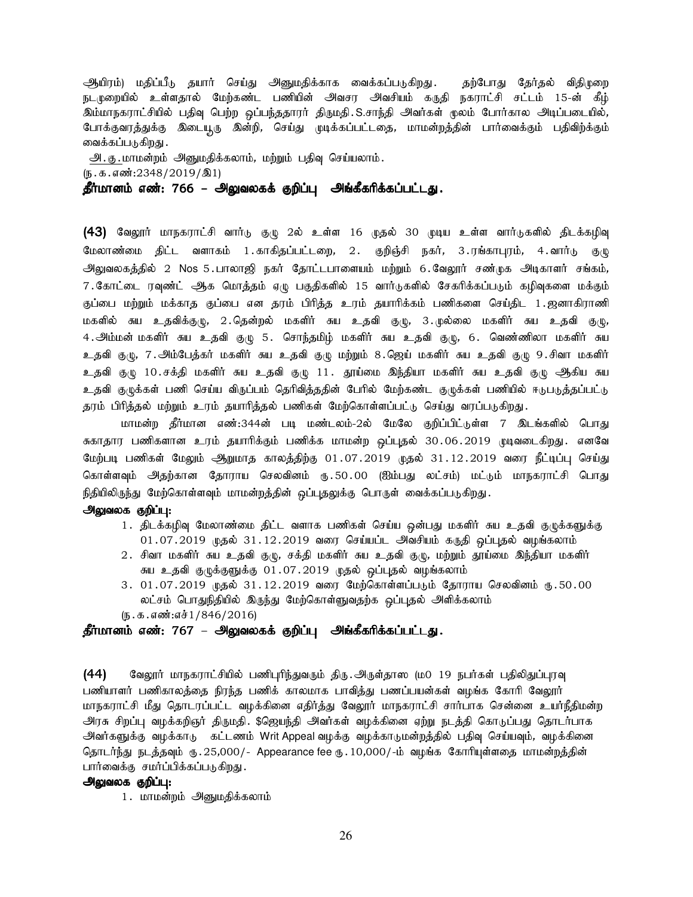ஆயிரம்) மதிப்பீடு தயார் செய்து அனுமதிக்காக வைக்கப்படுகிறது. தற்போது தேர்தல் விதிமுறை நடமுறையில் உள்ளதால் மேற்கண்ட பணியின் அவசர அவசியம் கருதி நகராட்சி சட்டம் 15-ன் கீழ் இம்மாநகராட்சியில் பதிவு பெற்ற ஒப்பந்ததாரர் திருமதி.S.சாந்தி அவர்கள் மூலம் போர்கால அடிப்படையில், போக்குவரத்துக்கு இடையூரு இன்றி, செய்து முடிக்கப்பட்டதை, மாமன்றத்தின் பார்வைக்கும் பதிவிற்க்கும் வைக்கப்படுகிறது.

அ.கு.மாமன்றம் அனுமதிக்கலாம், மற்றும் பதிவு செய்யலாம்.

(ந.க.எண்:2348/2019/இ1)

**தீர்மானம் எண்: 766 – அலுவலகக் குறிப்பு அங்கீகரிக்கப்பட்டது.**

**(43)** வேலூர் மாநகராட்சி வார்டு குழு 2ல் உள்ள 16 முதல் 30 முடிய உள்ள வார்டுகளில் திடக்கழிவு மேலாண்மை திட்ட வளாகம் 1.காகிதப்பட்டறை, 2. குறிஞ்சி நகர், 3.ரங்காபுரம், 4.வார்டு குழு அலுவலகத்தில் 2 Nos 5.பாலாஜி நகர் தோட்டபாளையம் மற்றும் 6.வேலூர் சண்முக அடிகாளர் சங்கம், 7.கோட்டை ரவுண்ட் ஆக மொத்தம் ஏழு பகுதிகளில் 15 வார்டுகளில் சேகரிக்கப்படும் கழிவுகளை மக்கும் குப்பை மற்றும் மக்காத குப்பை என தரம் பிரித்த உரம் தயாரிக்கம் பணிகளை செய்திட 1.ஜனாகிராணி மகளில் சுய உதவிக்குழு, 2.தென்றல் மகளிர் சுய உதவி குழு, 3.முல்லை மகளிர் சுய உதவி குழு, 4.அம்மன் மகளிர் சுய உதவி குழு 5. சொந்தமிழ் மகளிர் சுய உதவி குழு, 6. வெண்ணிலா மகளிர் சுய உதவி குழு, 7.அம்பேத்கர் மகளிர் சுய உதவி குழு மற்றும் 8.ஜெய் மகளிர் சுய உதவி குழு 9.சிவா மகளிர் உதவி குழு 10.சக்தி மகளிர் சுய உதவி குழு 11. தூய்மை இந்தியா மகளிர் சுய உதவி குழு ஆகிய சுய உதவி குழுக்கள் பணி செய்ய விருப்பம் தெரிவித்ததின் பேரில் மேற்கண்ட குழுக்கள் பணியில் ஈடுபடுத்தப்பட்டு தரம் பிரித்தல் மற்றும் உரம் தயாரித்தல் பணிகள் மேற்கொள்ளப்பட்டு செய்து வரப்படுகிறது.

மாமன்ற தீர்மான எண்:344ன் படி மண்டலம்-2ல் மேலே குறிப்பிட்டுள்ள 7 இடங்களில் பொது சுகாதார பணிகளான உரம் தயாரிக்கும் பணிக்க மாமன்ற ஒப்புதல் 30.06.2019 முடிவடைகிறது. எனவே மேற்படி பணிகள் மேலும் ஆறுமாத காலத்திற்கு 01.07.2019 முதல் 31.12.2019 வரை நீட்டிப்பு செய்து கொள்ளவும் அதற்கான தோராய செலவினம் ரூ.50.00 (இம்பது லட்சம்) மட்டும் மாநகராட்சி பொது நிதியிலிருந்து மேற்கொள்ளவும் மாமன்றத்தின் ஒப்புதலுக்கு பொருள் வைக்கப்படுகிறது.

**அலுவலக குறிப்பு:**

1. திடக்கழிவு மேலாண்மை திட்ட வளாக பணிகள் செய்ய ஒன்பது மகளிர் சுய உதவி குழுக்களுக்கு 01.07.2019 முதல் 31.12.2019 வரை செய்யப்பட அவசியம் கருதி ஒப்புதல் வழங்கலாம்
2. சிவா மகளிர் சுய உதவி குழு, சக்தி மகளிர் சுய உதவி குழு, மற்றும் தூய்மை இந்தியா மகளிர் சுய உதவி குழுக்குளுக்கு 01.07.2019 முதல் ஒப்புதல் வழங்கலாம்
3. 01.07.2019 முதல் 31.12.2019 வரை மேற்கொள்ளப்படும் தோராய செலவினம் ரூ.50.00 லட்சம் பொதுநிதியில் இருந்து மேற்கொள்ளுவதற்க ஒப்புதல் அளிக்கலாம்

(ந.க.எண்:எச்1/846/2016)

**தீர்மானம் எண்: 767 – அலுவலகக் குறிப்பு அங்கீகரிக்கப்பட்டது.**

**(44)** வேலூர் மாநகராட்சியில் பணிபுரிந்துவரும் திரு.அருள்தாஸ (ம0 19 நபர்கள் பதிலிதுப்புரவு பணியாளர் பணிகாலத்தை நிரந்த பணிக் காலமாக பாவித்து பணப்பயன்கள் வழங்க கோரி வேலூர் மாநகராட்சி மீது தொடரப்பட்ட வழக்கினை எதிர்த்து வேலூர் மாநகராட்சி சார்பாக சென்னை உயர்நீதிமன்ற அரசு சிறப்பு வழக்கறிஞர் திருமதி. $ஜெயந்தி அவர்கள் வழக்கினை ஏற்று நடத்தி கொடுப்பது தொடர்பாக அவர்களுக்கு வழக்காடு கட்டணம் Writ Appeal வழக்கு வழக்காடுமன்றத்தில் பதிவு செய்யவும், வழக்கினை தொடர்ந்து நடத்தவும் ரூ.25,000/- Appearance fee ரூ.10,000/-ம் வழங்க கோரியுள்ளதை மாமன்றத்தின் பார்வைக்கு சமர்ப்பிக்கப்படுகிறது.

**அலுவலக குறிப்பு:**

1. மாமன்றம் அனுமதிக்கலாம்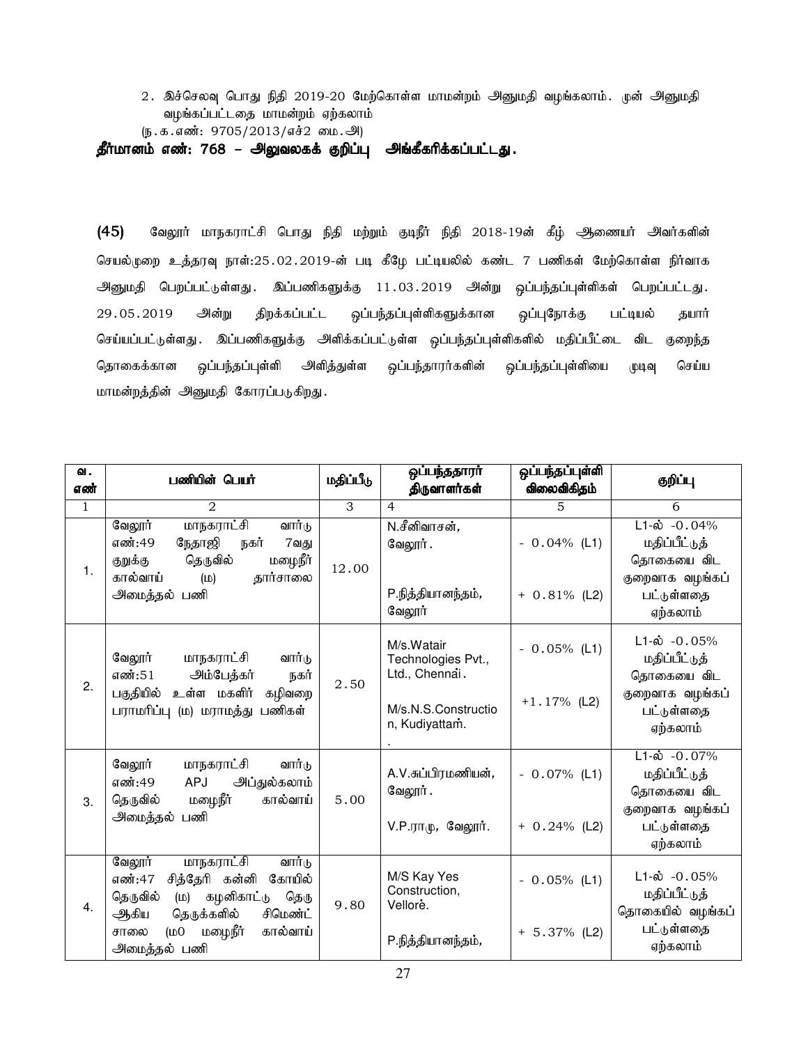2. இச்செலவு பொது நிதி 2019-20 மேற்கொள்ள மாமன்றம் அனுமதி வழங்கலாம். முன் அனுமதி வழங்கப்பட்டதை மாமன்றம் ஏற்கலாம்

(ந.க.எண்: 9705/2013/எச்2 மை.அ)

**தீர்மானம் எண்: 768 – அலுவலகக் குறிப்பு அங்கீகரிக்கப்பட்டது.**

**(45)** வேலூர் மாநகராட்சி பொது நிதி மற்றும் குடிநீர் நிதி 2018-19ன் கீழ் ஆணையர் அவர்களின் செயல்முறை உத்தரவு நாள்:25.02.2019-ன் படி கீழே பட்டியலில் கண்ட 7 பணிகள் மேற்கொள்ள நிர்வாக அனுமதி பெறப்பட்டுள்ளது. இப்பணிகளுக்கு 11.03.2019 அன்று ஒப்பந்தப்புள்ளிகள் பெறப்பட்டது. 29.05.2019 அன்று திறக்கப்பட்ட ஒப்பந்தப்புள்ளிகளுக்கான ஒப்புநோக்கு பட்டியல் தயார் செய்யப்பட்டுள்ளது. இப்பணிகளுக்கு அளிக்கப்பட்டுள்ள ஒப்பந்தப்புள்ளிகளில் மதிப்பீட்டை விட குறைந்த தொகைக்கான ஒப்பந்தப்புள்ளி அளித்துள்ள ஒப்பந்தாரர்களின் ஒப்பந்தப்புள்ளியை முடிவு செய்ய மாமன்றத்தின் அனுமதி கோரப்படுகிறது.

| வ. எண் | பணியின் பெயர் | மதிப்பீடு | ஒப்பந்ததாரர் திருவாளர்கள் | ஒப்பந்தப்புள்ளி விலைவிகிதம் | குறிப்பு |
|---|---|---|---|---|---|
| 1 | 2 | 3 | 4 | 5 | 6 |
| 1. | வேலூர் மாநகராட்சி வார்டு எண்:49 நேதாஜி நகர் 7வது குறுக்கு தெருவில் மழைநீர் கால்வாய் (ம) தார்சாலை அமைத்தல் பணி | 12.00 | N.சீனிவாசன், வேலூர்.<br><br>P.நித்தியானந்தம், வேலூர் | - 0.04% (L1)<br><br>+ 0.81% (L2) | L1-ல் -0.04% மதிப்பீட்டுத் தொகையை விட குறைவாக வழங்கப் பட்டுள்ளதை ஏற்கலாம் |
| 2. | வேலூர் மாநகராட்சி வார்டு எண்:51 அம்பேத்கர் நகர் பகுதியில் உள்ள மகளிர் கழிவறை பராமரிப்பு (ம) மராமத்து பணிகள் | 2.50 | M/s.Watair Technologies Pvt., Ltd., Chennai.<br><br>M/s.N.S.Construction, Kudiyattam. | - 0.05% (L1)<br><br>+1.17% (L2) | L1-ல் -0.05% மதிப்பீட்டுத் தொகையை விட குறைவாக வழங்கப் பட்டுள்ளதை ஏற்கலாம் |
| 3. | வேலூர் மாநகராட்சி வார்டு எண்:49 APJ அப்துல்கலாம் தெருவில் மழைநீர் கால்வாய் அமைத்தல் பணி | 5.00 | A.V.சுப்பிரமணியன், வேலூர்.<br><br>V.P.ராமு, வேலூர். | - 0.07% (L1)<br><br>+ 0.24% (L2) | L1-ல் -0.07% மதிப்பீட்டுத் தொகையை விட குறைவாக வழங்கப் பட்டுள்ளதை ஏற்கலாம் |
| 4. | வேலூர் மாநகராட்சி வார்டு எண்:47 சித்தேரி கன்னி கோயில் தெருவில் (ம) கழனிகாட்டு தெரு ஆகிய தெருக்களில் சிமெண்ட் சாலை (ம0 மழைநீர் கால்வாய் அமைத்தல் பணி | 9.80 | M/S Kay Yes Construction, Vellore.<br><br>P.நித்தியானந்தம், | - 0.05% (L1)<br><br>+ 5.37% (L2) | L1-ல் -0.05% மதிப்பீட்டுத் தொகையில் வழங்கப் பட்டுள்ளதை ஏற்கலாம் |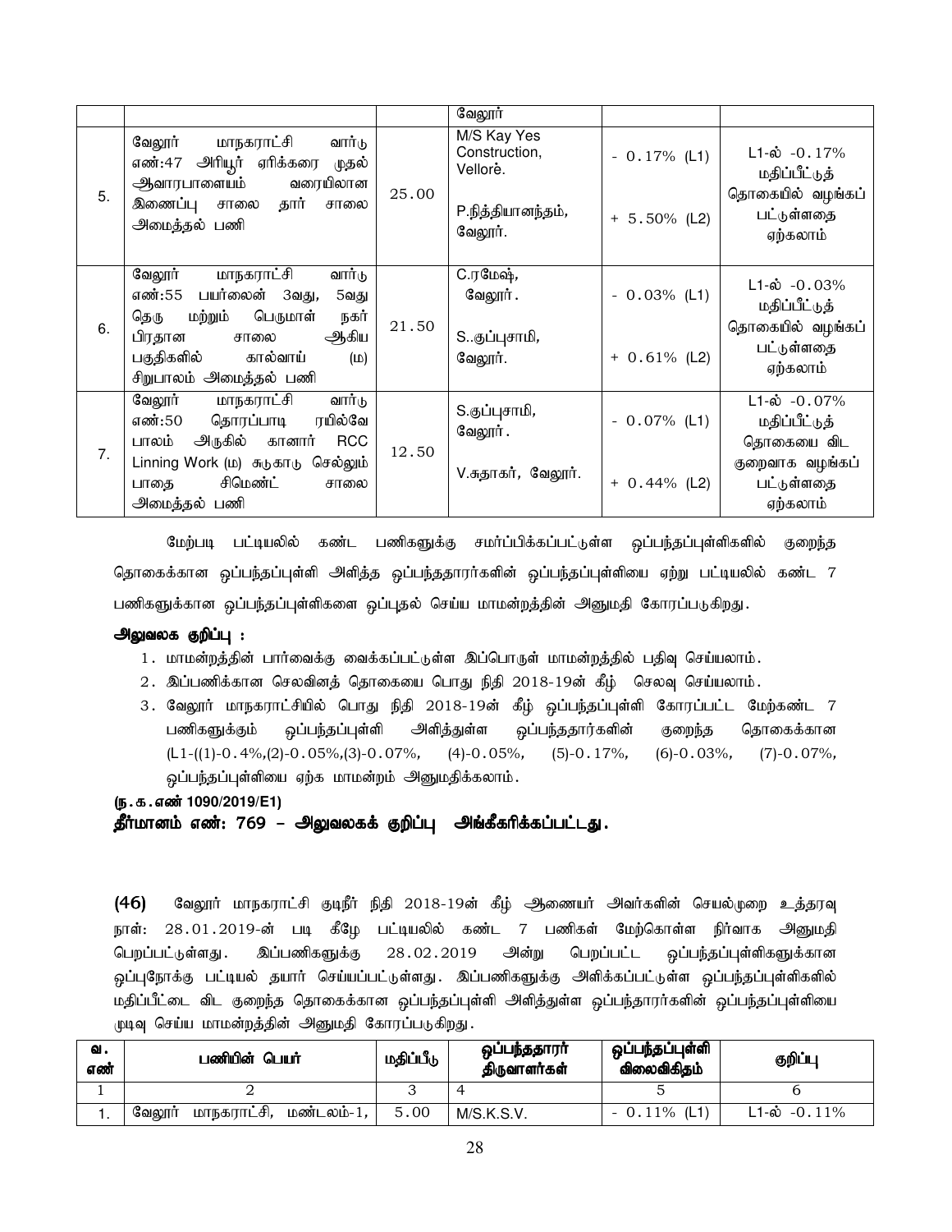|  |  |  | வேலூர் |  |  |
|---|---|---|---|---|---|
| 5. | வேலூர் மாநகராட்சி வார்டு எண்:47 அரியூர் ஏரிக்கரை முதல் ஆவாரபாளையம் வரையிலான இணைப்பு சாலை தார் சாலை அமைத்தல் பணி | 25.00 | M/S Kay Yes Construction, Vellore.<br><br>P.நித்தியானந்தம், வேலூர். | - 0.17% (L1)<br><br>+ 5.50% (L2) | L1-ல் -0.17% மதிப்பீட்டுத் தொகையில் வழங்கப் பட்டுள்ளதை ஏற்கலாம் |
| 6. | வேலூர் மாநகராட்சி வார்டு எண்:55 பயர்லைன் 3வது, 5வது தெரு மற்றும் பெருமாள் நகர் பிரதான சாலை ஆகிய பகுதிகளில் கால்வாய் (ம) சிறுபாலம் அமைத்தல் பணி | 21.50 | C.ரமேஷ், வேலூர்.<br><br>S..குப்புசாமி, வேலூர். | - 0.03% (L1)<br><br>+ 0.61% (L2) | L1-ல் -0.03% மதிப்பீட்டுத் தொகையில் வழங்கப் பட்டுள்ளதை ஏற்கலாம் |
| 7. | வேலூர் மாநகராட்சி வார்டு எண்:50 தொரப்பாடி ரயில்வே பாலம் அருகில் கானார் RCC Linning Work (ம) சுடுகாடு செல்லும் பாதை சிமெண்ட் சாலை அமைத்தல் பணி | 12.50 | S.குப்புசாமி, வேலூர்.<br><br>V.சுதாகர், வேலூர். | - 0.07% (L1)<br><br>+ 0.44% (L2) | L1-ல் -0.07% மதிப்பீட்டுத் தொகையை விட குறைவாக வழங்கப் பட்டுள்ளதை ஏற்கலாம் |

மேற்படி பட்டியலில் கண்ட பணிகளுக்கு சமர்ப்பிக்கப்பட்டுள்ள ஒப்பந்தப்புள்ளிகளில் குறைந்த தொகைக்கான ஒப்பந்தப்புள்ளி அளித்த ஒப்பந்ததாரர்களின் ஒப்பந்தப்புள்ளியை ஏற்று பட்டியலில் கண்ட 7 பணிகளுக்கான ஒப்பந்தப்புள்ளிகளை ஒப்புதல் செய்ய மாமன்றத்தின் அனுமதி கோரப்படுகிறது.

**அலுவலக குறிப்பு :**

1. மாமன்றத்தின் பார்வைக்கு வைக்கப்பட்டுள்ள இப்பொருள் மாமன்றத்தில் பதிவு செய்யலாம்.
2. இப்பணிக்கான செலவினத் தொகையை பொது நிதி 2018-19ன் கீழ் செலவு செய்யலாம்.
3. வேலூர் மாநகராட்சியில் பொது நிதி 2018-19ன் கீழ் ஒப்பந்தப்புள்ளி கோரப்பட்ட மேற்கண்ட 7 பணிகளுக்கும் ஒப்பந்தப்புள்ளி அளித்துள்ள ஒப்பந்ததார்களின் குறைந்த தொகைக்கான (L1-((1)-0.4%,(2)-0.05%,(3)-0.07%, (4)-0.05%, (5)-0.17%, (6)-0.03%, (7)-0.07%, ஒப்பந்தப்புள்ளியை ஏற்க மாமன்றம் அனுமதிக்கலாம்.

**(ந.க.எண் 1090/2019/E1)**

**தீர்மானம் எண்: 769 – அலுவலகக் குறிப்பு அங்கீகரிக்கப்பட்டது.**

**(46)** வேலூர் மாநகராட்சி குடிநீர் நிதி 2018-19ன் கீழ் ஆணையர் அவர்களின் செயல்முறை உத்தரவு நாள்: 28.01.2019-ன் படி கீழே பட்டியலில் கண்ட 7 பணிகள் மேற்கொள்ள நிர்வாக அனுமதி பெறப்பட்டுள்ளது. இப்பணிகளுக்கு 28.02.2019 அன்று பெறப்பட்ட ஒப்பந்தப்புள்ளிகளுக்கான ஒப்புநோக்கு பட்டியல் தயார் செய்யப்பட்டுள்ளது. இப்பணிகளுக்கு அளிக்கப்பட்டுள்ள ஒப்பந்தப்புள்ளிகளில் மதிப்பீட்டை விட குறைந்த தொகைக்கான ஒப்பந்தப்புள்ளி அளித்துள்ள ஒப்பந்தாரர்களின் ஒப்பந்தப்புள்ளியை முடிவு செய்ய மாமன்றத்தின் அனுமதி கோரப்படுகிறது.

| வ. எண் | பணியின் பெயர் | மதிப்பீடு | ஒப்பந்ததாரர் திருவாளர்கள் | ஒப்பந்தப்புள்ளி விலைவிகிதம் | குறிப்பு |
|---|---|---|---|---|---|
| 1 | 2 | 3 | 4 | 5 | 6 |
| 1. | வேலூர் மாநகராட்சி, மண்டலம்-1, | 5.00 | M/S.K.S.V. | - 0.11% (L1) | L1-ல் -0.11% |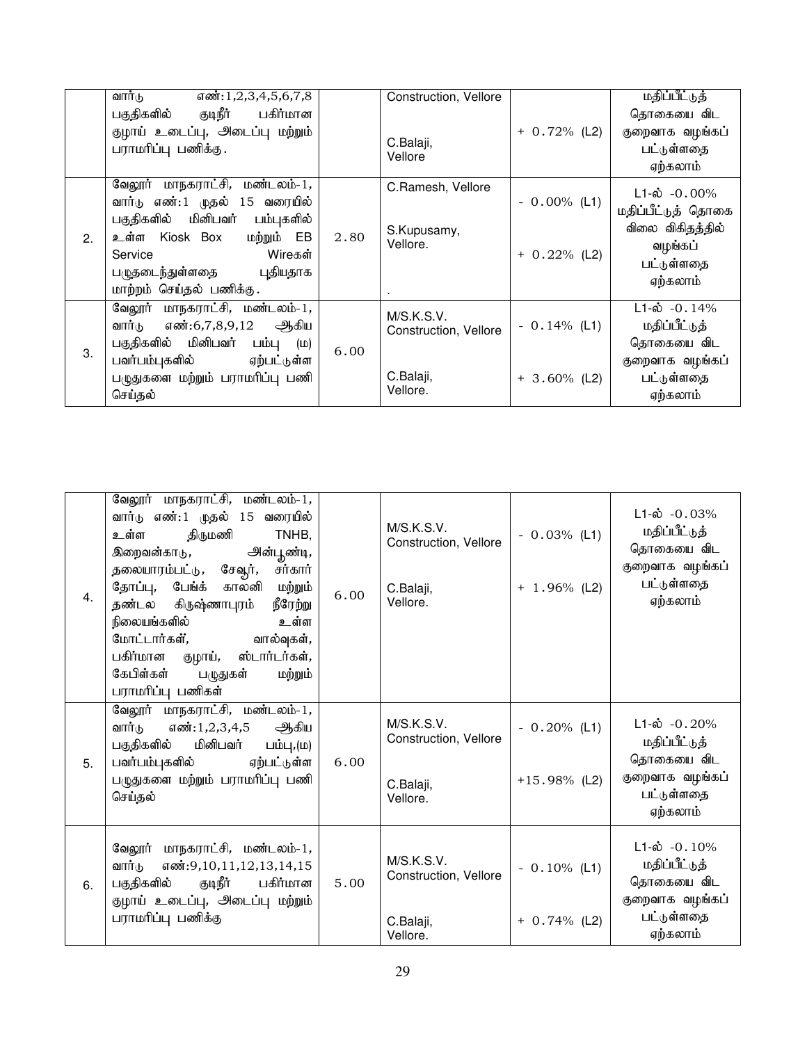|  | வார்டு எண்:1,2,3,4,5,6,7,8 பகுதிகளில் குடிநீர் பகிர்மான குழாய் உடைப்பு, அடைப்பு மற்றும் பராமரிப்பு பணிக்கு. |  | Construction, Vellore<br><br>C.Balaji, Vellore | + 0.72% (L2) | மதிப்பீட்டுத் தொகையை விட குறைவாக வழங்கப் பட்டுள்ளதை ஏற்கலாம் |
|---|---|---|---|---|---|
| 2. | வேலூர் மாநகராட்சி, மண்டலம்-1, வார்டு எண்:1 முதல் 15 வரையில் பகுதிகளில் மினிபவர் பம்புகளில் உள்ள Kiosk Box மற்றும் EB Service Wireகள் பழுதடைந்துள்ளதை புதியதாக மாற்றம் செய்தல் பணிக்கு. | 2.80 | C.Ramesh, Vellore<br><br>S.Kupusamy, Vellore.<br><br>. | - 0.00% (L1)<br><br>+ 0.22% (L2) | L1-ல் -0.00% மதிப்பீட்டுத் தொகை விலை விகிதத்தில் வழங்கப் பட்டுள்ளதை ஏற்கலாம் |
| 3. | வேலூர் மாநகராட்சி, மண்டலம்-1, வார்டு எண்:6,7,8,9,12 ஆகிய பகுதிகளில் மினிபவர் பம்பு (ம) பவர்பம்புகளில் ஏற்பட்டுள்ள பழுதுகளை மற்றும் பராமரிப்பு பணி செய்தல் | 6.00 | M/S.K.S.V. Construction, Vellore<br><br>C.Balaji, Vellore. | - 0.14% (L1)<br><br>+ 3.60% (L2) | L1-ல் -0.14% மதிப்பீட்டுத் தொகையை விட குறைவாக வழங்கப் பட்டுள்ளதை ஏற்கலாம் |
| 4. | வேலூர் மாநகராட்சி, மண்டலம்-1, வார்டு எண்:1 முதல் 15 வரையில் உள்ள திருமணி TNHB, இறைவன்காடு, அன்பூண்டி, தலையாரம்பட்டு, சேவூர், சர்கார் தோப்பு, பேங்க் காலனி மற்றும் தண்டல கிருஷ்ணாபுரம் நீரேற்று நிலையங்களில் உள்ள மோட்டார்கள், வால்வுகள், பகிர்மான குழாய், ஸ்டார்டர்கள், கேபிள்கள் பழுதுகள் மற்றும் பராமரிப்பு பணிகள் | 6.00 | M/S.K.S.V. Construction, Vellore<br><br>C.Balaji, Vellore. | - 0.03% (L1)<br><br>+ 1.96% (L2) | L1-ல் -0.03% மதிப்பீட்டுத் தொகையை விட குறைவாக வழங்கப் பட்டுள்ளதை ஏற்கலாம் |
| 5. | வேலூர் மாநகராட்சி, மண்டலம்-1, வார்டு எண்:1,2,3,4,5 ஆகிய பகுதிகளில் மினிபவர் பம்பு,(ம) பவர்பம்புகளில் ஏற்பட்டுள்ள பழுதுகளை மற்றும் பராமரிப்பு பணி செய்தல் | 6.00 | M/S.K.S.V. Construction, Vellore<br><br>C.Balaji, Vellore. | - 0.20% (L1)<br><br>+15.98% (L2) | L1-ல் -0.20% மதிப்பீட்டுத் தொகையை விட குறைவாக வழங்கப் பட்டுள்ளதை ஏற்கலாம் |
| 6. | வேலூர் மாநகராட்சி, மண்டலம்-1, வார்டு எண்:9,10,11,12,13,14,15 பகுதிகளில் குடிநீர் பகிர்மான குழாய் உடைப்பு, அடைப்பு மற்றும் பராமரிப்பு பணிக்கு | 5.00 | M/S.K.S.V. Construction, Vellore<br><br>C.Balaji, Vellore. | - 0.10% (L1)<br><br>+ 0.74% (L2) | L1-ல் -0.10% மதிப்பீட்டுத் தொகையை விட குறைவாக வழங்கப் பட்டுள்ளதை ஏற்கலாம் |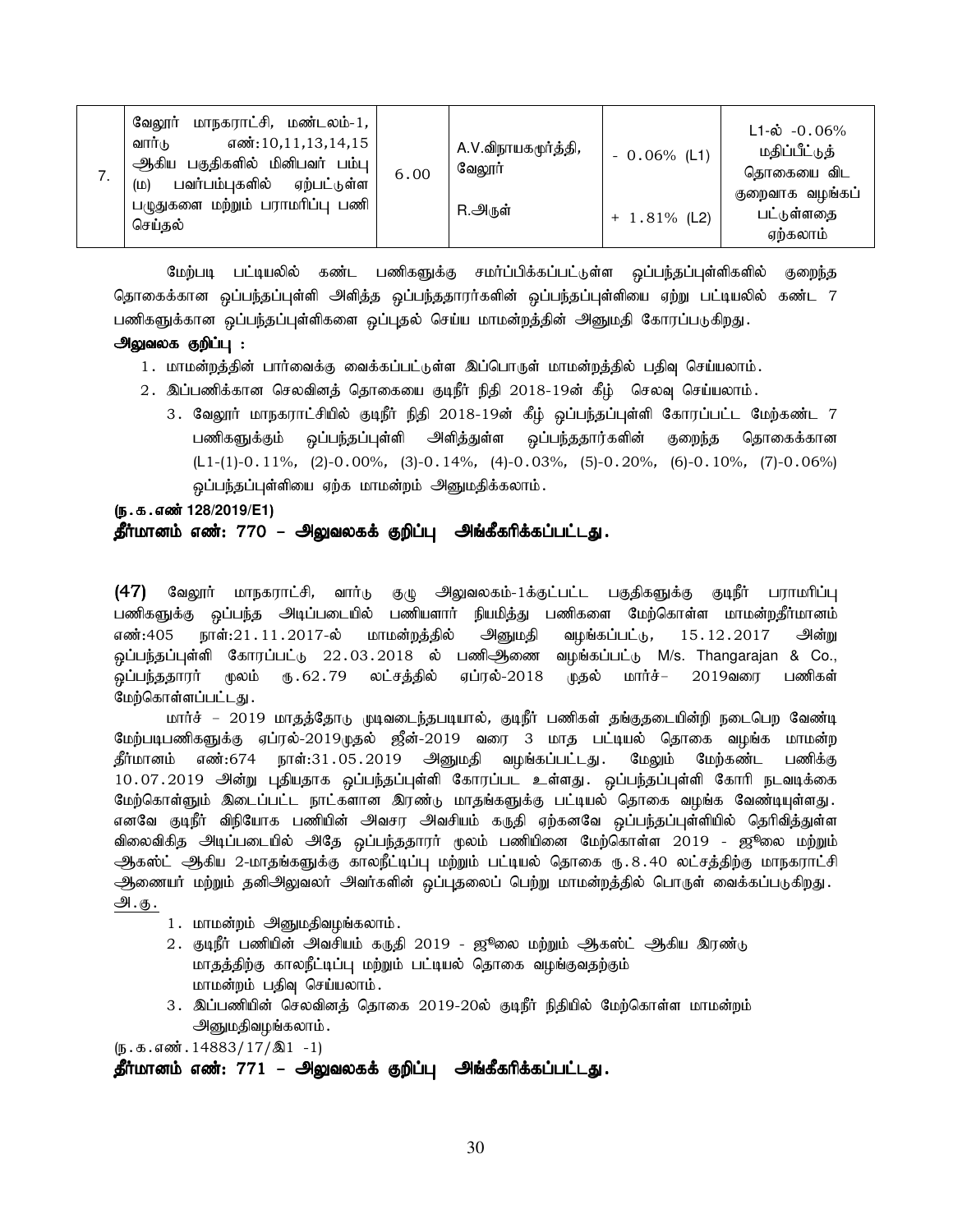| 7. | வேலூர் மாநகராட்சி, மண்டலம்-1, வார்டு எண்:10,11,13,14,15 ஆகிய பகுதிகளில் மினிபவர் பம்பு (ம) பவர்பம்புகளில் ஏற்பட்டுள்ள பழுதுகளை மற்றும் பராமரிப்பு பணி செய்தல் | 6.00 | A.V.விநாயகமூர்த்தி, வேலூர்<br>R.அருள் | - 0.06% (L1)<br>+ 1.81% (L2) | L1-ல் -0.06% மதிப்பீட்டுத் தொகையை விட குறைவாக வழங்கப் பட்டுள்ளதை ஏற்கலாம் |
|---|---|---|---|---|---|

மேற்படி பட்டியலில் கண்ட பணிகளுக்கு சமர்ப்பிக்கப்பட்டுள்ள ஒப்பந்தப்புள்ளிகளில் குறைந்த தொகைக்கான ஒப்பந்தப்புள்ளி அளித்த ஒப்பந்ததாரர்களின் ஒப்பந்தப்புள்ளியை ஏற்று பட்டியலில் கண்ட 7 பணிகளுக்கான ஒப்பந்தப்புள்ளிகளை ஒப்புதல் செய்ய மாமன்றத்தின் அனுமதி கோரப்படுகிறது.

**அலுவலக குறிப்பு :**

1. மாமன்றத்தின் பார்வைக்கு வைக்கப்பட்டுள்ள இப்பொருள் மாமன்றத்தில் பதிவு செய்யலாம்.
2. இப்பணிக்கான செலவினத் தொகையை குடிநீர் நிதி 2018-19ன் கீழ் செலவு செய்யலாம்.
3. வேலூர் மாநகராட்சியில் குடிநீர் நிதி 2018-19ன் கீழ் ஒப்பந்தப்புள்ளி கோரப்பட்ட மேற்கண்ட 7 பணிகளுக்கும் ஒப்பந்தப்புள்ளி அளித்துள்ள ஒப்பந்ததாரர்களின் குறைந்த தொகைக்கான (L1-(1)-0.11%, (2)-0.00%, (3)-0.14%, (4)-0.03%, (5)-0.20%, (6)-0.10%, (7)-0.06%) ஒப்பந்தப்புள்ளியை ஏற்க மாமன்றம் அனுமதிக்கலாம்.

**(ந.க.எண் 128/2019/E1)**

**தீர்மானம் எண்: 770 – அலுவலகக் குறிப்பு அங்கீகரிக்கப்பட்டது.**

**(47)** வேலூர் மாநகராட்சி, வார்டு குழு அலுவலகம்-1க்குட்பட்ட பகுதிகளுக்கு குடிநீர் பராமரிப்பு பணிகளுக்கு ஒப்பந்த அடிப்படையில் பணியாளர் நியமித்து பணிகளை மேற்கொள்ள மாமன்றதீர்மானம் எண்:405 நாள்:21.11.2017-ல் மாமன்றத்தில் அனுமதி வழங்கப்பட்டு, 15.12.2017 அன்று ஒப்பந்தப்புள்ளி கோரப்பட்டு 22.03.2018 ல் பணிஆணை வழங்கப்பட்டு M/s. Thangarajan & Co., ஒப்பந்ததாரர் மூலம் ரு.62.79 லட்சத்தில் ஏப்ரல்-2018 முதல் மார்ச்– 2019வரை பணிகள் மேற்கொள்ளப்பட்டது.

மார்ச் – 2019 மாதத்தோடு முடிவடைந்தபடியால், குடிநீர் பணிகள் தங்குதடையின்றி நடைபெற வேண்டி மேற்படிபணிகளுக்கு ஏப்ரல்-2019முதல் ஜீன்-2019 வரை 3 மாத பட்டியல் தொகை வழங்க மாமன்ற தீர்மானம் எண்:674 நாள்:31.05.2019 அனுமதி வழங்கப்பட்டது. மேலும் மேற்கண்ட பணிக்கு 10.07.2019 அன்று புதியதாக ஒப்பந்தப்புள்ளி கோரப்பட உள்ளது. ஒப்பந்தப்புள்ளி கோரி நடவடிக்கை மேற்கொள்ளும் இடைப்பட்ட நாட்களான இரண்டு மாதங்களுக்கு பட்டியல் தொகை வழங்க வேண்டியுள்ளது. எனவே குடிநீர் விநியோக பணியின் அவசர அவசியம் கருதி ஏற்கனவே ஒப்பந்தப்புள்ளியில் தெரிவித்துள்ள விலைவிகித அடிப்படையில் அதே ஒப்பந்ததாரர் மூலம் பணியினை மேற்கொள்ள 2019 - ஜூலை மற்றும் ஆகஸ்ட் ஆகிய 2-மாதங்களுக்கு காலநீட்டிப்பு மற்றும் பட்டியல் தொகை ரு.8.40 லட்சத்திற்கு மாநகராட்சி ஆணையர் மற்றும் தனிஅலுவலர் அவர்களின் ஒப்புதலைப் பெற்று மாமன்றத்தில் பொருள் வைக்கப்படுகிறது.

<u>அ.கு.</u>

1. மாமன்றம் அனுமதிவழங்கலாம்.
2. குடிநீர் பணியின் அவசியம் கருதி 2019 - ஜூலை மற்றும் ஆகஸ்ட் ஆகிய இரண்டு மாதத்திற்கு காலநீட்டிப்பு மற்றும் பட்டியல் தொகை வழங்குவதற்கும் மாமன்றம் பதிவு செய்யலாம்.
3. இப்பணியின் செலவினத் தொகை 2019-20ல் குடிநீர் நிதியில் மேற்கொள்ள மாமன்றம் அனுமதிவழங்கலாம்.

(ந.க.எண்.14883/17/இ1 -1)

**தீர்மானம் எண்: 771 – அலுவலகக் குறிப்பு அங்கீகரிக்கப்பட்டது.**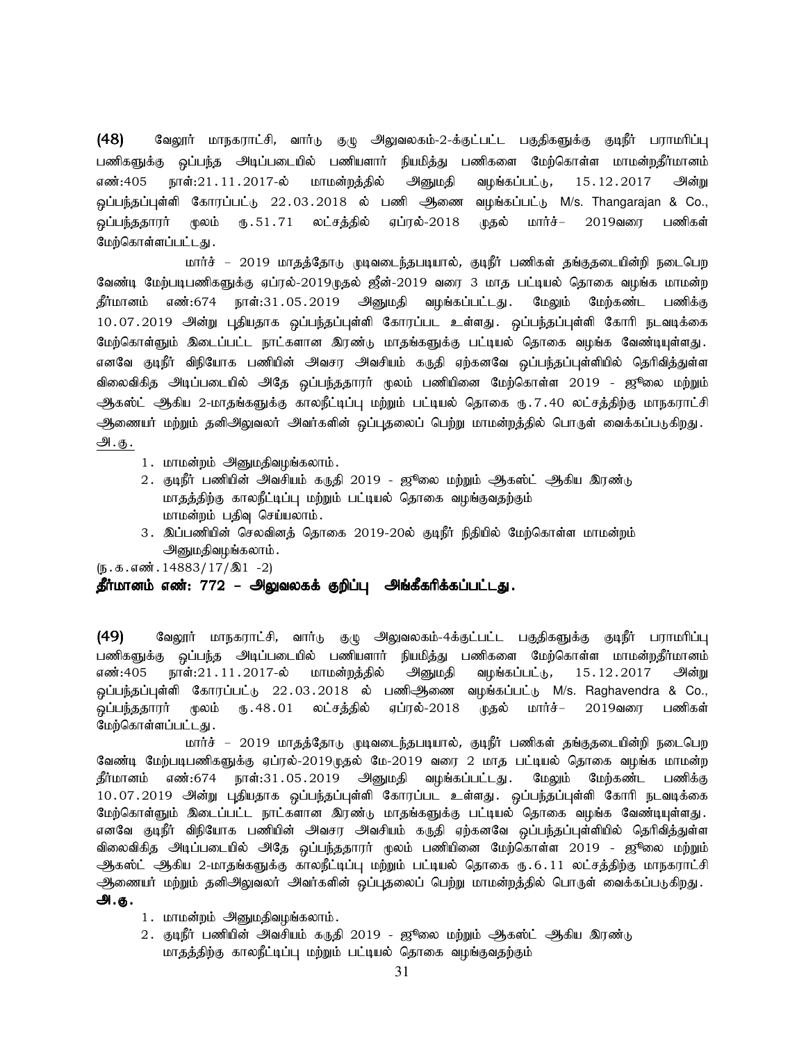**(48)** வேலூர் மாநகராட்சி, வார்டு குழு அலுவலகம்-2-க்குட்பட்ட பகுதிகளுக்கு குடிநீர் பராமரிப்பு பணிகளுக்கு ஒப்பந்த அடிப்படையில் பணியாளர் நியமித்து பணிகளை மேற்கொள்ள மாமன்றதீர்மானம் எண்:405 நாள்:21.11.2017-ல் மாமன்றத்தில் அனுமதி வழங்கப்பட்டு, 15.12.2017 அன்று ஒப்பந்தப்புள்ளி கோரப்பட்டு 22.03.2018 ல் பணி ஆணை வழங்கப்பட்டு M/s. Thangarajan & Co., ஒப்பந்ததாரர் மூலம் ரு.51.71 லட்சத்தில் ஏப்ரல்-2018 முதல் மார்ச்– 2019வரை பணிகள் மேற்கொள்ளப்பட்டது.

மார்ச் – 2019 மாதத்தோடு முடிவடைந்தபடியால், குடிநீர் பணிகள் தங்குதடையின்றி நடைபெற வேண்டி மேற்படிபணிகளுக்கு ஏப்ரல்-2019முதல் ஜீன்-2019 வரை 3 மாத பட்டியல் தொகை வழங்க மாமன்ற தீர்மானம் எண்:674 நாள்:31.05.2019 அனுமதி வழங்கப்பட்டது. மேலும் மேற்கண்ட பணிக்கு 10.07.2019 அன்று புதியதாக ஒப்பந்தப்புள்ளி கோரப்பட உள்ளது. ஒப்பந்தப்புள்ளி கோரி நடவடிக்கை மேற்கொள்ளும் இடைப்பட்ட நாட்களான இரண்டு மாதங்களுக்கு பட்டியல் தொகை வழங்க வேண்டியுள்ளது. எனவே குடிநீர் விநியோக பணியின் அவசர அவசியம் கருதி ஏற்கனவே ஒப்பந்தப்புள்ளியில் தெரிவித்துள்ள விலைவிகித அடிப்படையில் அதே ஒப்பந்ததாரர் மூலம் பணியினை மேற்கொள்ள 2019 - ஜுலை மற்றும் ஆகஸ்ட் ஆகிய 2-மாதங்களுக்கு காலநீட்டிப்பு மற்றும் பட்டியல் தொகை ரு.7.40 லட்சத்திற்கு மாநகராட்சி ஆணையர் மற்றும் தனிஅலுவலர் அவர்களின் ஒப்புதலைப் பெற்று மாமன்றத்தில் பொருள் வைக்கப்படுகிறது.

அ.கு.

1. மாமன்றம் அனுமதிவழங்கலாம்.
2. குடிநீர் பணியின் அவசியம் கருதி 2019 - ஜுலை மற்றும் ஆகஸ்ட் ஆகிய இரண்டு மாதத்திற்கு காலநீட்டிப்பு மற்றும் பட்டியல் தொகை வழங்குவதற்கும் மாமன்றம் பதிவு செய்யலாம்.
3. இப்பணியின் செலவினத் தொகை 2019-20ல் குடிநீர் நிதியில் மேற்கொள்ள மாமன்றம் அனுமதிவழங்கலாம்.

(ந.க.எண்.14883/17/இ1 -2)

**தீர்மானம் எண்: 772 – அலுவலகக் குறிப்பு அங்கீகரிக்கப்பட்டது.**

**(49)** வேலூர் மாநகராட்சி, வார்டு குழு அலுவலகம்-4க்குட்பட்ட பகுதிகளுக்கு குடிநீர் பராமரிப்பு பணிகளுக்கு ஒப்பந்த அடிப்படையில் பணியாளர் நியமித்து பணிகளை மேற்கொள்ள மாமன்றதீர்மானம் எண்:405 நாள்:21.11.2017-ல் மாமன்றத்தில் அனுமதி வழங்கப்பட்டு, 15.12.2017 அன்று ஒப்பந்தப்புள்ளி கோரப்பட்டு 22.03.2018 ல் பணிஆணை வழங்கப்பட்டு M/s. Raghavendra & Co., ஒப்பந்ததாரர் மூலம் ரு.48.01 லட்சத்தில் ஏப்ரல்-2018 முதல் மார்ச்– 2019வரை பணிகள் மேற்கொள்ளப்பட்டது.

மார்ச் – 2019 மாதத்தோடு முடிவடைந்தபடியால், குடிநீர் பணிகள் தங்குதடையின்றி நடைபெற வேண்டி மேற்படிபணிகளுக்கு ஏப்ரல்-2019முதல் மே-2019 வரை 2 மாத பட்டியல் தொகை வழங்க மாமன்ற தீர்மானம் எண்:674 நாள்:31.05.2019 அனுமதி வழங்கப்பட்டது. மேலும் மேற்கண்ட பணிக்கு 10.07.2019 அன்று புதியதாக ஒப்பந்தப்புள்ளி கோரப்பட உள்ளது. ஒப்பந்தப்புள்ளி கோரி நடவடிக்கை மேற்கொள்ளும் இடைப்பட்ட நாட்களான இரண்டு மாதங்களுக்கு பட்டியல் தொகை வழங்க வேண்டியுள்ளது. எனவே குடிநீர் விநியோக பணியின் அவசர அவசியம் கருதி ஏற்கனவே ஒப்பந்தப்புள்ளியில் தெரிவித்துள்ள விலைவிகித அடிப்படையில் அதே ஒப்பந்ததாரர் மூலம் பணியினை மேற்கொள்ள 2019 - ஜுலை மற்றும் ஆகஸ்ட் ஆகிய 2-மாதங்களுக்கு காலநீட்டிப்பு மற்றும் பட்டியல் தொகை ரு.6.11 லட்சத்திற்கு மாநகராட்சி ஆணையர் மற்றும் தனிஅலுவலர் அவர்களின் ஒப்புதலைப் பெற்று மாமன்றத்தில் பொருள் வைக்கப்படுகிறது.

**அ.கு.**

1. மாமன்றம் அனுமதிவழங்கலாம்.
2. குடிநீர் பணியின் அவசியம் கருதி 2019 - ஜுலை மற்றும் ஆகஸ்ட் ஆகிய இரண்டு மாதத்திற்கு காலநீட்டிப்பு மற்றும் பட்டியல் தொகை வழங்குவதற்கும்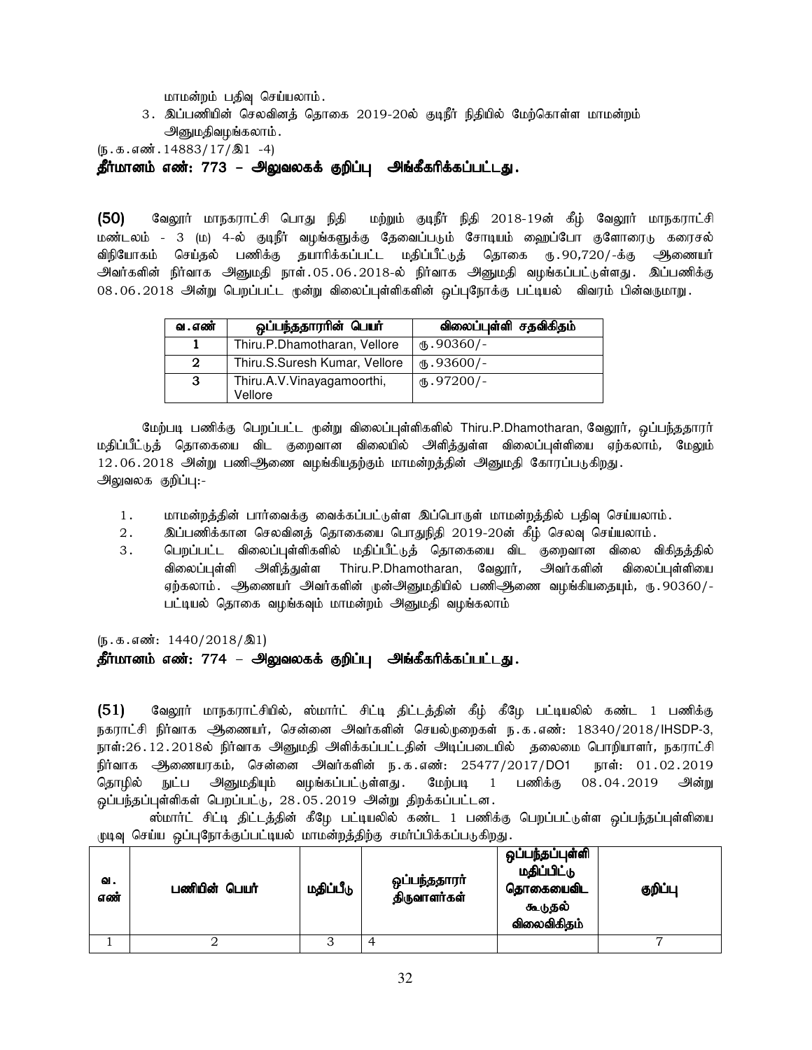மாமன்றம் பதிவு செய்யலாம்.

3. இப்பணியின் செலவினத் தொகை 2019-20ல் குடிநீர் நிதியில் மேற்கொள்ள மாமன்றம் அனுமதிவழங்கலாம்.

(ந.க.எண்.14883/17/இ1 -4)

**தீர்மானம் எண்: 773 – அலுவலகக் குறிப்பு அங்கீகரிக்கப்பட்டது.**

**(50)** வேலூர் மாநகராட்சி பொது நிதி மற்றும் குடிநீர் நிதி 2018-19ன் கீழ் வேலூர் மாநகராட்சி மண்டலம் - 3 (ம) 4-ல் குடிநீர் வழங்களுக்கு தேவைப்படும் சோடியம் ஹைப்போ குளோரைடு கரைசல் விநியோகம் செய்தல் பணிக்கு தயாரிக்கப்பட்ட மதிப்பீட்டுத் தொகை ரு.90,720/-க்கு ஆணையர் அவர்களின் நிர்வாக அனுமதி நாள்.05.06.2018-ல் நிர்வாக அனுமதி வழங்கப்பட்டுள்ளது. இப்பணிக்கு 08.06.2018 அன்று பெறப்பட்ட மூன்று விலைப்புள்ளிகளின் ஒப்புநோக்கு பட்டியல் விவரம் பின்வருமாறு.

| வ.எண் | ஒப்பந்ததாரரின் பெயர் | விலைப்புள்ளி சதவிகிதம் |
|---|---|---|
| 1 | Thiru.P.Dhamotharan, Vellore | ரு.90360/- |
| 2 | Thiru.S.Suresh Kumar, Vellore | ரு.93600/- |
| 3 | Thiru.A.V.Vinayagamoorthi, Vellore | ரு.97200/- |

மேற்படி பணிக்கு பெறப்பட்ட மூன்று விலைப்புள்ளிகளில் Thiru.P.Dhamotharan, வேலூர், ஒப்பந்ததாரர் மதிப்பீட்டுத் தொகையை விட குறைவான விலையில் அளித்துள்ள விலைப்புள்ளியை ஏற்கலாம், மேலும் 12.06.2018 அன்று பணிஆணை வழங்கியதற்கும் மாமன்றத்தின் அனுமதி கோரப்படுகிறது.

அலுவலக குறிப்பு:-

1. மாமன்றத்தின் பார்வைக்கு வைக்கப்பட்டுள்ள இப்பொருள் மாமன்றத்தில் பதிவு செய்யலாம்.
2. இப்பணிக்கான செலவினத் தொகையை பொதுநிதி 2019-20ன் கீழ் செலவு செய்யலாம்.
3. பெறப்பட்ட விலைப்புள்ளிகளில் மதிப்பீட்டுத் தொகையை விட குறைவான விலை விகிதத்தில் விலைப்புள்ளி அளித்துள்ள Thiru.P.Dhamotharan, வேலூர், அவர்களின் விலைப்புள்ளியை ஏற்கலாம். ஆணையர் அவர்களின் முன்அனுமதியில் பணிஆணை வழங்கியதையும், ரு.90360/- பட்டியல் தொகை வழங்கவும் மாமன்றம் அனுமதி வழங்கலாம்

(ந.க.எண்: 1440/2018/இ1)

**தீர்மானம் எண்: 774 – அலுவலகக் குறிப்பு அங்கீகரிக்கப்பட்டது.**

**(51)** வேலூர் மாநகராட்சியில், ஸ்மார்ட் சிட்டி திட்டத்தின் கீழ் கீழே பட்டியலில் கண்ட 1 பணிக்கு நகராட்சி நிர்வாக ஆணையர், சென்னை அவர்களின் செயல்முறைகள் ந.க.எண்: 18340/2018/IHSDP-3, நாள்:26.12.2018ல் நிர்வாக அனுமதி அளிக்கப்பட்டதின் அடிப்படையில் தலைமை பொறியாளர், நகராட்சி நிர்வாக ஆணையரகம், சென்னை அவர்களின் ந.க.எண்: 25477/2017/DO1 நாள்: 01.02.2019 தொழில் நுட்ப அனுமதியும் வழங்கப்பட்டுள்ளது. மேற்படி 1 பணிக்கு 08.04.2019 அன்று ஒப்பந்தப்புள்ளிகள் பெறப்பட்டு, 28.05.2019 அன்று திறக்கப்பட்டன.

ஸ்மார்ட் சிட்டி திட்டத்தின் கீழே பட்டியலில் கண்ட 1 பணிக்கு பெறப்பட்டுள்ள ஒப்பந்தப்புள்ளியை முடிவு செய்ய ஒப்புநோக்குப்பட்டியல் மாமன்றத்திற்கு சமர்ப்பிக்கப்படுகிறது.

| வ. எண் | பணியின் பெயர் | மதிப்பீடு | ஒப்பந்ததாரர் திருவாளர்கள் | ஒப்பந்தப்புள்ளி மதிப்பிட்டு தொகையைவிட கூடுதல் விலைவிகிதம் | குறிப்பு |
|---|---|---|---|---|---|
| 1 | 2 | 3 | 4 | | 7 |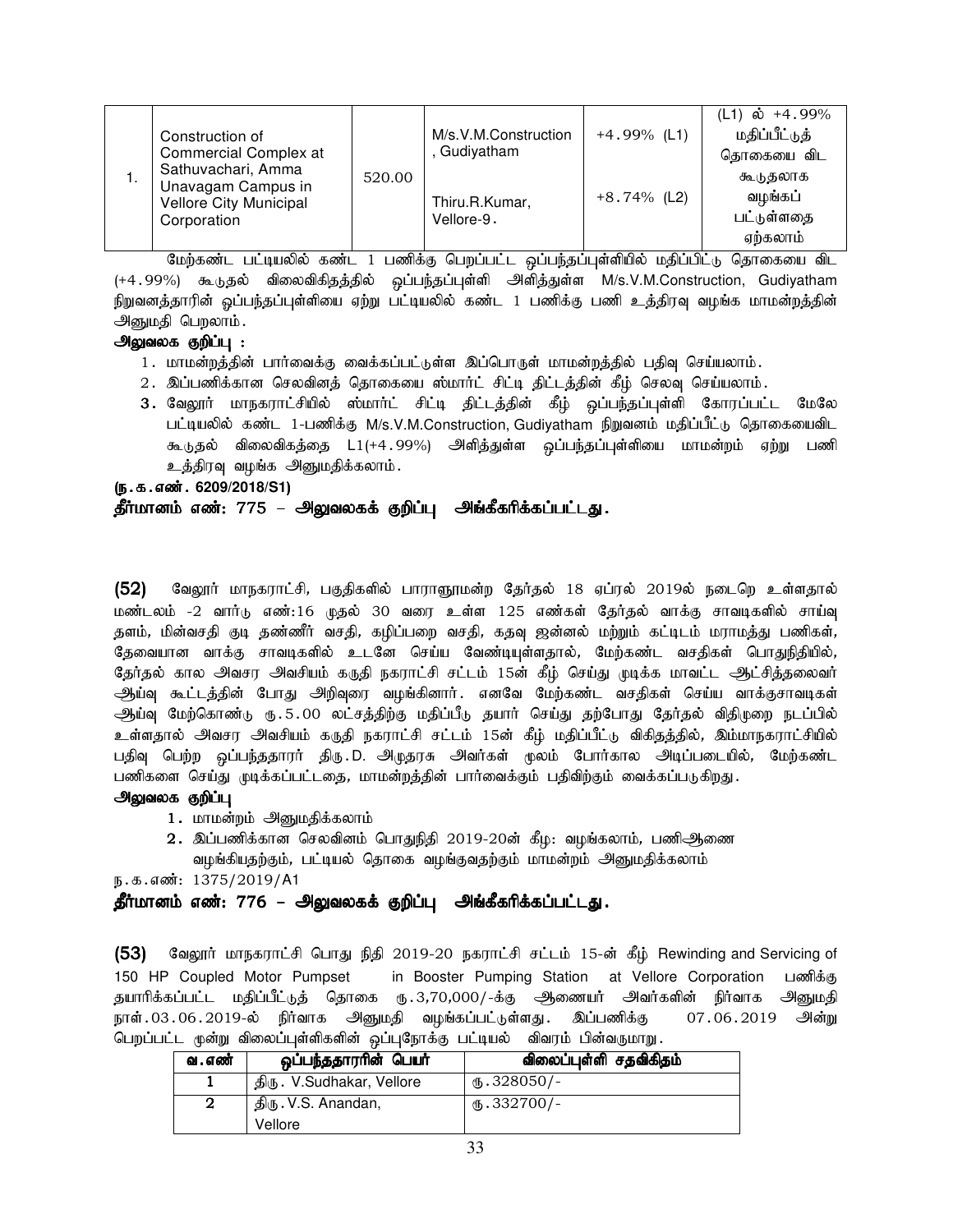| 1. | Construction of Commercial Complex at Sathuvachari, Amma Unavagam Campus in Vellore City Municipal Corporation | 520.00 | M/s.V.M.Construction, Gudiyatham<br><br>Thiru.R.Kumar, Vellore-9. | +4.99% (L1)<br><br>+8.74% (L2) | (L1) ல் +4.99% மதிப்பீட்டுத் தொகையை விட கூடுதலாக வழங்கப் பட்டுள்ளதை ஏற்கலாம் |
|---|---|---|---|---|---|

மேற்கண்ட பட்டியலில் கண்ட 1 பணிக்கு பெறப்பட்ட ஒப்பந்தப்புள்ளியில் மதிப்பிட்டு தொகையை விட (+4.99%) கூடுதல் விலைவிகிதத்தில் ஒப்பந்தப்புள்ளி அளித்துள்ள M/s.V.M.Construction, Gudiyatham நிறுவனத்தாரின் ஒப்பந்தப்புள்ளியை ஏற்று பட்டியலில் கண்ட 1 பணிக்கு பணி உத்திரவு வழங்க மாமன்றத்தின் அனுமதி பெறலாம்.

**அலுவலக குறிப்பு :**

1. மாமன்றத்தின் பார்வைக்கு வைக்கப்பட்டுள்ள இப்பொருள் மாமன்றத்தில் பதிவு செய்யலாம்.
2. இப்பணிக்கான செலவினத் தொகையை ஸ்மார்ட் சிட்டி திட்டத்தின் கீழ் செலவு செய்யலாம்.
3. வேலூர் மாநகராட்சியில் ஸ்மார்ட் சிட்டி திட்டத்தின் கீழ் ஒப்பந்தப்புள்ளி கோரப்பட்ட மேலே பட்டியலில் கண்ட 1-பணிக்கு M/s.V.M.Construction, Gudiyatham நிறுவனம் மதிப்பீட்டு தொகையைவிட கூடுதல் விலைவிகத்தை L1(+4.99%) அளித்துள்ள ஒப்பந்தப்புள்ளியை மாமன்றம் ஏற்று பணி உத்திரவு வழங்க அனுமதிக்கலாம்.

**(ந.க.எண். 6209/2018/S1)**

**தீர்மானம் எண்: 775 – அலுவலகக் குறிப்பு அங்கீகரிக்கப்பட்டது.**

**(52)** வேலூர் மாநகராட்சி, பகுதிகளில் பாராளுமன்ற தேர்தல் 18 ஏப்ரல் 2019ல் நடைறெ உள்ளதால் மண்டலம் -2 வார்டு எண்:16 முதல் 30 வரை உள்ள 125 எண்கள் தேர்தல் வாக்கு சாவடிகளில் சாய்வு தளம், மின்வசதி குடி தண்ணீர் வசதி, கழிப்பறை வசதி, கதவு ஜன்னல் மற்றும் கட்டிடம் மராமத்து பணிகள், தேவையான வாக்கு சாவடிகளில் உடனே செய்ய வேண்டியுள்ளதால், மேற்கண்ட வசதிகள் பொதுநிதியில், தேர்தல் கால அவசர அவசியம் கருதி நகராட்சி சட்டம் 15ன் கீழ் செய்து முடிக்க மாவட்ட ஆட்சித்தலைவர் ஆய்வு கூட்டத்தின் போது அறிவுரை வழங்கினார். எனவே மேற்கண்ட வசதிகள் செய்ய வாக்குசாவடிகள் ஆய்வு மேற்கொண்டு ரு.5.00 லட்சத்திற்கு மதிப்பீடு தயார் செய்து தற்போது தேர்தல் விதிமுறை நடப்பில் உள்ளதால் அவசர அவசியம் கருதி நகராட்சி சட்டம் 15ன் கீழ் மதிப்பீட்டு விகிதத்தில், இம்மாநகராட்சியில் பதிவு பெற்ற ஒப்பந்ததாரர் திரு.D. அமுதரசு அவர்கள் மூலம் போர்கால அடிப்படையில், மேற்கண்ட பணிகளை செய்து முடிக்கப்பட்டதை, மாமன்றத்தின் பார்வைக்கும் பதிவிற்கும் வைக்கப்படுகிறது.

**அலுவலக குறிப்பு**

1. மாமன்றம் அனுமதிக்கலாம்
2. இப்பணிக்கான செலவினம் பொதுநிதி 2019-20ன் கீழ: வழங்கலாம், பணிஆணை வழங்கியதற்கும், பட்டியல் தொகை வழங்குவதற்கும் மாமன்றம் அனுமதிக்கலாம்

ந.க.எண்: 1375/2019/A1

**தீர்மானம் எண்: 776 – அலுவலகக் குறிப்பு அங்கீகரிக்கப்பட்டது.**

**(53)** வேலூர் மாநகராட்சி பொது நிதி 2019-20 நகராட்சி சட்டம் 15-ன் கீழ் Rewinding and Servicing of 150 HP Coupled Motor Pumpset in Booster Pumping Station at Vellore Corporation பணிக்கு தயாரிக்கப்பட்ட மதிப்பீட்டுத் தொகை ரு.3,70,000/-க்கு ஆணையர் அவர்களின் நிர்வாக அனுமதி நாள்.03.06.2019-ல் நிர்வாக அனுமதி வழங்கப்பட்டுள்ளது. இப்பணிக்கு 07.06.2019 அன்று பெறப்பட்ட மூன்று விலைப்புள்ளிகளின் ஒப்புநோக்கு பட்டியல் விவரம் பின்வருமாறு.

| வ.எண் | ஒப்பந்ததாரரின் பெயர் | விலைப்புள்ளி சதவிகிதம் |
|---|---|---|
| 1 | திரு. V.Sudhakar, Vellore | ரு.328050/- |
| 2 | திரு.V.S. Anandan, Vellore | ரு.332700/- |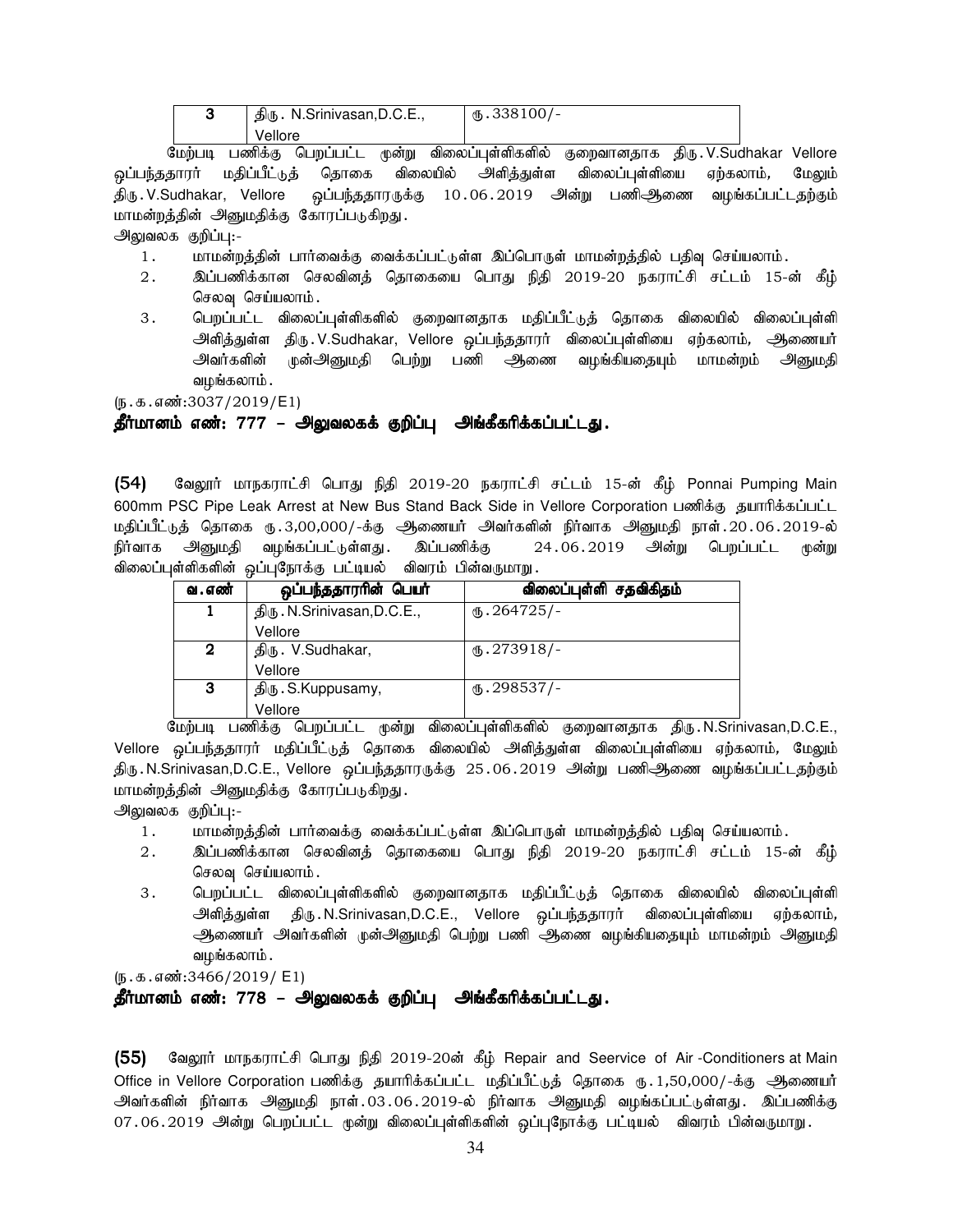| 3 | திரு. N.Srinivasan,D.C.E., Vellore | ரு.338100/- |
|---|---|---|

மேற்படி பணிக்கு பெறப்பட்ட மூன்று விலைப்புள்ளிகளில் குறைவானதாக திரு.V.Sudhakar Vellore ஒப்பந்ததாரர் மதிப்பீட்டுத் தொகை விலையில் அளித்துள்ள விலைப்புள்ளியை ஏற்கலாம், மேலும் திரு.V.Sudhakar, Vellore ஒப்பந்ததாரருக்கு 10.06.2019 அன்று பணிஆணை வழங்கப்பட்டதற்கும் மாமன்றத்தின் அனுமதிக்கு கோரப்படுகிறது.

அலுவலக குறிப்பு:-

1. மாமன்றத்தின் பார்வைக்கு வைக்கப்பட்டுள்ள இப்பொருள் மாமன்றத்தில் பதிவு செய்யலாம்.
2. இப்பணிக்கான செலவினத் தொகையை பொது நிதி 2019-20 நகராட்சி சட்டம் 15-ன் கீழ் செலவு செய்யலாம்.
3. பெறப்பட்ட விலைப்புள்ளிகளில் குறைவானதாக மதிப்பீட்டுத் தொகை விலையில் விலைப்புள்ளி அளித்துள்ள திரு.V.Sudhakar, Vellore ஒப்பந்ததாரர் விலைப்புள்ளியை ஏற்கலாம், ஆணையர் அவர்களின் முன்அனுமதி பெற்று பணி ஆணை வழங்கியதையும் மாமன்றம் அனுமதி வழங்கலாம்.

(ந.க.எண்:3037/2019/E1)

**தீர்மானம் எண்: 777 – அலுவலகக் குறிப்பு அங்கீகரிக்கப்பட்டது.**

**(54)** வேலூர் மாநகராட்சி பொது நிதி 2019-20 நகராட்சி சட்டம் 15-ன் கீழ் Ponnai Pumping Main 600mm PSC Pipe Leak Arrest at New Bus Stand Back Side in Vellore Corporation பணிக்கு தயாரிக்கப்பட்ட மதிப்பீட்டுத் தொகை ரு.3,00,000/-க்கு ஆணையர் அவர்களின் நிர்வாக அனுமதி நாள்.20.06.2019-ல் நிர்வாக அனுமதி வழங்கப்பட்டுள்ளது. இப்பணிக்கு 24.06.2019 அன்று பெறப்பட்ட மூன்று விலைப்புள்ளிகளின் ஒப்புநோக்கு பட்டியல் விவரம் பின்வருமாறு.

| வ.எண் | ஒப்பந்ததாரரின் பெயர் | விலைப்புள்ளி சதவிகிதம் |
|---|---|---|
| 1 | திரு.N.Srinivasan,D.C.E., Vellore | ரு.264725/- |
| 2 | திரு. V.Sudhakar, Vellore | ரு.273918/- |
| 3 | திரு.S.Kuppusamy, Vellore | ரு.298537/- |

மேற்படி பணிக்கு பெறப்பட்ட மூன்று விலைப்புள்ளிகளில் குறைவானதாக திரு.N.Srinivasan,D.C.E., Vellore ஒப்பந்ததாரர் மதிப்பீட்டுத் தொகை விலையில் அளித்துள்ள விலைப்புள்ளியை ஏற்கலாம், மேலும் திரு.N.Srinivasan,D.C.E., Vellore ஒப்பந்ததாரருக்கு 25.06.2019 அன்று பணிஆணை வழங்கப்பட்டதற்கும் மாமன்றத்தின் அனுமதிக்கு கோரப்படுகிறது.

அலுவலக குறிப்பு:-

1. மாமன்றத்தின் பார்வைக்கு வைக்கப்பட்டுள்ள இப்பொருள் மாமன்றத்தில் பதிவு செய்யலாம்.
2. இப்பணிக்கான செலவினத் தொகையை பொது நிதி 2019-20 நகராட்சி சட்டம் 15-ன் கீழ் செலவு செய்யலாம்.
3. பெறப்பட்ட விலைப்புள்ளிகளில் குறைவானதாக மதிப்பீட்டுத் தொகை விலையில் விலைப்புள்ளி அளித்துள்ள திரு.N.Srinivasan,D.C.E., Vellore ஒப்பந்ததாரர் விலைப்புள்ளியை ஏற்கலாம், ஆணையர் அவர்களின் முன்அனுமதி பெற்று பணி ஆணை வழங்கியதையும் மாமன்றம் அனுமதி வழங்கலாம்.

(ந.க.எண்:3466/2019/ E1)

**தீர்மானம் எண்: 778 – அலுவலகக் குறிப்பு அங்கீகரிக்கப்பட்டது.**

**(55)** வேலூர் மாநகராட்சி பொது நிதி 2019-20ன் கீழ் Repair and Seervice of Air -Conditioners at Main Office in Vellore Corporation பணிக்கு தயாரிக்கப்பட்ட மதிப்பீட்டுத் தொகை ரு.1,50,000/-க்கு ஆணையர் அவர்களின் நிர்வாக அனுமதி நாள்.03.06.2019-ல் நிர்வாக அனுமதி வழங்கப்பட்டுள்ளது. இப்பணிக்கு 07.06.2019 அன்று பெறப்பட்ட மூன்று விலைப்புள்ளிகளின் ஒப்புநோக்கு பட்டியல் விவரம் பின்வருமாறு.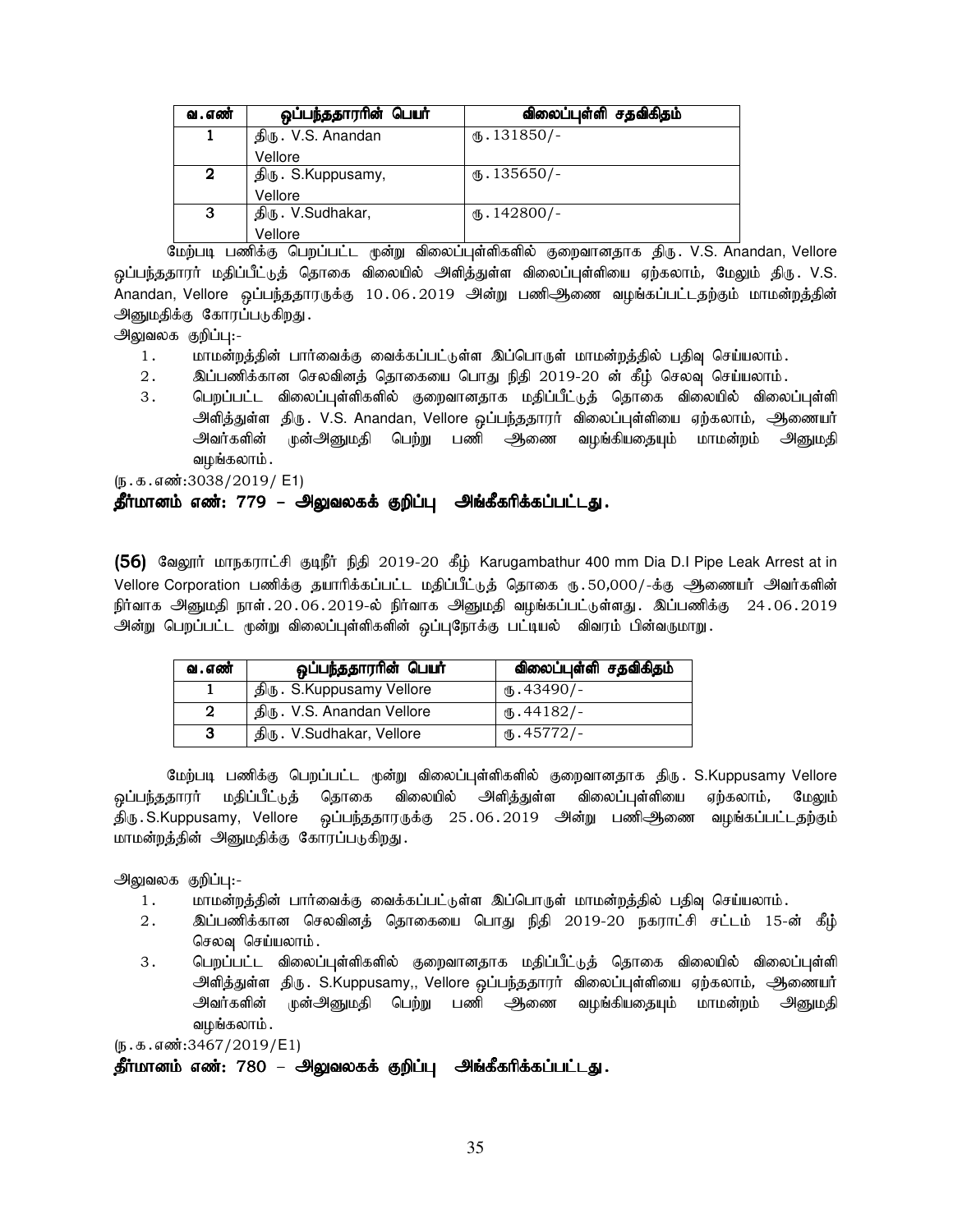| வ.எண் | ஒப்பந்ததாரரின் பெயர் | விலைப்புள்ளி சதவிகிதம் |
|---|---|---|
| 1 | திரு. V.S. Anandan Vellore | ரு.131850/- |
| 2 | திரு. S.Kuppusamy, Vellore | ரு.135650/- |
| 3 | திரு. V.Sudhakar, Vellore | ரு.142800/- |

மேற்படி பணிக்கு பெறப்பட்ட மூன்று விலைப்புள்ளிகளில் குறைவானதாக திரு. V.S. Anandan, Vellore ஒப்பந்ததாரர் மதிப்பீட்டுத் தொகை விலையில் அளித்துள்ள விலைப்புள்ளியை ஏற்கலாம், மேலும் திரு. V.S. Anandan, Vellore ஒப்பந்ததாரருக்கு 10.06.2019 அன்று பணிஆணை வழங்கப்பட்டதற்கும் மாமன்றத்தின் அனுமதிக்கு கோரப்படுகிறது.

அலுவலக குறிப்பு:-

1. மாமன்றத்தின் பார்வைக்கு வைக்கப்பட்டுள்ள இப்பொருள் மாமன்றத்தில் பதிவு செய்யலாம்.
2. இப்பணிக்கான செலவினத் தொகையை பொது நிதி 2019-20 ன் கீழ் செலவு செய்யலாம்.
3. பெறப்பட்ட விலைப்புள்ளிகளில் குறைவானதாக மதிப்பீட்டுத் தொகை விலையில் விலைப்புள்ளி அளித்துள்ள திரு. V.S. Anandan, Vellore ஒப்பந்ததாரர் விலைப்புள்ளியை ஏற்கலாம், ஆணையர் அவர்களின் முன்அனுமதி பெற்று பணி ஆணை வழங்கியதையும் மாமன்றம் அனுமதி வழங்கலாம்.

(ந.க.எண்:3038/2019/ E1)

**தீர்மானம் எண்: 779 – அலுவலகக் குறிப்பு அங்கீகரிக்கப்பட்டது.**

**(56)** வேலூர் மாநகராட்சி குடிநீர் நிதி 2019-20 கீழ் Karugambathur 400 mm Dia D.I Pipe Leak Arrest at in Vellore Corporation பணிக்கு தயாரிக்கப்பட்ட மதிப்பீட்டுத் தொகை ரு.50,000/-க்கு ஆணையர் அவர்களின் நிர்வாக அனுமதி நாள்.20.06.2019-ல் நிர்வாக அனுமதி வழங்கப்பட்டுள்ளது. இப்பணிக்கு 24.06.2019 அன்று பெறப்பட்ட மூன்று விலைப்புள்ளிகளின் ஒப்புநோக்கு பட்டியல் விவரம் பின்வருமாறு.

| வ.எண் | ஒப்பந்ததாரரின் பெயர் | விலைப்புள்ளி சதவிகிதம் |
|---|---|---|
| 1 | திரு. S.Kuppusamy Vellore | ரு.43490/- |
| 2 | திரு. V.S. Anandan Vellore | ரு.44182/- |
| 3 | திரு. V.Sudhakar, Vellore | ரு.45772/- |

மேற்படி பணிக்கு பெறப்பட்ட மூன்று விலைப்புள்ளிகளில் குறைவானதாக திரு. S.Kuppusamy Vellore ஒப்பந்ததாரர் மதிப்பீட்டுத் தொகை விலையில் அளித்துள்ள விலைப்புள்ளியை ஏற்கலாம், மேலும் திரு.S.Kuppusamy, Vellore ஒப்பந்ததாரருக்கு 25.06.2019 அன்று பணிஆணை வழங்கப்பட்டதற்கும் மாமன்றத்தின் அனுமதிக்கு கோரப்படுகிறது.

அலுவலக குறிப்பு:-

1. மாமன்றத்தின் பார்வைக்கு வைக்கப்பட்டுள்ள இப்பொருள் மாமன்றத்தில் பதிவு செய்யலாம்.
2. இப்பணிக்கான செலவினத் தொகையை பொது நிதி 2019-20 நகராட்சி சட்டம் 15-ன் கீழ் செலவு செய்யலாம்.
3. பெறப்பட்ட விலைப்புள்ளிகளில் குறைவானதாக மதிப்பீட்டுத் தொகை விலையில் விலைப்புள்ளி அளித்துள்ள திரு. S.Kuppusamy,, Vellore ஒப்பந்ததாரர் விலைப்புள்ளியை ஏற்கலாம், ஆணையர் அவர்களின் முன்அனுமதி பெற்று பணி ஆணை வழங்கியதையும் மாமன்றம் அனுமதி வழங்கலாம்.

(ந.க.எண்:3467/2019/E1)

**தீர்மானம் எண்: 780 – அலுவலகக் குறிப்பு அங்கீகரிக்கப்பட்டது.**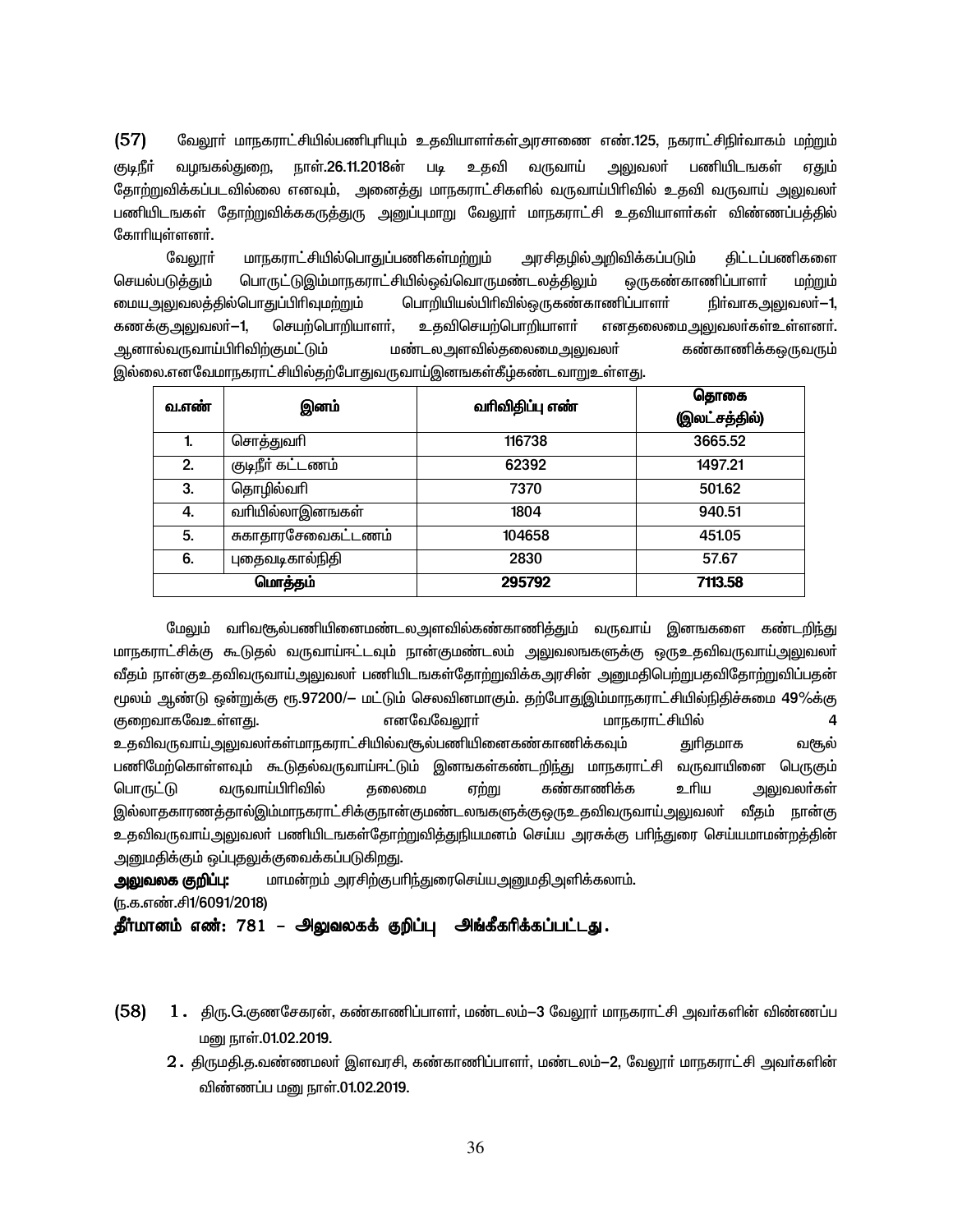**(57)** வேலூர் மாநகராட்சியில்பணிபுரியும் உதவியாளர்கள்அரசாணை எண்.125, நகராட்சிநிர்வாகம் மற்றும் குடிநீர் வழங்கல்துறை, நாள்.26.11.2018ன் படி உதவி வருவாய் அலுவலர் பணியிடங்கள் ஏதும் தோற்றுவிக்கப்படவில்லை எனவும், அனைத்து மாநகராட்சிகளில் வருவாய்பிரிவில் உதவி வருவாய் அலுவலர் பணியிடங்கள் தோற்றுவிக்ககருத்துரு அனுப்புமாறு வேலூர் மாநகராட்சி உதவியாளர்கள் விண்ணப்பத்தில் கோரியுள்ளனர்.

வேலூர் மாநகராட்சியில்பொதுப்பணிகள்மற்றும் அரசிதழில்அறிவிக்கப்படும் திட்டப்பணிகளை செயல்படுத்தும் பொருட்டுஇம்மாநகராட்சியில்ஒவ்வொருமண்டலத்திலும் ஒருகண்காணிப்பாளர் மற்றும் மையஅலுவலகத்தில்பொதுப்பிரிவுமற்றும் பொறியியல்பிரிவில்ஒருகண்காணிப்பாளர் நிர்வாகஅலுவலர்–1, கணக்குஅலுவலர்–1, செயற்பொறியாளர், உதவிசெயற்பொறியாளர் எனதலைமைஅலுவலர்கள்உள்ளனர். ஆனால்வருவாய்பிரிவிற்குமட்டும் மண்டலஅளவில்தலைமைஅலுவலர் கண்காணிக்கஒருவரும் இல்லை.எனவேமாநகராட்சியில்தற்போதுவருவாய்இனங்கள்கீழ்கண்டவாறுஉள்ளது.

| வ.எண் | இனம் | வரிவிதிப்பு எண் | தொகை (இலட்சத்தில்) |
|---|---|---|---|
| 1. | சொத்துவரி | 116738 | 3665.52 |
| 2. | குடிநீர் கட்டணம் | 62392 | 1497.21 |
| 3. | தொழில்வரி | 7370 | 501.62 |
| 4. | வரியில்லாஇனஙகள் | 1804 | 940.51 |
| 5. | சுகாதாரசேவைகட்டணம் | 104658 | 451.05 |
| 6. | புதைவடிகால்நிதி | 2830 | 57.67 |
| மொத்தம் | | 295792 | 7113.58 |

மேலும் வரிவசூல்பணியினைமண்டலஅளவில்கண்காணித்தும் வருவாய் இனஙகளை கண்டறிந்து மாநகராட்சிக்கு கூடுதல் வருவாய்ஈட்டவும் நான்குமண்டலம் அலுவலஙகளுக்கு ஒருஉதவிவருவாய்அலுவலர் வீதம் நான்குஉதவிவருவாய்அலுவலர் பணியிடஙகள்தோற்றுவிக்கஅரசின் அனுமதிபெற்றுபதவிதோற்றுவிப்பதன் மூலம் ஆண்டு ஒன்றுக்கு ரூ.97200/– மட்டும் செலவினமாகும். தற்போதுஇம்மாநகராட்சியில்நிதிச்சுமை 49%க்கு குறைவாகவேஉள்ளது. எனவேவேலூர் மாநகராட்சியில் 4 உதவிவருவாய்அலுவலர்கள்மாநகராட்சியில்வசூல்பணியினைகண்காணிக்கவும் துரிதமாக வசூல் பணிமேற்கொள்ளவும் கூடுதல்வருவாய்ஈட்டும் இனஙகள்கண்டறிந்து மாநகராட்சி வருவாயினை பெருகும் பொருட்டு வருவாய்பிரிவில் தலைமை ஏற்று கண்காணிக்க உரிய அலுவலர்கள் இல்லாதகாரணத்தால்இம்மாநகராட்சிக்குநான்குமண்டலஙகளுக்குஒருஉதவிவருவாய்அலுவலர் வீதம் நான்கு உதவிவருவாய்அலுவலர் பணியிடஙகள்தோற்றுவித்துநியமனம் செய்ய அரசுக்கு பரிந்துரை செய்யமாமன்றத்தின் அனுமதிக்கும் ஒப்புதலுக்குவைக்கப்படுகிறது.

**அலுவலக குறிப்பு:** மாமன்றம் அரசிற்குபரிந்துரைசெய்யஅனுமதிஅளிக்கலாம்.

(ந.க.எண்.சி1/6091/2018)

**தீர்மானம் எண்: 781 – அலுவலகக் குறிப்பு அங்கீகரிக்கப்பட்டது.**

**(58)** 1. திரு.G.குணசேகரன், கண்காணிப்பாளர், மண்டலம்–3 வேலூர் மாநகராட்சி அவர்களின் விண்ணப்ப மனு நாள்.01.02.2019.

2. திருமதி.த.வண்ணமலர் இளவரசி, கண்காணிப்பாளர், மண்டலம்–2, வேலூர் மாநகராட்சி அவர்களின் விண்ணப்ப மனு நாள்.01.02.2019.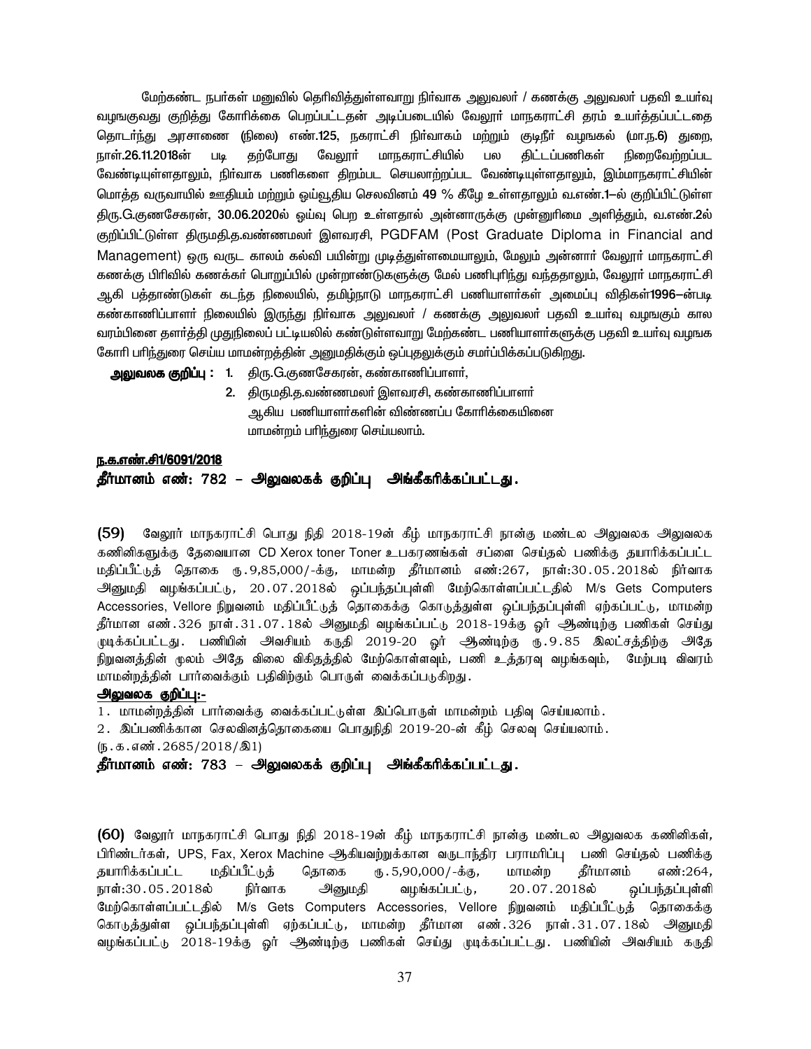மேற்கண்ட நபர்கள் மனுவில் தெரிவித்துள்ளவாறு நிர்வாக அலுவலர் / கணக்கு அலுவலர் பதவி உயர்வு வழங்குவது குறித்து கோரிக்கை பெறப்பட்டதன் அடிப்படையில் வேலூர் மாநகராட்சி தரம் உயர்த்தப்பட்டதை தொடர்ந்து அரசாணை (நிலை) எண்.125, நகராட்சி நிர்வாகம் மற்றும் குடிநீர் வழங்கல் (மா.ந.6) துறை, நாள்.26.11.2018ன் படி தற்போது வேலூர் மாநகராட்சியில் பல திட்டப்பணிகள் நிறைவேற்றப்பட வேண்டியுள்ளதாலும், நிர்வாக பணிகளை திறம்பட செயலாற்றப்பட வேண்டியுள்ளதாலும், இம்மாநகராட்சியின் மொத்த வருவாயில் ஊதியம் மற்றும் ஓய்வூதிய செலவினம் 49 % கீழே உள்ளதாலும் வ.எண்.1–ல் குறிப்பிட்டுள்ள திரு.G.குணசேகரன், 30.06.2020ல் ஓய்வு பெற உள்ளதால் அன்னாருக்கு முன்னுரிமை அளித்தும், வ.எண்.2ல் குறிப்பிட்டுள்ள திருமதி.த.வண்ணமலர் இளவரசி, PGDFAM (Post Graduate Diploma in Financial and Management) ஒரு வருட காலம் கல்வி பயின்று முடித்துள்ளமையாலும், மேலும் அன்னார் வேலூர் மாநகராட்சி கணக்கு பிரிவில் கணக்கர் பொறுப்பில் மூன்றாண்டுகளுக்கு மேல் பணிபுரிந்து வந்ததாலும், வேலூர் மாநகராட்சி ஆகி பத்தாண்டுகள் கடந்த நிலையில், தமிழ்நாடு மாநகராட்சி பணியாளர்கள் அமைப்பு விதிகள்1996–ன்படி கண்காணிப்பாளர் நிலையில் இருந்து நிர்வாக அலுவலர் / கணக்கு அலுவலர் பதவி உயர்வு வழங்கும் கால வரம்பினை தளர்த்தி முதுநிலைப் பட்டியலில் கண்டுள்ளவாறு மேற்கண்ட பணியாளர்களுக்கு பதவி உயர்வு வழங்க கோரி பரிந்துரை செய்ய மாமன்றத்தின் அனுமதிக்கும் ஒப்புதலுக்கும் சமர்ப்பிக்கப்படுகிறது.

**அலுவலக குறிப்பு :** 1. திரு.G.குணசேகரன், கண்காணிப்பாளர்,
2. திருமதி.த.வண்ணமலர் இளவரசி, கண்காணிப்பாளர்
ஆகிய பணியாளர்களின் விண்ணப்ப கோரிக்கையினை
மாமன்றம் பரிந்துரை செய்யலாம்.

**ந.க.எண்.சி1/6091/2018**

**தீர்மானம் எண்: 782 – அலுவலகக் குறிப்பு அங்கீகரிக்கப்பட்டது.**

**(59)** வேலூர் மாநகராட்சி பொது நிதி 2018-19ன் கீழ் மாநகராட்சி நான்கு மண்டல அலுவலக அலுவலக கணினிகளுக்கு தேவையான CD Xerox toner Toner உபகரணங்கள் சப்ளை செய்தல் பணிக்கு தயாரிக்கப்பட்ட மதிப்பீட்டுத் தொகை ரு.9,85,000/-க்கு, மாமன்ற தீர்மானம் எண்:267, நாள்:30.05.2018ல் நிர்வாக அனுமதி வழங்கப்பட்டு, 20.07.2018ல் ஒப்பந்தப்புள்ளி மேற்கொள்ளப்பட்டதில் M/s Gets Computers Accessories, Vellore நிறுவனம் மதிப்பீட்டுத் தொகைக்கு கொடுத்துள்ள ஒப்பந்தப்புள்ளி ஏற்கப்பட்டு, மாமன்ற தீர்மான எண்.326 நாள்.31.07.18ல் அனுமதி வழங்கப்பட்டு 2018-19க்கு ஓர் ஆண்டிற்கு பணிகள் செய்து முடிக்கப்பட்டது. பணியின் அவசியம் கருதி 2019-20 ஓர் ஆண்டிற்கு ரு.9.85 இலட்சத்திற்கு அதே நிறுவனத்தின் மூலம் அதே விலை விகிதத்தில் மேற்கொள்ளவும், பணி உத்தரவு வழங்கவும், மேற்படி விவரம் மாமன்றத்தின் பார்வைக்கும் பதிவிற்கும் பொருள் வைக்கப்படுகிறது.

**அலுவலக குறிப்பு:-**

1. மாமன்றத்தின் பார்வைக்கு வைக்கப்பட்டுள்ள இப்பொருள் மாமன்றம் பதிவு செய்யலாம்.
2. இப்பணிக்கான செலவினத்தொகையை பொதுநிதி 2019-20-ன் கீழ் செலவு செய்யலாம்.

(ந.க.எண்.2685/2018/இ1)

**தீர்மானம் எண்: 783 – அலுவலகக் குறிப்பு அங்கீகரிக்கப்பட்டது.**

**(60)** வேலூர் மாநகராட்சி பொது நிதி 2018-19ன் கீழ் மாநகராட்சி நான்கு மண்டல அலுவலக கணினிகள், பிரிண்டர்கள், UPS, Fax, Xerox Machine ஆகியவற்றுக்கான வருடாந்திர பராமரிப்பு பணி செய்தல் பணிக்கு தயாரிக்கப்பட்ட மதிப்பீட்டுத் தொகை ரு.5,90,000/-க்கு, மாமன்ற தீர்மானம் எண்:264, நாள்:30.05.2018ல் நிர்வாக அனுமதி வழங்கப்பட்டு, 20.07.2018ல் ஒப்பந்தப்புள்ளி மேற்கொள்ளப்பட்டதில் M/s Gets Computers Accessories, Vellore நிறுவனம் மதிப்பீட்டுத் தொகைக்கு கொடுத்துள்ள ஒப்பந்தப்புள்ளி ஏற்கப்பட்டு, மாமன்ற தீர்மான எண்.326 நாள்.31.07.18ல் அனுமதி வழங்கப்பட்டு 2018-19க்கு ஓர் ஆண்டிற்கு பணிகள் செய்து முடிக்கப்பட்டது. பணியின் அவசியம் கருதி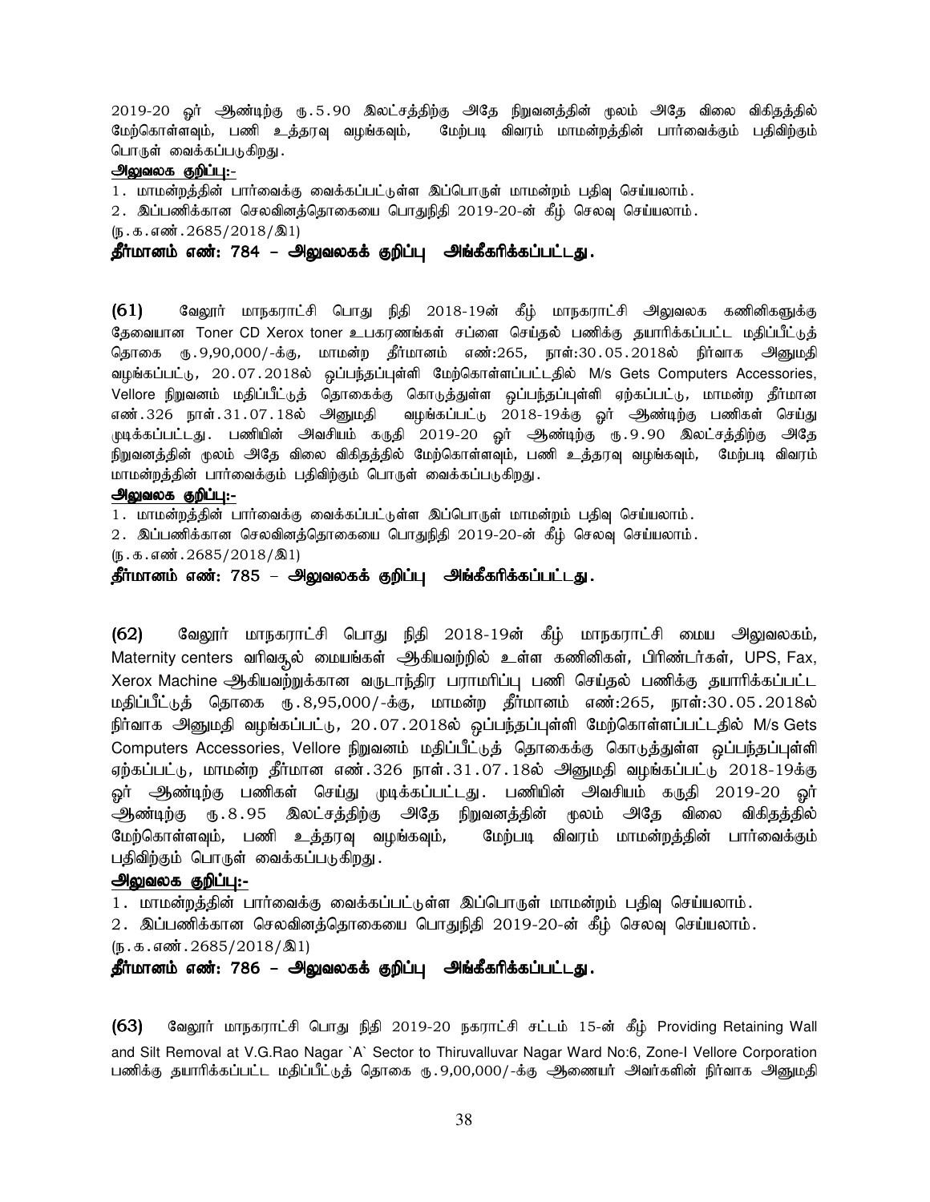2019-20 ஓர் ஆண்டிற்கு ரு.5.90 இலட்சத்திற்கு அதே நிறுவனத்தின் மூலம் அதே விலை விகிதத்தில் மேற்கொள்ளவும், பணி உத்தரவு வழங்கவும், மேற்படி விவரம் மாமன்றத்தின் பார்வைக்கும் பதிவிற்கும் பொருள் வைக்கப்படுகிறது.

**அலுவலக குறிப்பு:-**

1. மாமன்றத்தின் பார்வைக்கு வைக்கப்பட்டுள்ள இப்பொருள் மாமன்றம் பதிவு செய்யலாம்.
2. இப்பணிக்கான செலவினத்தொகையை பொதுநிதி 2019-20-ன் கீழ் செலவு செய்யலாம்.

(ந.க.எண்.2685/2018/இ1)

**தீர்மானம் எண்: 784 – அலுவலகக் குறிப்பு அங்கீகரிக்கப்பட்டது.**

**(61)** வேலூர் மாநகராட்சி பொது நிதி 2018-19ன் கீழ் மாநகராட்சி அலுவலக கணினிகளுக்கு தேவையான Toner CD Xerox toner உபகரணங்கள் சப்ளை செய்தல் பணிக்கு தயாரிக்கப்பட்ட மதிப்பீட்டுத் தொகை ரு.9,90,000/-க்கு, மாமன்ற தீர்மானம் எண்:265, நாள்:30.05.2018ல் நிர்வாக அனுமதி வழங்கப்பட்டு, 20.07.2018ல் ஒப்பந்தப்புள்ளி மேற்கொள்ளப்பட்டதில் M/s Gets Computers Accessories, Vellore நிறுவனம் மதிப்பீட்டுத் தொகைக்கு கொடுத்துள்ள ஒப்பந்தப்புள்ளி ஏற்கப்பட்டு, மாமன்ற தீர்மான எண்.326 நாள்.31.07.18ல் அனுமதி வழங்கப்பட்டு 2018-19க்கு ஓர் ஆண்டிற்கு பணிகள் செய்து முடிக்கப்பட்டது. பணியின் அவசியம் கருதி 2019-20 ஓர் ஆண்டிற்கு ரு.9.90 இலட்சத்திற்கு அதே நிறுவனத்தின் மூலம் அதே விலை விகிதத்தில் மேற்கொள்ளவும், பணி உத்தரவு வழங்கவும், மேற்படி விவரம் மாமன்றத்தின் பார்வைக்கும் பதிவிற்கும் பொருள் வைக்கப்படுகிறது.

**அலுவலக குறிப்பு:-**

1. மாமன்றத்தின் பார்வைக்கு வைக்கப்பட்டுள்ள இப்பொருள் மாமன்றம் பதிவு செய்யலாம்.
2. இப்பணிக்கான செலவினத்தொகையை பொதுநிதி 2019-20-ன் கீழ் செலவு செய்யலாம்.

(ந.க.எண்.2685/2018/இ1)

**தீர்மானம் எண்: 785 – அலுவலகக் குறிப்பு அங்கீகரிக்கப்பட்டது.**

**(62)** வேலூர் மாநகராட்சி பொது நிதி 2018-19ன் கீழ் மாநகராட்சி மைய அலுவலகம், Maternity centers வரிவசூல் மையங்கள் ஆகியவற்றில் உள்ள கணினிகள், பிரிண்டர்கள், UPS, Fax, Xerox Machine ஆகியவற்றுக்கான வருடாந்திர பராமரிப்பு பணி செய்தல் பணிக்கு தயாரிக்கப்பட்ட மதிப்பீட்டுத் தொகை ரு.8,95,000/-க்கு, மாமன்ற தீர்மானம் எண்:265, நாள்:30.05.2018ல் நிர்வாக அனுமதி வழங்கப்பட்டு, 20.07.2018ல் ஒப்பந்தப்புள்ளி மேற்கொள்ளப்பட்டதில் M/s Gets Computers Accessories, Vellore நிறுவனம் மதிப்பீட்டுத் தொகைக்கு கொடுத்துள்ள ஒப்பந்தப்புள்ளி ஏற்கப்பட்டு, மாமன்ற தீர்மான எண்.326 நாள்.31.07.18ல் அனுமதி வழங்கப்பட்டு 2018-19க்கு ஓர் ஆண்டிற்கு பணிகள் செய்து முடிக்கப்பட்டது. பணியின் அவசியம் கருதி 2019-20 ஓர் ஆண்டிற்கு ரு.8.95 இலட்சத்திற்கு அதே நிறுவனத்தின் மூலம் அதே விலை விகிதத்தில் மேற்கொள்ளவும், பணி உத்தரவு வழங்கவும், மேற்படி விவரம் மாமன்றத்தின் பார்வைக்கும் பதிவிற்கும் பொருள் வைக்கப்படுகிறது.

**அலுவலக குறிப்பு:-**

1. மாமன்றத்தின் பார்வைக்கு வைக்கப்பட்டுள்ள இப்பொருள் மாமன்றம் பதிவு செய்யலாம்.
2. இப்பணிக்கான செலவினத்தொகையை பொதுநிதி 2019-20-ன் கீழ் செலவு செய்யலாம்.

(ந.க.எண்.2685/2018/இ1)

**தீர்மானம் எண்: 786 – அலுவலகக் குறிப்பு அங்கீகரிக்கப்பட்டது.**

**(63)** வேலூர் மாநகராட்சி பொது நிதி 2019-20 நகராட்சி சட்டம் 15-ன் கீழ் Providing Retaining Wall and Silt Removal at V.G.Rao Nagar `A` Sector to Thiruvalluvar Nagar Ward No:6, Zone-I Vellore Corporation பணிக்கு தயாரிக்கப்பட்ட மதிப்பீட்டுத் தொகை ரு.9,00,000/-க்கு ஆணையர் அவர்களின் நிர்வாக அனுமதி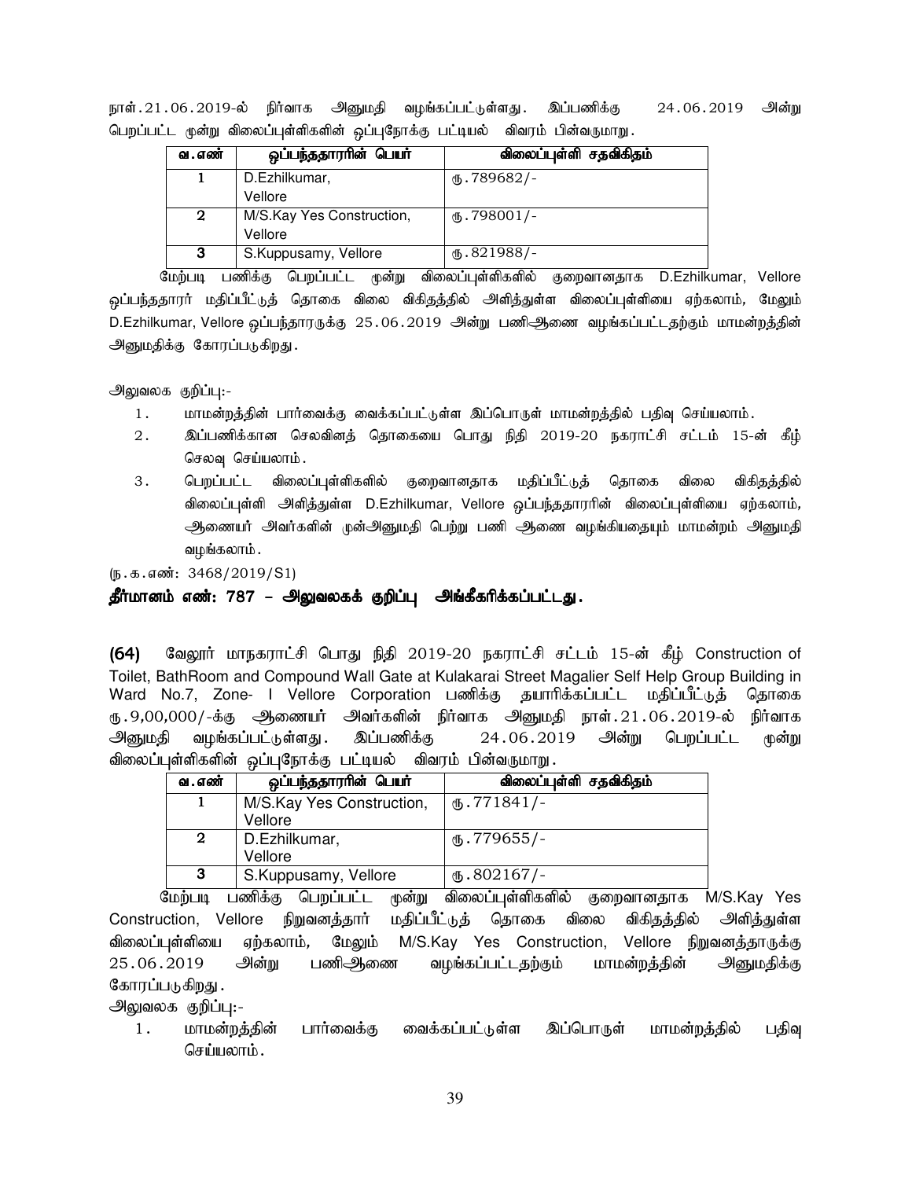நாள்.21.06.2019-ல் நிர்வாக அனுமதி வழங்கப்பட்டுள்ளது. இப்பணிக்கு 24.06.2019 அன்று பெறப்பட்ட மூன்று விலைப்புள்ளிகளின் ஒப்புநோக்கு பட்டியல் விவரம் பின்வருமாறு.

| வ.எண் | ஒப்பந்ததாரரின் பெயர் | விலைப்புள்ளி சதவிகிதம் |
|---|---|---|
| 1 | D.Ezhilkumar, Vellore | ரு.789682/- |
| 2 | M/S.Kay Yes Construction, Vellore | ரு.798001/- |
| 3 | S.Kuppusamy, Vellore | ரு.821988/- |

மேற்படி பணிக்கு பெறப்பட்ட மூன்று விலைப்புள்ளிகளில் குறைவானதாக D.Ezhilkumar, Vellore ஒப்பந்ததாரர் மதிப்பீட்டுத் தொகை விலை விகிதத்தில் அளித்துள்ள விலைப்புள்ளியை ஏற்கலாம், மேலும் D.Ezhilkumar, Vellore ஒப்பந்தாரருக்கு 25.06.2019 அன்று பணிஆணை வழங்கப்பட்டதற்கும் மாமன்றத்தின் அனுமதிக்கு கோரப்படுகிறது.

அலுவலக குறிப்பு:-

1. மாமன்றத்தின் பார்வைக்கு வைக்கப்பட்டுள்ள இப்பொருள் மாமன்றத்தில் பதிவு செய்யலாம்.
2. இப்பணிக்கான செலவினத் தொகையை பொது நிதி 2019-20 நகராட்சி சட்டம் 15-ன் கீழ் செலவு செய்யலாம்.
3. பெறப்பட்ட விலைப்புள்ளிகளில் குறைவானதாக மதிப்பீட்டுத் தொகை விலை விகிதத்தில் விலைப்புள்ளி அளித்துள்ள D.Ezhilkumar, Vellore ஒப்பந்ததாரரின் விலைப்புள்ளியை ஏற்கலாம், ஆணையர் அவர்களின் முன்அனுமதி பெற்று பணி ஆணை வழங்கியதையும் மாமன்றம் அனுமதி வழங்கலாம்.

(ந.க.எண்: 3468/2019/S1)

**தீர்மானம் எண்: 787 – அலுவலகக் குறிப்பு அங்கீகரிக்கப்பட்டது.**

**(64)** வேலூர் மாநகராட்சி பொது நிதி 2019-20 நகராட்சி சட்டம் 15-ன் கீழ் Construction of Toilet, BathRoom and Compound Wall Gate at Kulakarai Street Magalier Self Help Group Building in Ward No.7, Zone- I Vellore Corporation பணிக்கு தயாரிக்கப்பட்ட மதிப்பீட்டுத் தொகை ரு.9,00,000/-க்கு ஆணையர் அவர்களின் நிர்வாக அனுமதி நாள்.21.06.2019-ல் நிர்வாக அனுமதி வழங்கப்பட்டுள்ளது. இப்பணிக்கு 24.06.2019 அன்று பெறப்பட்ட மூன்று விலைப்புள்ளிகளின் ஒப்புநோக்கு பட்டியல் விவரம் பின்வருமாறு.

| வ.எண் | ஒப்பந்ததாரரின் பெயர் | விலைப்புள்ளி சதவிகிதம் |
|---|---|---|
| 1 | M/S.Kay Yes Construction, Vellore | ரு.771841/- |
| 2 | D.Ezhilkumar, Vellore | ரு.779655/- |
| 3 | S.Kuppusamy, Vellore | ரு.802167/- |

மேற்படி பணிக்கு பெறப்பட்ட மூன்று விலைப்புள்ளிகளில் குறைவானதாக M/S.Kay Yes Construction, Vellore நிறுவனத்தார் மதிப்பீட்டுத் தொகை விலை விகிதத்தில் அளித்துள்ள விலைப்புள்ளியை ஏற்கலாம், மேலும் M/S.Kay Yes Construction, Vellore நிறுவனத்தாருக்கு 25.06.2019 அன்று பணிஆணை வழங்கப்பட்டதற்கும் மாமன்றத்தின் அனுமதிக்கு கோரப்படுகிறது.

அலுவலக குறிப்பு:-

1. மாமன்றத்தின் பார்வைக்கு வைக்கப்பட்டுள்ள இப்பொருள் மாமன்றத்தில் பதிவு செய்யலாம்.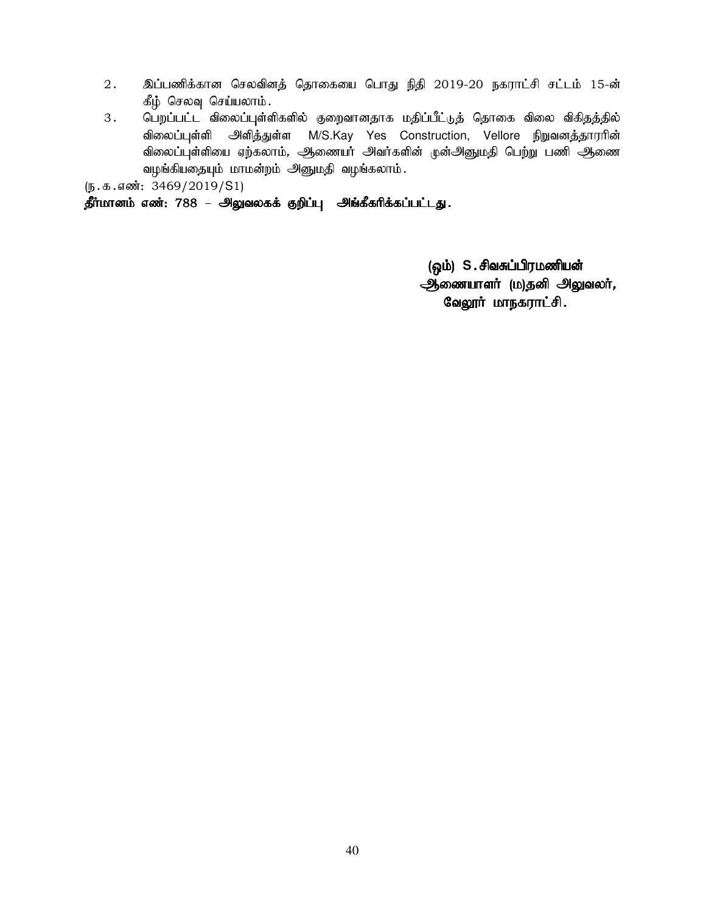2. இப்பணிக்கான செலவினத் தொகையை பொது நிதி 2019-20 நகராட்சி சட்டம் 15-ன் கீழ் செலவு செய்யலாம்.
3. பெறப்பட்ட விலைப்புள்ளிகளில் குறைவானதாக மதிப்பீட்டுத் தொகை விலை விகிதத்தில் விலைப்புள்ளி அளித்துள்ள M/S.Kay Yes Construction, Vellore நிறுவனத்தாரரின் விலைப்புள்ளியை ஏற்கலாம், ஆணையர் அவர்களின் முன்அனுமதி பெற்று பணி ஆணை வழங்கியதையும் மாமன்றம் அனுமதி வழங்கலாம்.

(ந.க.எண்: 3469/2019/S1)

**தீர்மானம் எண்: 788 – அலுவலகக் குறிப்பு அங்கீகரிக்கப்பட்டது.**

**(ஒம்) S.சிவசுப்பிரமணியன்**
**ஆணையாளர் (ம)தனி அலுவலர்,**
**வேலூர் மாநகராட்சி.**